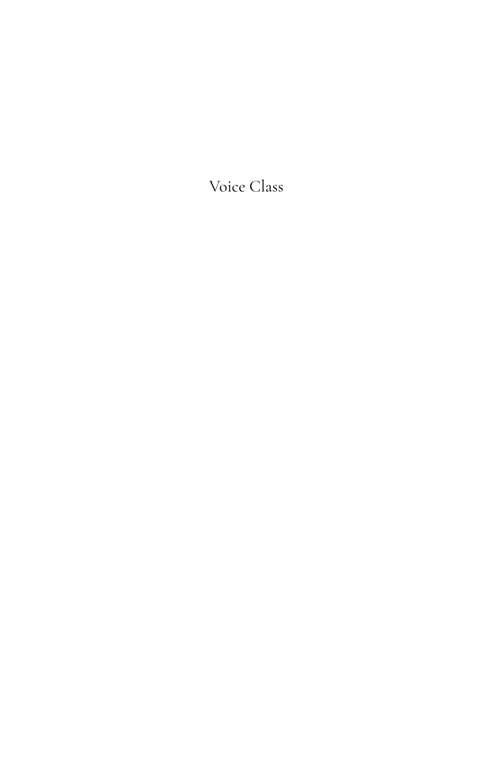# Voice Class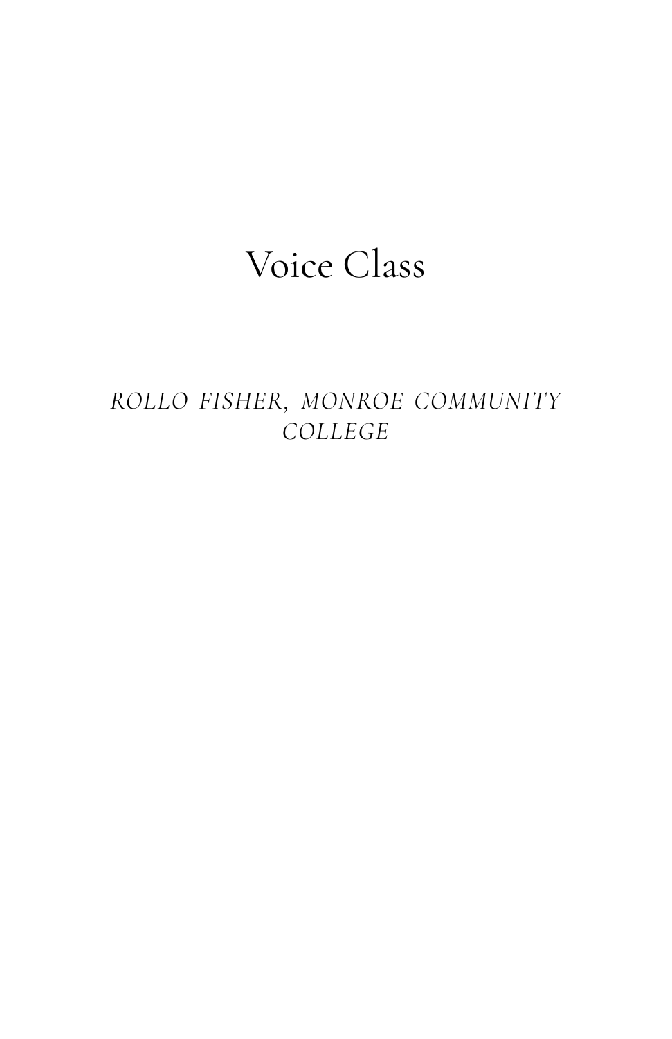# Voice Class

*ROLLO FISHER, MONROE COMMUNITY COLLEGE*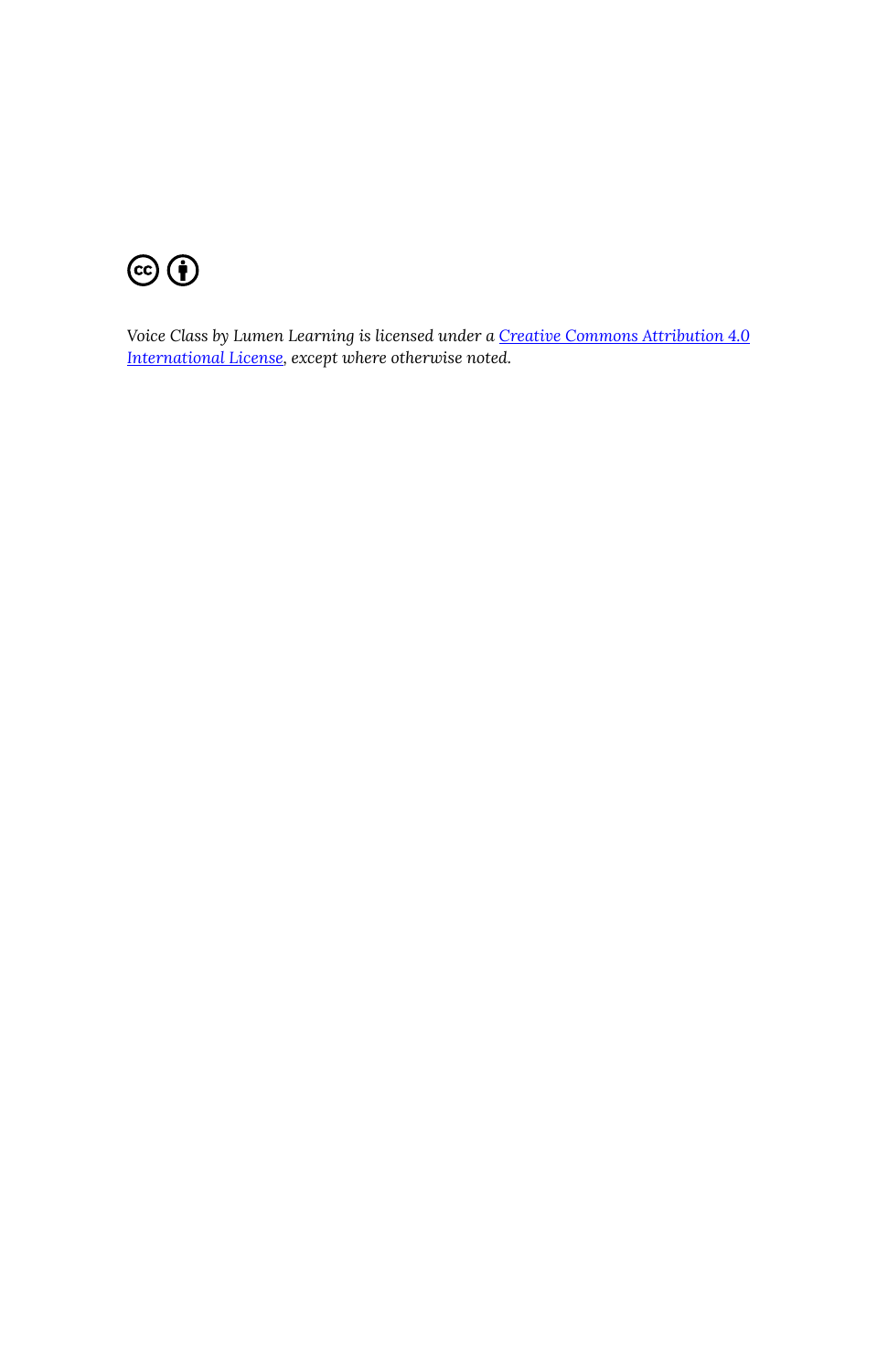*Voice Class by Lumen Learning is licensed under a [Creative Commons Attribution 4.0 International License](https://creativecommons.org/licenses/by/4.0/), except where otherwise noted.*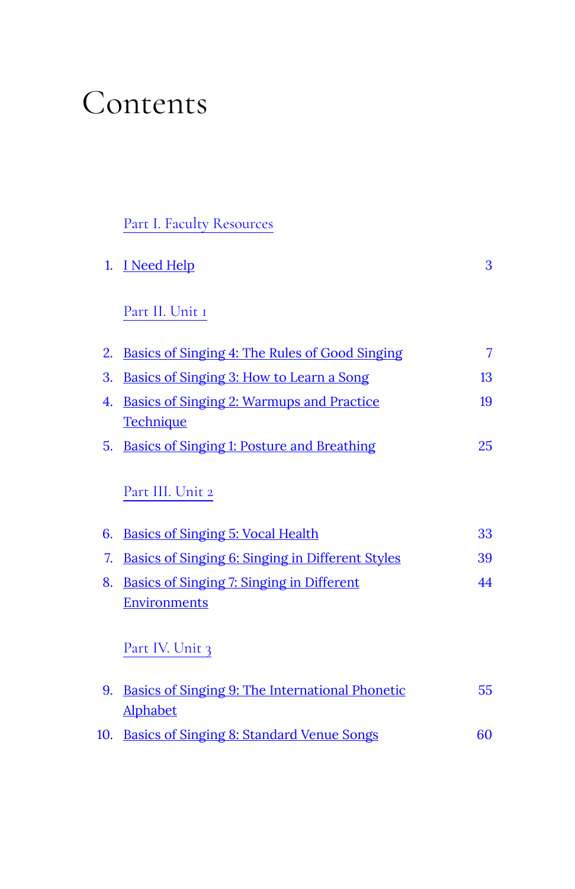# Contents

Part I. Faculty Resources

1. I Need Help 3

Part II. Unit 1

2. Basics of Singing 4: The Rules of Good Singing 7
3. Basics of Singing 3: How to Learn a Song 13
4. Basics of Singing 2: Warmups and Practice Technique 19
5. Basics of Singing 1: Posture and Breathing 25

Part III. Unit 2

6. Basics of Singing 5: Vocal Health 33
7. Basics of Singing 6: Singing in Different Styles 39
8. Basics of Singing 7: Singing in Different Environments 44

Part IV. Unit 3

9. Basics of Singing 9: The International Phonetic Alphabet 55
10. Basics of Singing 8: Standard Venue Songs 60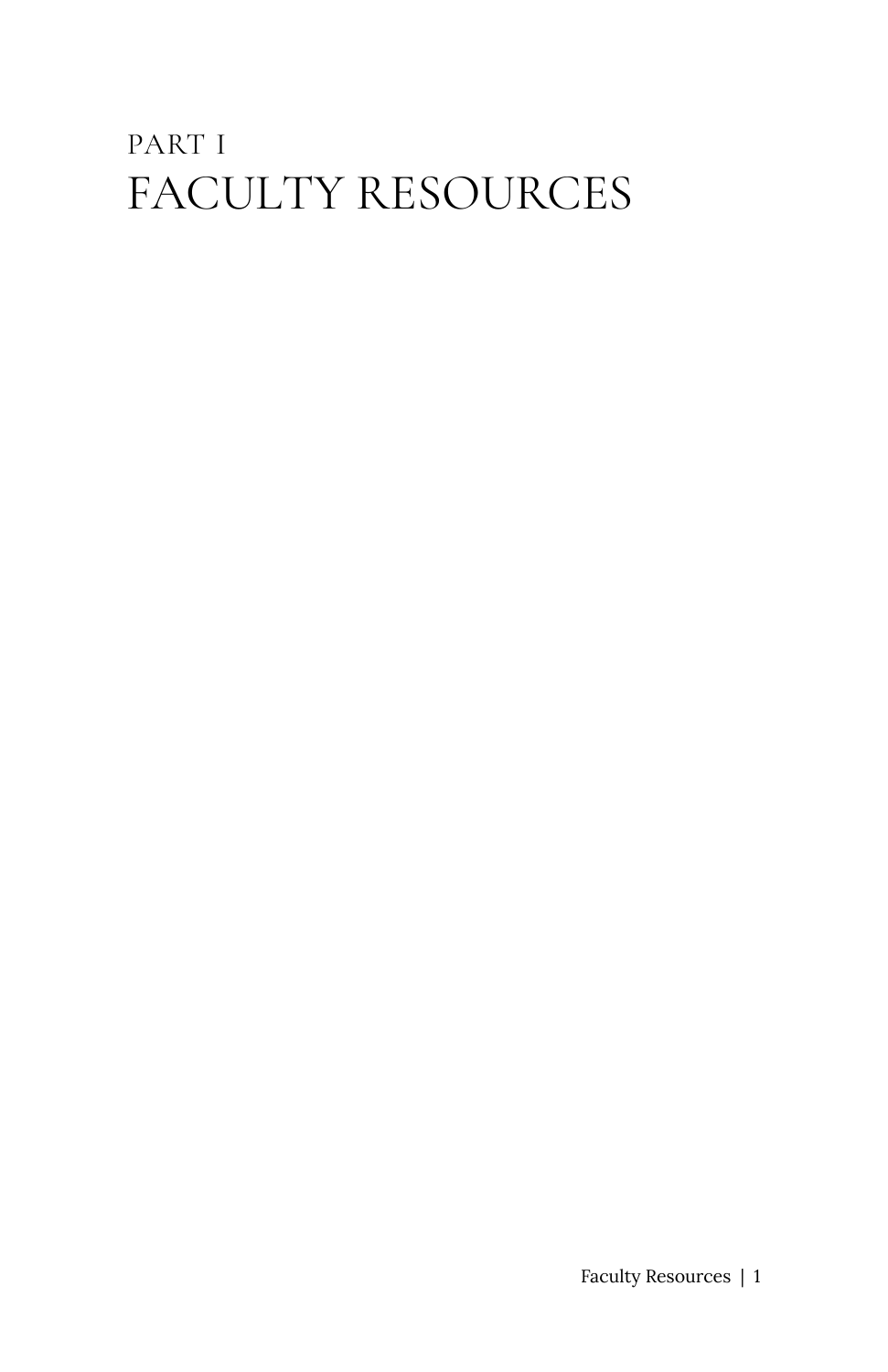# PART I
# FACULTY RESOURCES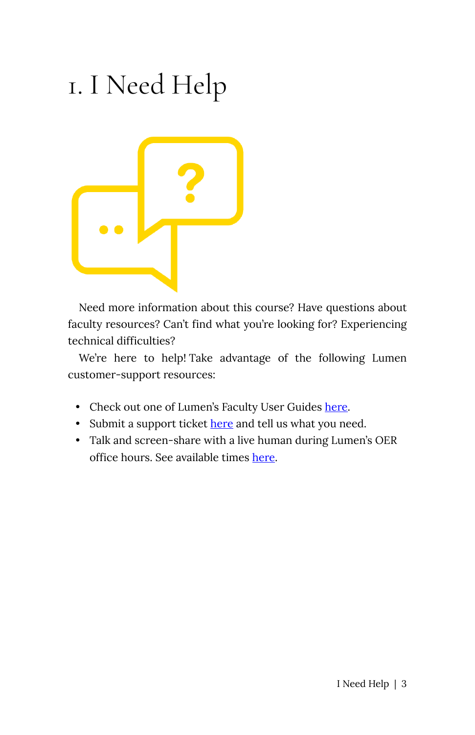# 1. I Need Help

Need more information about this course? Have questions about faculty resources? Can't find what you're looking for? Experiencing technical difficulties?

We're here to help! Take advantage of the following Lumen customer-support resources:

- Check out one of Lumen's Faculty User Guides here.
- Submit a support ticket here and tell us what you need.
- Talk and screen-share with a live human during Lumen's OER office hours. See available times here.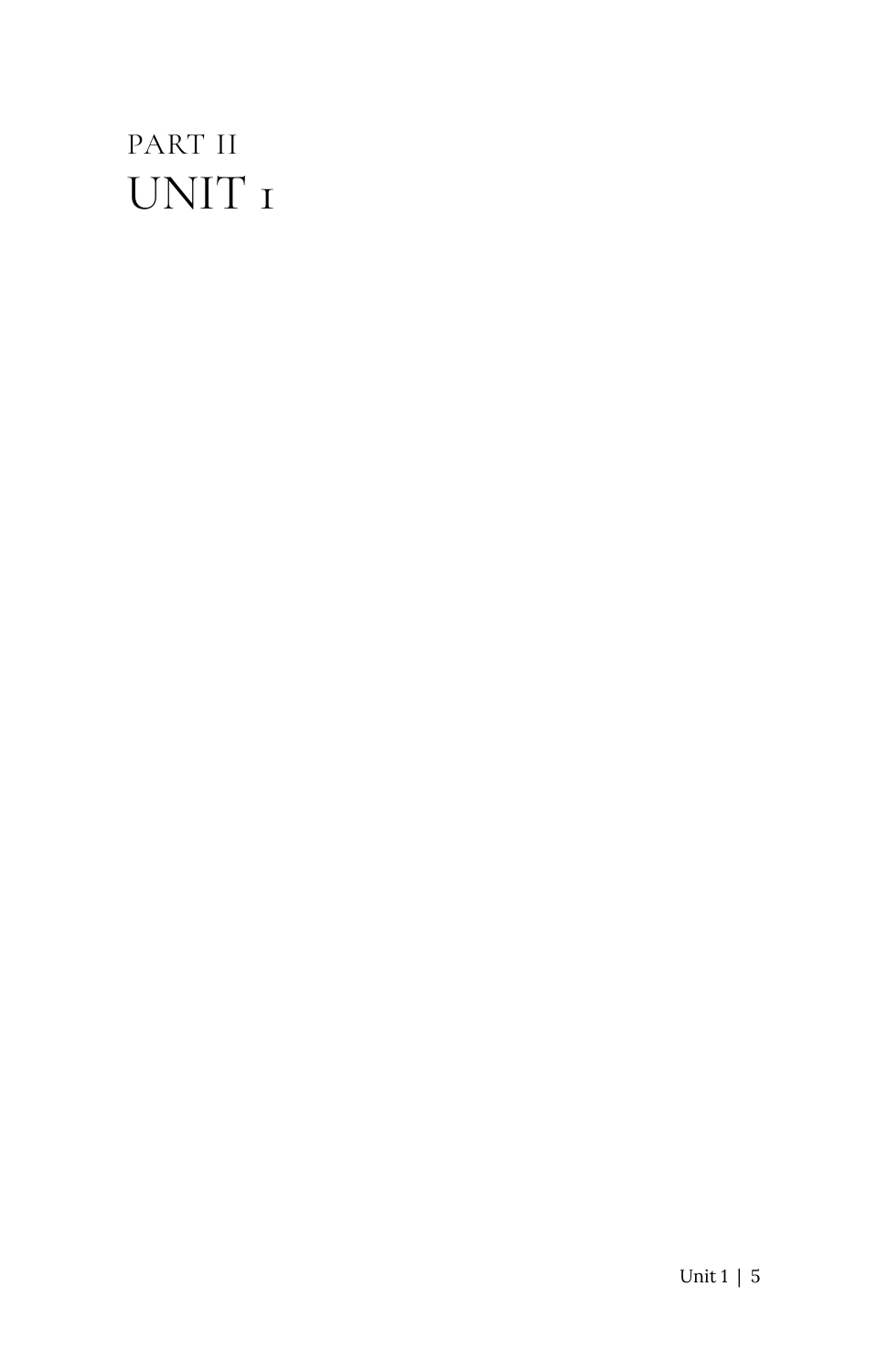PART II

# UNIT 1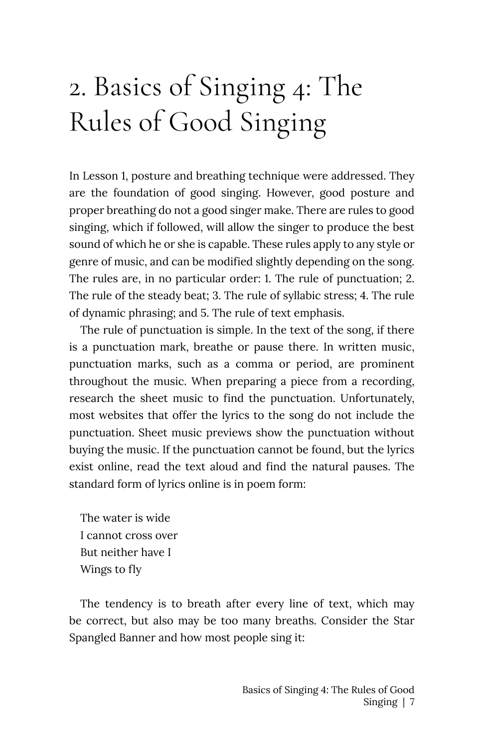# 2. Basics of Singing 4: The Rules of Good Singing

In Lesson 1, posture and breathing technique were addressed. They are the foundation of good singing. However, good posture and proper breathing do not a good singer make. There are rules to good singing, which if followed, will allow the singer to produce the best sound of which he or she is capable. These rules apply to any style or genre of music, and can be modified slightly depending on the song. The rules are, in no particular order: 1. The rule of punctuation; 2. The rule of the steady beat; 3. The rule of syllabic stress; 4. The rule of dynamic phrasing; and 5. The rule of text emphasis.

The rule of punctuation is simple. In the text of the song, if there is a punctuation mark, breathe or pause there. In written music, punctuation marks, such as a comma or period, are prominent throughout the music. When preparing a piece from a recording, research the sheet music to find the punctuation. Unfortunately, most websites that offer the lyrics to the song do not include the punctuation. Sheet music previews show the punctuation without buying the music. If the punctuation cannot be found, but the lyrics exist online, read the text aloud and find the natural pauses. The standard form of lyrics online is in poem form:

> The water is wide
> I cannot cross over
> But neither have I
> Wings to fly

The tendency is to breath after every line of text, which may be correct, but also may be too many breaths. Consider the Star Spangled Banner and how most people sing it: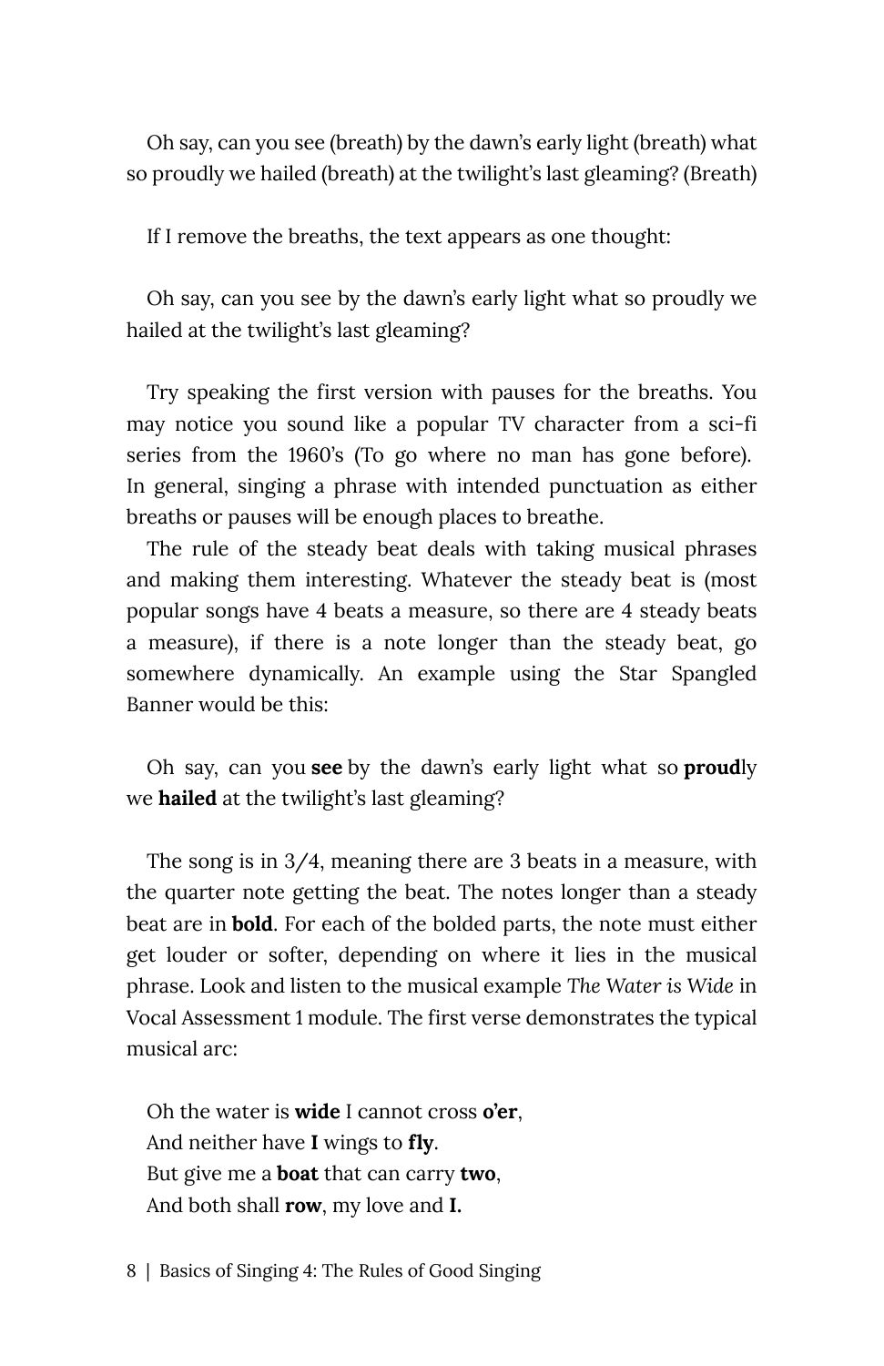Oh say, can you see (breath) by the dawn's early light (breath) what so proudly we hailed (breath) at the twilight's last gleaming? (Breath)

If I remove the breaths, the text appears as one thought:

Oh say, can you see by the dawn's early light what so proudly we hailed at the twilight's last gleaming?

Try speaking the first version with pauses for the breaths. You may notice you sound like a popular TV character from a sci-fi series from the 1960's (To go where no man has gone before). In general, singing a phrase with intended punctuation as either breaths or pauses will be enough places to breathe.

The rule of the steady beat deals with taking musical phrases and making them interesting. Whatever the steady beat is (most popular songs have 4 beats a measure, so there are 4 steady beats a measure), if there is a note longer than the steady beat, go somewhere dynamically. An example using the Star Spangled Banner would be this:

Oh say, can you **see** by the dawn's early light what so **proud**ly we **hailed** at the twilight's last gleaming?

The song is in 3/4, meaning there are 3 beats in a measure, with the quarter note getting the beat. The notes longer than a steady beat are in **bold**. For each of the bolded parts, the note must either get louder or softer, depending on where it lies in the musical phrase. Look and listen to the musical example *The Water is Wide* in Vocal Assessment 1 module. The first verse demonstrates the typical musical arc:

Oh the water is **wide** I cannot cross **o'er**,  
And neither have **I** wings to **fly**.  
But give me a **boat** that can carry **two**,  
And both shall **row**, my love and **I.**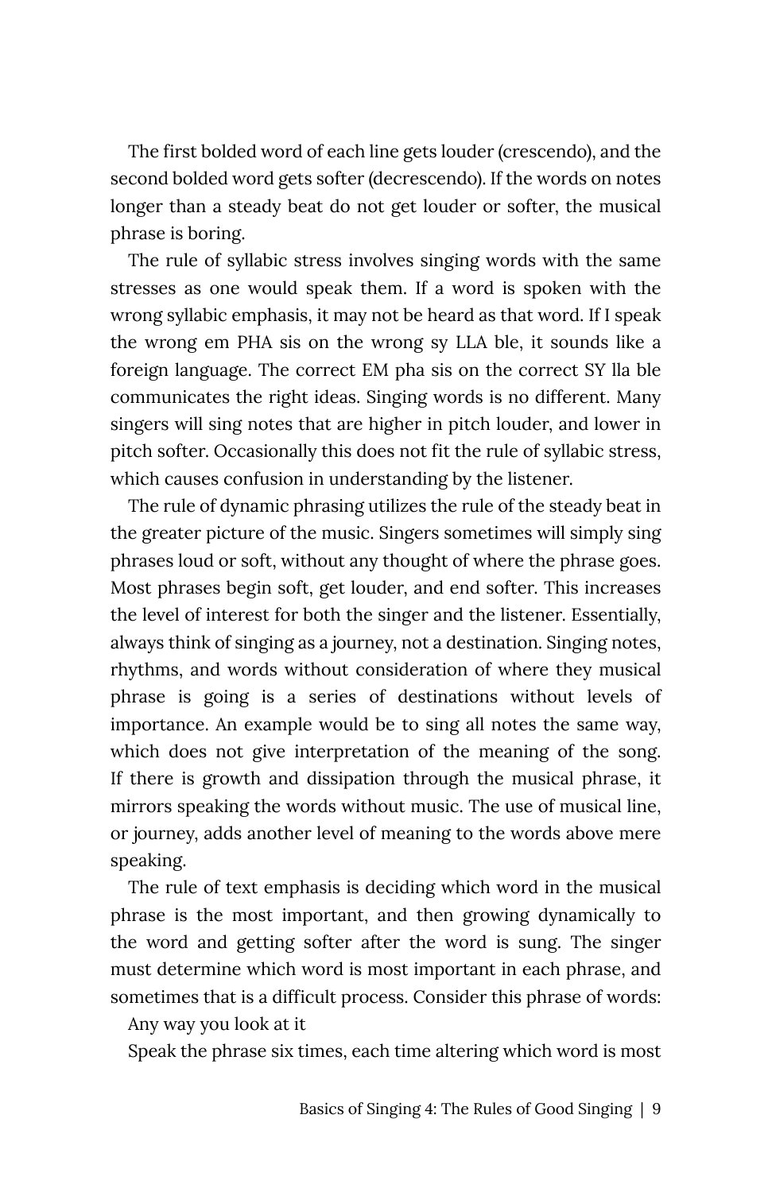The first bolded word of each line gets louder (crescendo), and the second bolded word gets softer (decrescendo). If the words on notes longer than a steady beat do not get louder or softer, the musical phrase is boring.

The rule of syllabic stress involves singing words with the same stresses as one would speak them. If a word is spoken with the wrong syllabic emphasis, it may not be heard as that word. If I speak the wrong em PHA sis on the wrong sy LLA ble, it sounds like a foreign language. The correct EM pha sis on the correct SY lla ble communicates the right ideas. Singing words is no different. Many singers will sing notes that are higher in pitch louder, and lower in pitch softer. Occasionally this does not fit the rule of syllabic stress, which causes confusion in understanding by the listener.

The rule of dynamic phrasing utilizes the rule of the steady beat in the greater picture of the music. Singers sometimes will simply sing phrases loud or soft, without any thought of where the phrase goes. Most phrases begin soft, get louder, and end softer. This increases the level of interest for both the singer and the listener. Essentially, always think of singing as a journey, not a destination. Singing notes, rhythms, and words without consideration of where they musical phrase is going is a series of destinations without levels of importance. An example would be to sing all notes the same way, which does not give interpretation of the meaning of the song. If there is growth and dissipation through the musical phrase, it mirrors speaking the words without music. The use of musical line, or journey, adds another level of meaning to the words above mere speaking.

The rule of text emphasis is deciding which word in the musical phrase is the most important, and then growing dynamically to the word and getting softer after the word is sung. The singer must determine which word is most important in each phrase, and sometimes that is a difficult process. Consider this phrase of words:

Any way you look at it

Speak the phrase six times, each time altering which word is most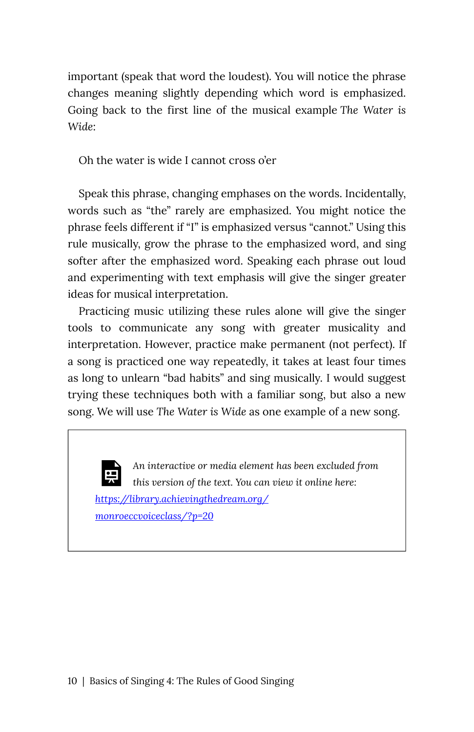important (speak that word the loudest). You will notice the phrase changes meaning slightly depending which word is emphasized. Going back to the first line of the musical example *The Water is Wide*:

Oh the water is wide I cannot cross o'er

Speak this phrase, changing emphases on the words. Incidentally, words such as "the" rarely are emphasized. You might notice the phrase feels different if "I" is emphasized versus "cannot." Using this rule musically, grow the phrase to the emphasized word, and sing softer after the emphasized word. Speaking each phrase out loud and experimenting with text emphasis will give the singer greater ideas for musical interpretation.

Practicing music utilizing these rules alone will give the singer tools to communicate any song with greater musicality and interpretation. However, practice make permanent (not perfect). If a song is practiced one way repeatedly, it takes at least four times as long to unlearn "bad habits" and sing musically. I would suggest trying these techniques both with a familiar song, but also a new song. We will use *The Water is Wide* as one example of a new song.

> *An interactive or media element has been excluded from this version of the text. You can view it online here:* [https://library.achievingthedream.org/monroeccvoiceclass/?p=20](https://library.achievingthedream.org/monroeccvoiceclass/?p=20)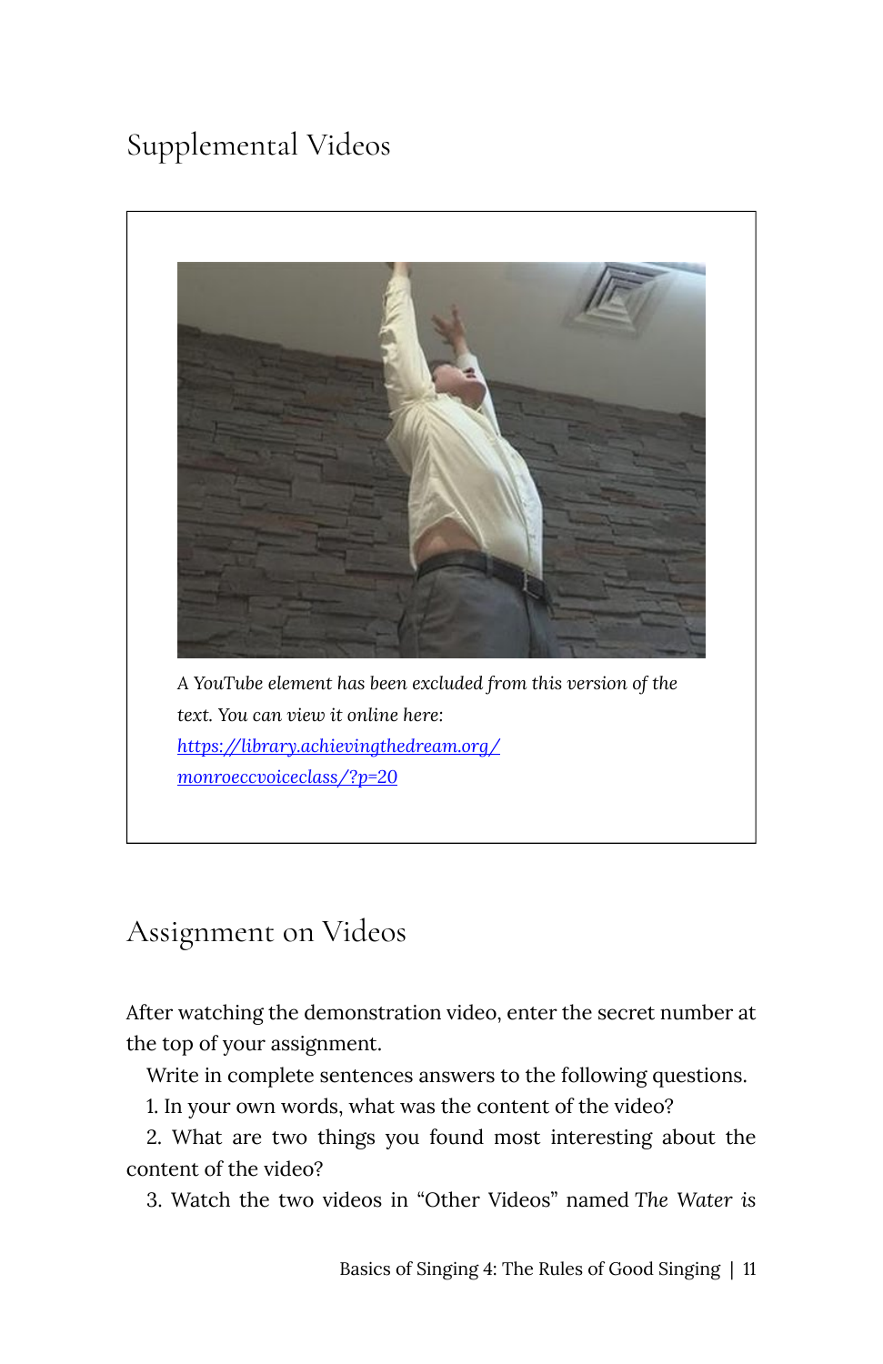## Supplemental Videos

*A YouTube element has been excluded from this version of the text. You can view it online here: [https://library.achievingthedream.org/monroeccvoiceclass/?p=20](https://library.achievingthedream.org/monroeccvoiceclass/?p=20)*

## Assignment on Videos

After watching the demonstration video, enter the secret number at the top of your assignment.

Write in complete sentences answers to the following questions.

1. In your own words, what was the content of the video?
2. What are two things you found most interesting about the content of the video?
3. Watch the two videos in "Other Videos" named *The Water is*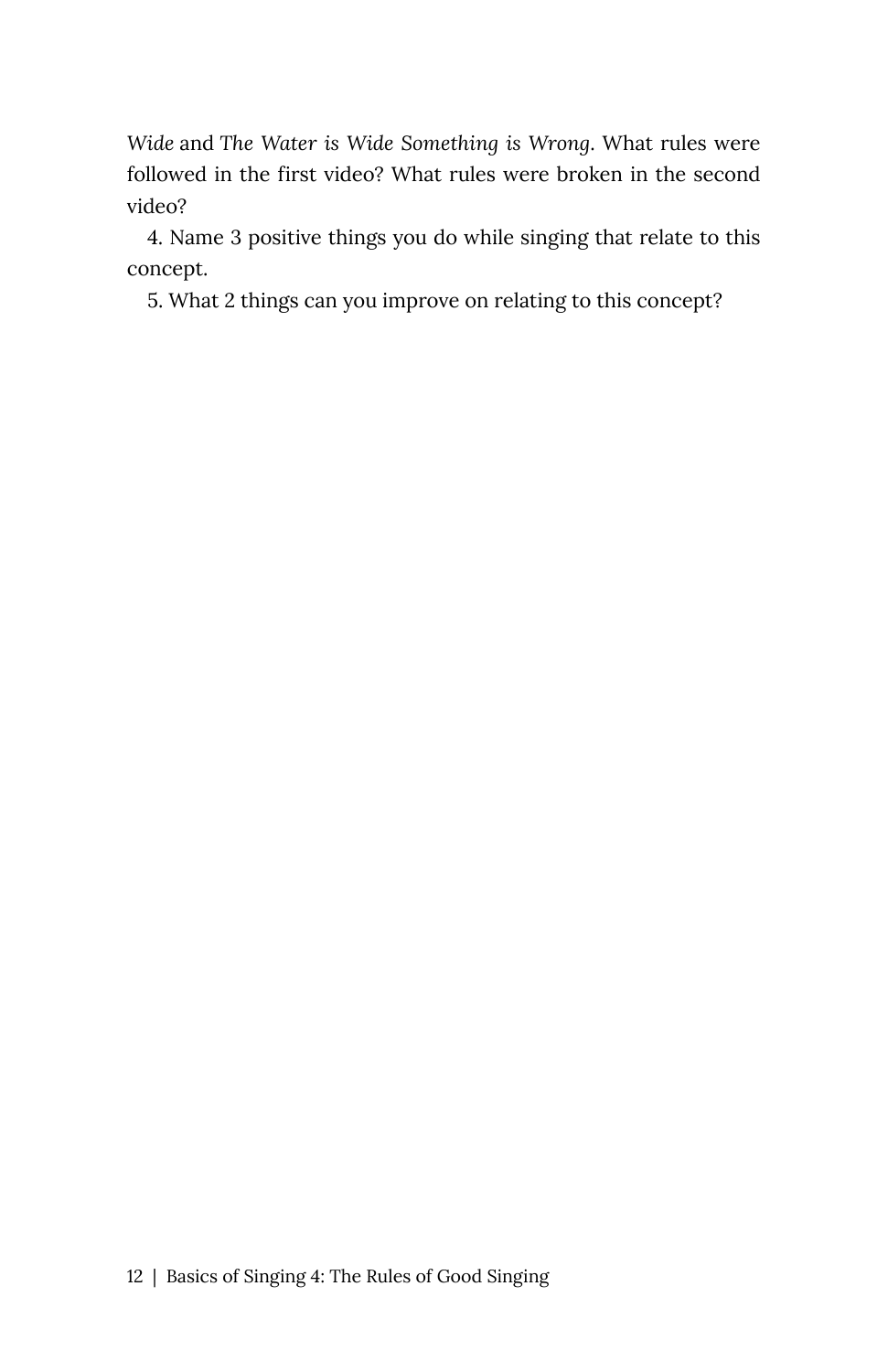*Wide* and *The Water is Wide Something is Wrong*. What rules were followed in the first video? What rules were broken in the second video?

4. Name 3 positive things you do while singing that relate to this concept.
5. What 2 things can you improve on relating to this concept?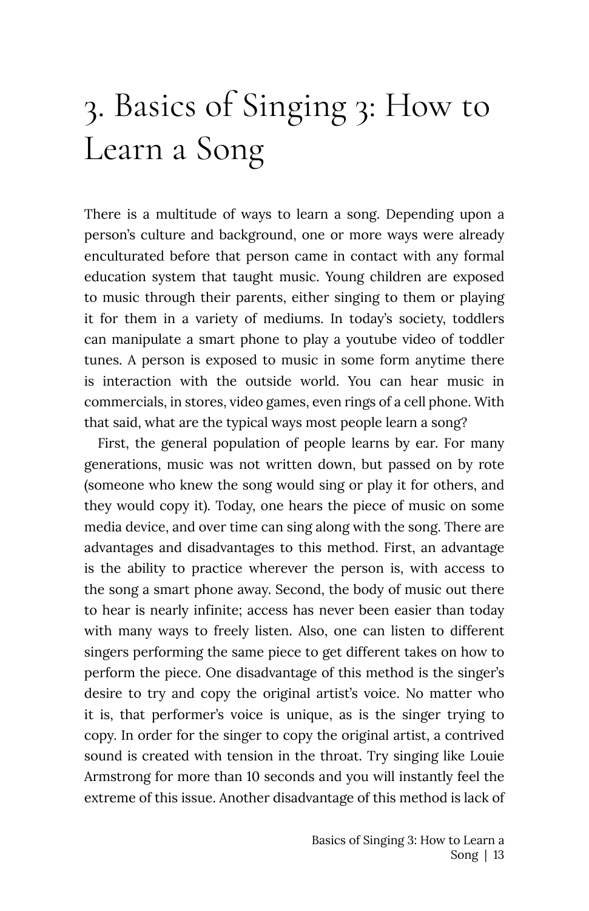# 3. Basics of Singing 3: How to Learn a Song

There is a multitude of ways to learn a song. Depending upon a person's culture and background, one or more ways were already enculturated before that person came in contact with any formal education system that taught music. Young children are exposed to music through their parents, either singing to them or playing it for them in a variety of mediums. In today's society, toddlers can manipulate a smart phone to play a youtube video of toddler tunes. A person is exposed to music in some form anytime there is interaction with the outside world. You can hear music in commercials, in stores, video games, even rings of a cell phone. With that said, what are the typical ways most people learn a song?

First, the general population of people learns by ear. For many generations, music was not written down, but passed on by rote (someone who knew the song would sing or play it for others, and they would copy it). Today, one hears the piece of music on some media device, and over time can sing along with the song. There are advantages and disadvantages to this method. First, an advantage is the ability to practice wherever the person is, with access to the song a smart phone away. Second, the body of music out there to hear is nearly infinite; access has never been easier than today with many ways to freely listen. Also, one can listen to different singers performing the same piece to get different takes on how to perform the piece. One disadvantage of this method is the singer's desire to try and copy the original artist's voice. No matter who it is, that performer's voice is unique, as is the singer trying to copy. In order for the singer to copy the original artist, a contrived sound is created with tension in the throat. Try singing like Louie Armstrong for more than 10 seconds and you will instantly feel the extreme of this issue. Another disadvantage of this method is lack of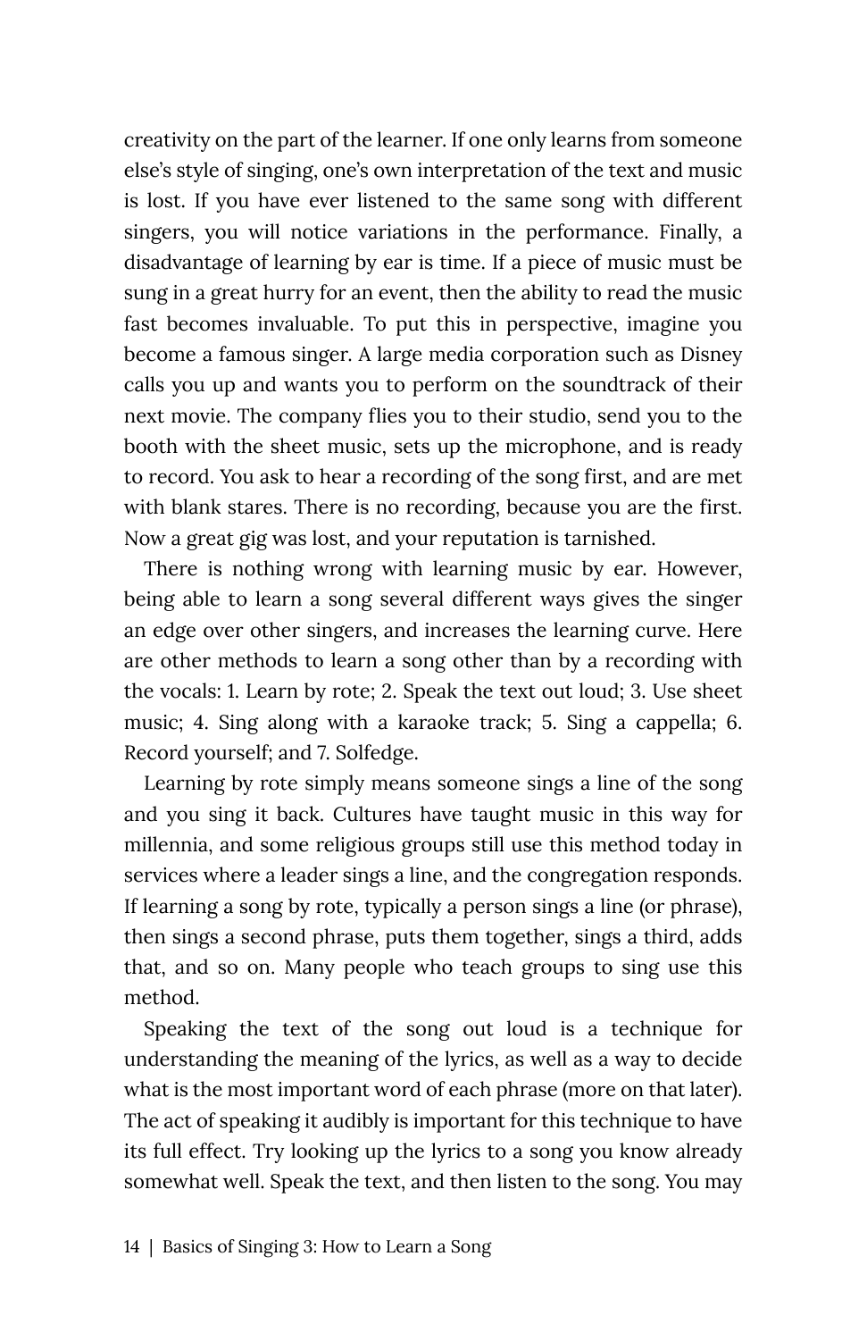creativity on the part of the learner. If one only learns from someone else's style of singing, one's own interpretation of the text and music is lost. If you have ever listened to the same song with different singers, you will notice variations in the performance. Finally, a disadvantage of learning by ear is time. If a piece of music must be sung in a great hurry for an event, then the ability to read the music fast becomes invaluable. To put this in perspective, imagine you become a famous singer. A large media corporation such as Disney calls you up and wants you to perform on the soundtrack of their next movie. The company flies you to their studio, send you to the booth with the sheet music, sets up the microphone, and is ready to record. You ask to hear a recording of the song first, and are met with blank stares. There is no recording, because you are the first. Now a great gig was lost, and your reputation is tarnished.

There is nothing wrong with learning music by ear. However, being able to learn a song several different ways gives the singer an edge over other singers, and increases the learning curve. Here are other methods to learn a song other than by a recording with the vocals: 1. Learn by rote; 2. Speak the text out loud; 3. Use sheet music; 4. Sing along with a karaoke track; 5. Sing a cappella; 6. Record yourself; and 7. Solfedge.

Learning by rote simply means someone sings a line of the song and you sing it back. Cultures have taught music in this way for millennia, and some religious groups still use this method today in services where a leader sings a line, and the congregation responds. If learning a song by rote, typically a person sings a line (or phrase), then sings a second phrase, puts them together, sings a third, adds that, and so on. Many people who teach groups to sing use this method.

Speaking the text of the song out loud is a technique for understanding the meaning of the lyrics, as well as a way to decide what is the most important word of each phrase (more on that later). The act of speaking it audibly is important for this technique to have its full effect. Try looking up the lyrics to a song you know already somewhat well. Speak the text, and then listen to the song. You may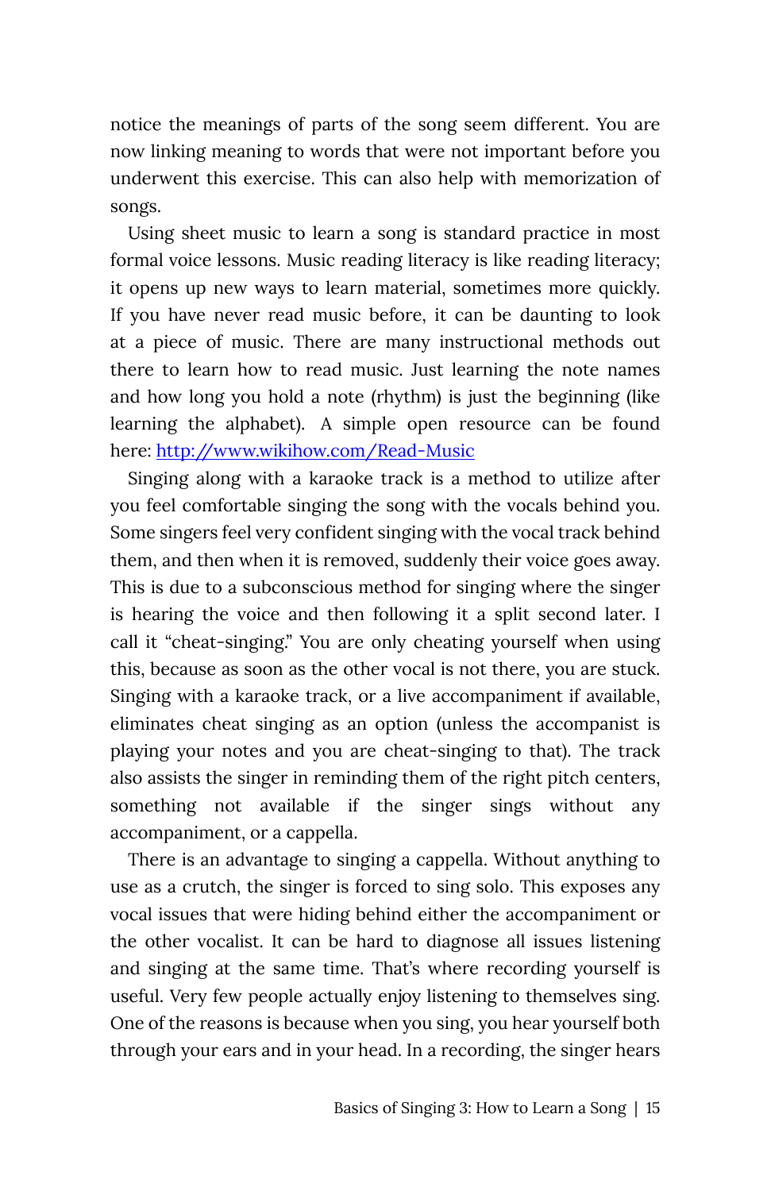notice the meanings of parts of the song seem different. You are now linking meaning to words that were not important before you underwent this exercise. This can also help with memorization of songs.

Using sheet music to learn a song is standard practice in most formal voice lessons. Music reading literacy is like reading literacy; it opens up new ways to learn material, sometimes more quickly. If you have never read music before, it can be daunting to look at a piece of music. There are many instructional methods out there to learn how to read music. Just learning the note names and how long you hold a note (rhythm) is just the beginning (like learning the alphabet). A simple open resource can be found here: [http://www.wikihow.com/Read-Music](http://www.wikihow.com/Read-Music)

Singing along with a karaoke track is a method to utilize after you feel comfortable singing the song with the vocals behind you. Some singers feel very confident singing with the vocal track behind them, and then when it is removed, suddenly their voice goes away. This is due to a subconscious method for singing where the singer is hearing the voice and then following it a split second later. I call it "cheat-singing." You are only cheating yourself when using this, because as soon as the other vocal is not there, you are stuck. Singing with a karaoke track, or a live accompaniment if available, eliminates cheat singing as an option (unless the accompanist is playing your notes and you are cheat-singing to that). The track also assists the singer in reminding them of the right pitch centers, something not available if the singer sings without any accompaniment, or a cappella.

There is an advantage to singing a cappella. Without anything to use as a crutch, the singer is forced to sing solo. This exposes any vocal issues that were hiding behind either the accompaniment or the other vocalist. It can be hard to diagnose all issues listening and singing at the same time. That's where recording yourself is useful. Very few people actually enjoy listening to themselves sing. One of the reasons is because when you sing, you hear yourself both through your ears and in your head. In a recording, the singer hears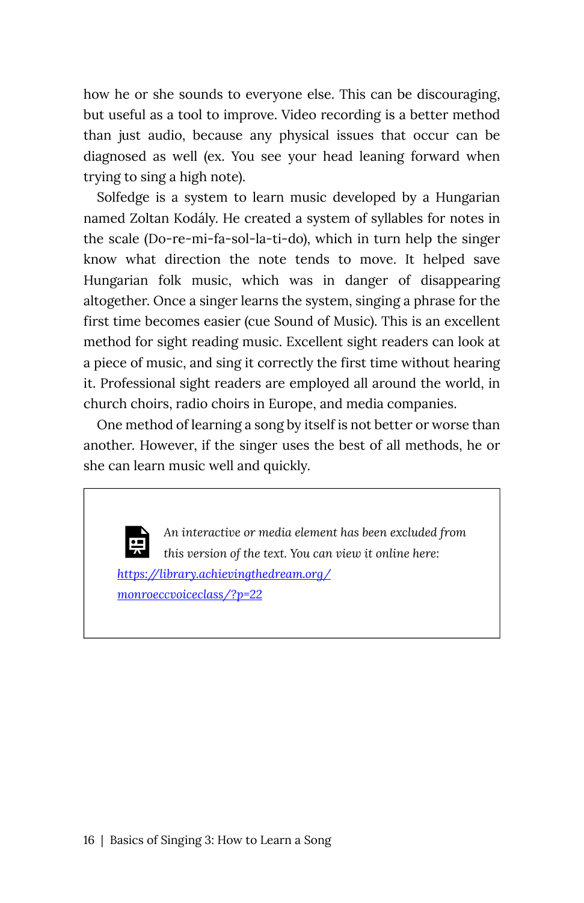how he or she sounds to everyone else. This can be discouraging, but useful as a tool to improve. Video recording is a better method than just audio, because any physical issues that occur can be diagnosed as well (ex. You see your head leaning forward when trying to sing a high note).

Solfedge is a system to learn music developed by a Hungarian named Zoltan Kodály. He created a system of syllables for notes in the scale (Do-re-mi-fa-sol-la-ti-do), which in turn help the singer know what direction the note tends to move. It helped save Hungarian folk music, which was in danger of disappearing altogether. Once a singer learns the system, singing a phrase for the first time becomes easier (cue Sound of Music). This is an excellent method for sight reading music. Excellent sight readers can look at a piece of music, and sing it correctly the first time without hearing it. Professional sight readers are employed all around the world, in church choirs, radio choirs in Europe, and media companies.

One method of learning a song by itself is not better or worse than another. However, if the singer uses the best of all methods, he or she can learn music well and quickly.

> *An interactive or media element has been excluded from this version of the text. You can view it online here:* [*https://library.achievingthedream.org/monroeccvoiceclass/?p=22*](https://library.achievingthedream.org/monroeccvoiceclass/?p=22)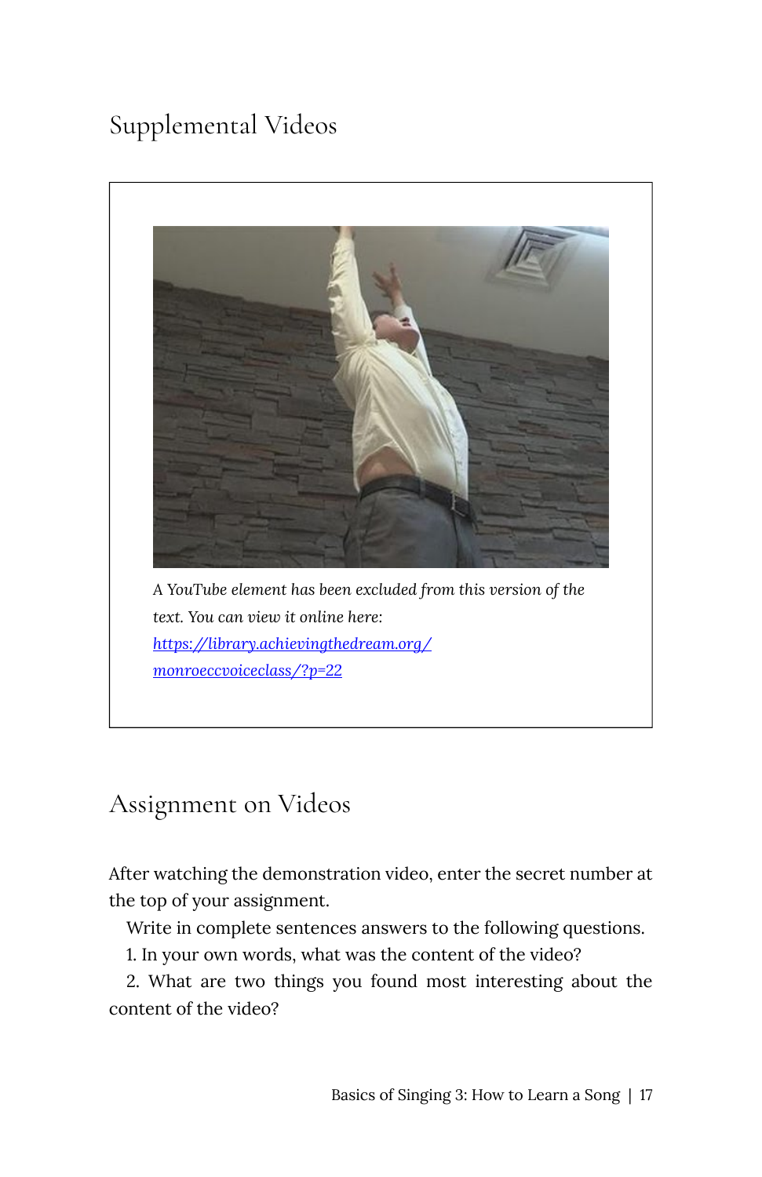## Supplemental Videos

*A YouTube element has been excluded from this version of the text. You can view it online here: [https://library.achievingthedream.org/monroeccvoiceclass/?p=22](https://library.achievingthedream.org/monroeccvoiceclass/?p=22)*

## Assignment on Videos

After watching the demonstration video, enter the secret number at the top of your assignment.

Write in complete sentences answers to the following questions.

1. In your own words, what was the content of the video?
2. What are two things you found most interesting about the content of the video?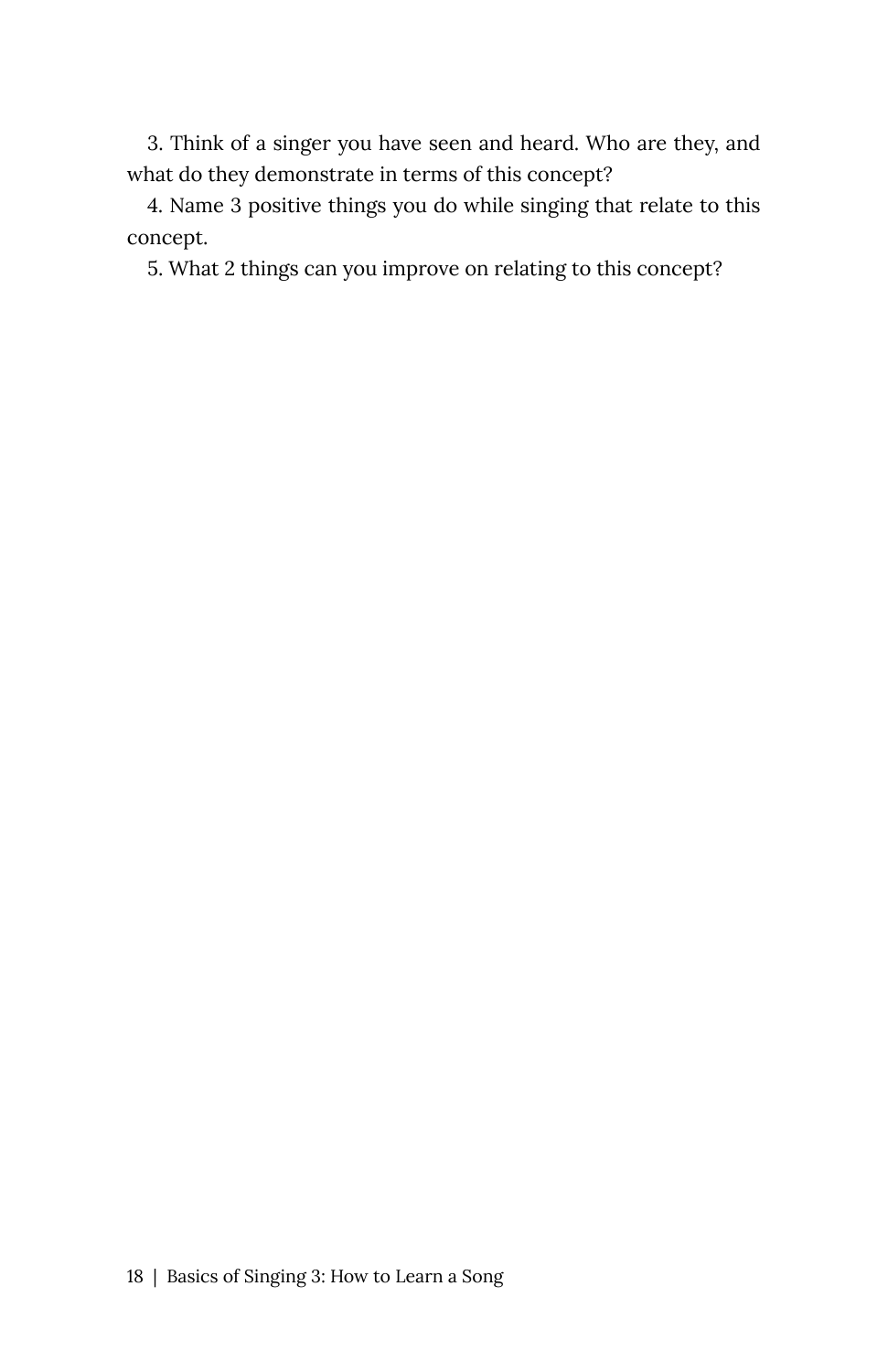3. Think of a singer you have seen and heard. Who are they, and what do they demonstrate in terms of this concept?

4. Name 3 positive things you do while singing that relate to this concept.

5. What 2 things can you improve on relating to this concept?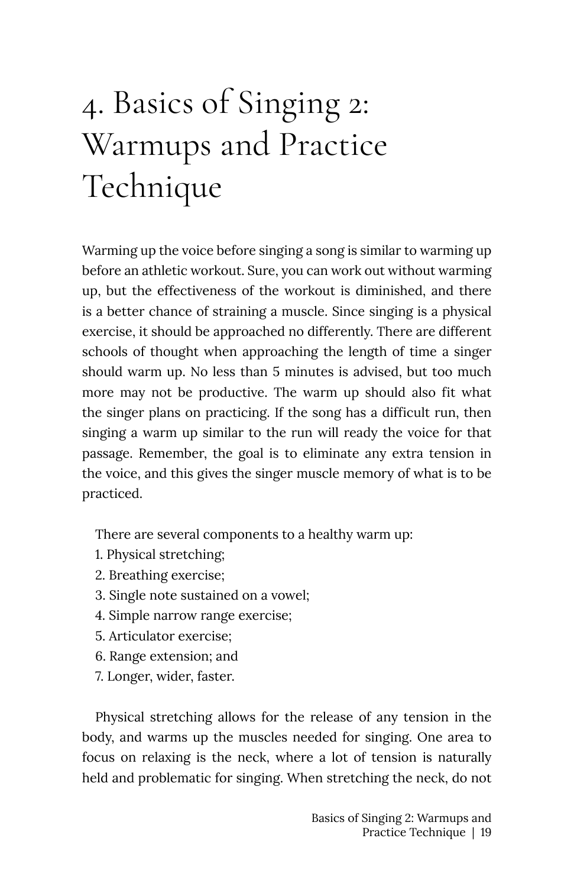# 4. Basics of Singing 2: Warmups and Practice Technique

Warming up the voice before singing a song is similar to warming up before an athletic workout. Sure, you can work out without warming up, but the effectiveness of the workout is diminished, and there is a better chance of straining a muscle. Since singing is a physical exercise, it should be approached no differently. There are different schools of thought when approaching the length of time a singer should warm up. No less than 5 minutes is advised, but too much more may not be productive. The warm up should also fit what the singer plans on practicing. If the song has a difficult run, then singing a warm up similar to the run will ready the voice for that passage. Remember, the goal is to eliminate any extra tension in the voice, and this gives the singer muscle memory of what is to be practiced.

There are several components to a healthy warm up:

1. Physical stretching;
2. Breathing exercise;
3. Single note sustained on a vowel;
4. Simple narrow range exercise;
5. Articulator exercise;
6. Range extension; and
7. Longer, wider, faster.

Physical stretching allows for the release of any tension in the body, and warms up the muscles needed for singing. One area to focus on relaxing is the neck, where a lot of tension is naturally held and problematic for singing. When stretching the neck, do not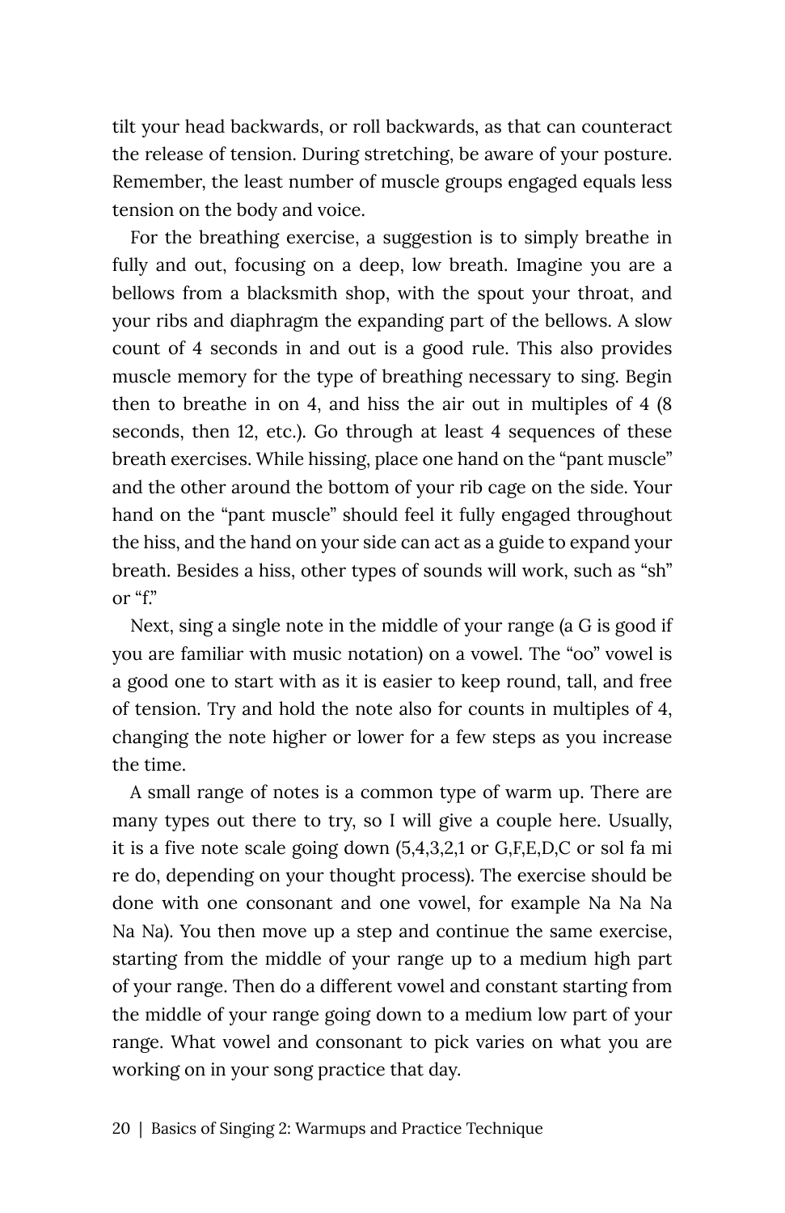tilt your head backwards, or roll backwards, as that can counteract the release of tension. During stretching, be aware of your posture. Remember, the least number of muscle groups engaged equals less tension on the body and voice.

For the breathing exercise, a suggestion is to simply breathe in fully and out, focusing on a deep, low breath. Imagine you are a bellows from a blacksmith shop, with the spout your throat, and your ribs and diaphragm the expanding part of the bellows. A slow count of 4 seconds in and out is a good rule. This also provides muscle memory for the type of breathing necessary to sing. Begin then to breathe in on 4, and hiss the air out in multiples of 4 (8 seconds, then 12, etc.). Go through at least 4 sequences of these breath exercises. While hissing, place one hand on the "pant muscle" and the other around the bottom of your rib cage on the side. Your hand on the "pant muscle" should feel it fully engaged throughout the hiss, and the hand on your side can act as a guide to expand your breath. Besides a hiss, other types of sounds will work, such as "sh" or "f."

Next, sing a single note in the middle of your range (a G is good if you are familiar with music notation) on a vowel. The "oo" vowel is a good one to start with as it is easier to keep round, tall, and free of tension. Try and hold the note also for counts in multiples of 4, changing the note higher or lower for a few steps as you increase the time.

A small range of notes is a common type of warm up. There are many types out there to try, so I will give a couple here. Usually, it is a five note scale going down (5,4,3,2,1 or G,F,E,D,C or sol fa mi re do, depending on your thought process). The exercise should be done with one consonant and one vowel, for example Na Na Na Na Na). You then move up a step and continue the same exercise, starting from the middle of your range up to a medium high part of your range. Then do a different vowel and constant starting from the middle of your range going down to a medium low part of your range. What vowel and consonant to pick varies on what you are working on in your song practice that day.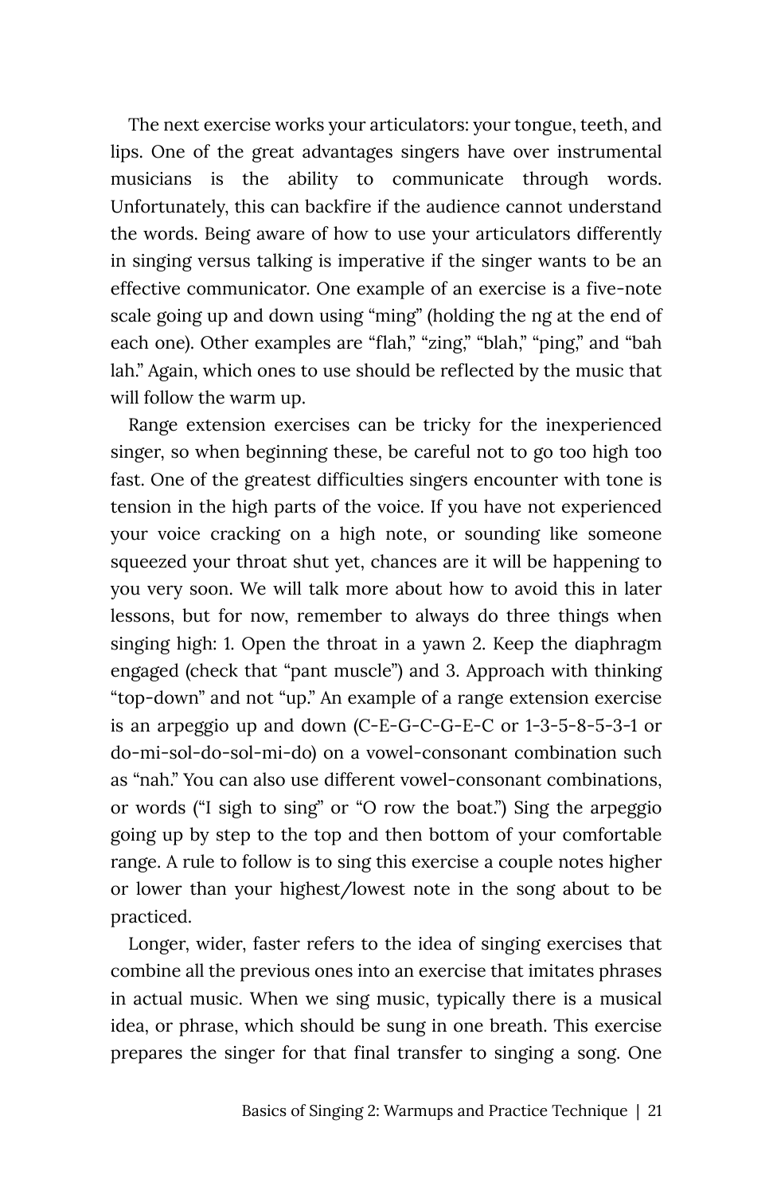The next exercise works your articulators: your tongue, teeth, and lips. One of the great advantages singers have over instrumental musicians is the ability to communicate through words. Unfortunately, this can backfire if the audience cannot understand the words. Being aware of how to use your articulators differently in singing versus talking is imperative if the singer wants to be an effective communicator. One example of an exercise is a five-note scale going up and down using "ming" (holding the ng at the end of each one). Other examples are "flah," "zing," "blah," "ping," and "bah lah." Again, which ones to use should be reflected by the music that will follow the warm up.

Range extension exercises can be tricky for the inexperienced singer, so when beginning these, be careful not to go too high too fast. One of the greatest difficulties singers encounter with tone is tension in the high parts of the voice. If you have not experienced your voice cracking on a high note, or sounding like someone squeezed your throat shut yet, chances are it will be happening to you very soon. We will talk more about how to avoid this in later lessons, but for now, remember to always do three things when singing high: 1. Open the throat in a yawn 2. Keep the diaphragm engaged (check that "pant muscle") and 3. Approach with thinking "top-down" and not "up." An example of a range extension exercise is an arpeggio up and down (C-E-G-C-G-E-C or 1-3-5-8-5-3-1 or do-mi-sol-do-sol-mi-do) on a vowel-consonant combination such as "nah." You can also use different vowel-consonant combinations, or words ("I sigh to sing" or "O row the boat.") Sing the arpeggio going up by step to the top and then bottom of your comfortable range. A rule to follow is to sing this exercise a couple notes higher or lower than your highest/lowest note in the song about to be practiced.

Longer, wider, faster refers to the idea of singing exercises that combine all the previous ones into an exercise that imitates phrases in actual music. When we sing music, typically there is a musical idea, or phrase, which should be sung in one breath. This exercise prepares the singer for that final transfer to singing a song. One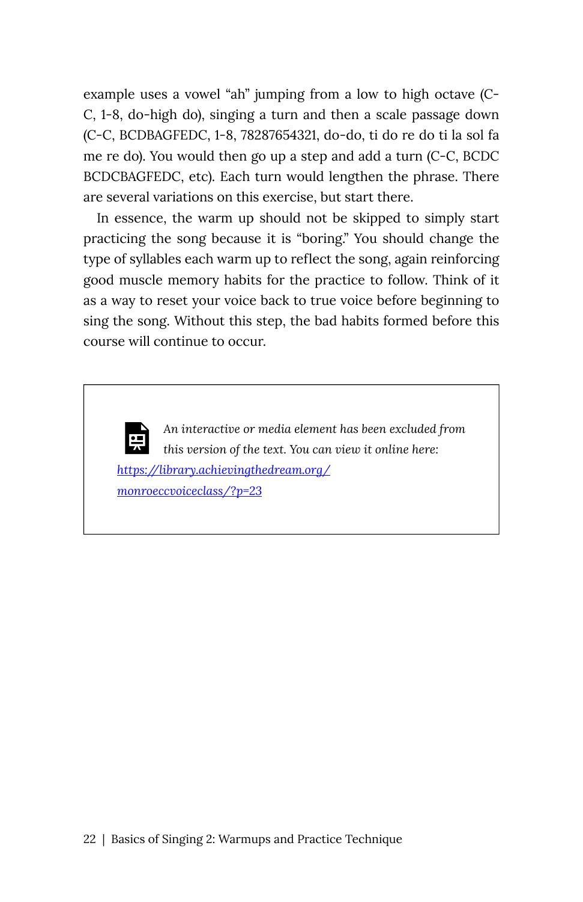example uses a vowel "ah" jumping from a low to high octave (C-C, 1-8, do-high do), singing a turn and then a scale passage down (C-C, BCDBAGFEDC, 1-8, 78287654321, do-do, ti do re do ti la sol fa me re do). You would then go up a step and add a turn (C-C, BCDC BCDCBAGFEDC, etc). Each turn would lengthen the phrase. There are several variations on this exercise, but start there.

In essence, the warm up should not be skipped to simply start practicing the song because it is "boring." You should change the type of syllables each warm up to reflect the song, again reinforcing good muscle memory habits for the practice to follow. Think of it as a way to reset your voice back to true voice before beginning to sing the song. Without this step, the bad habits formed before this course will continue to occur.

> *An interactive or media element has been excluded from this version of the text. You can view it online here:* [https://library.achievingthedream.org/monroeccvoiceclass/?p=23](https://library.achievingthedream.org/monroeccvoiceclass/?p=23)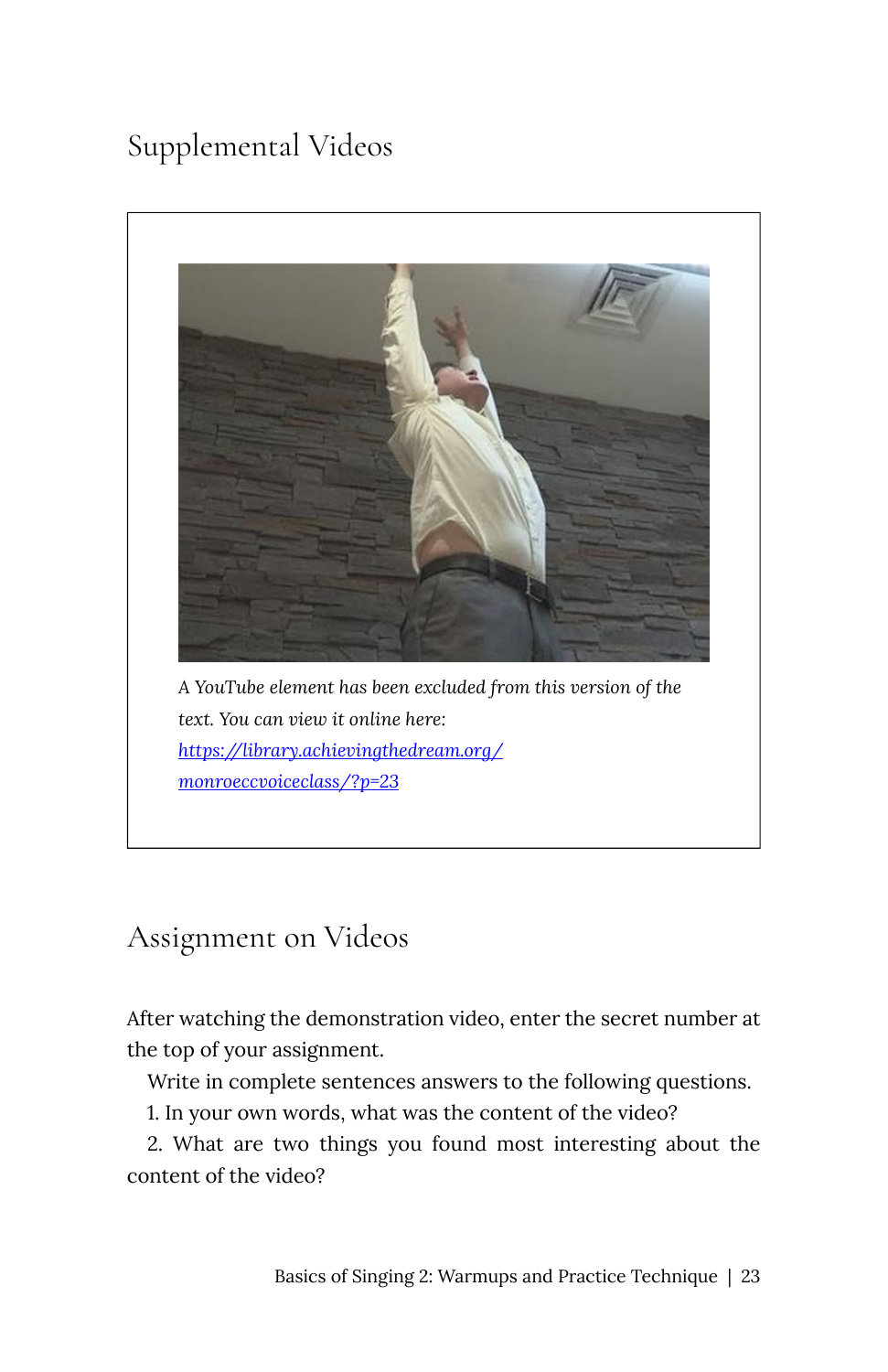## Supplemental Videos

*A YouTube element has been excluded from this version of the text. You can view it online here: [https://library.achievingthedream.org/monroeccvoiceclass/?p=23](https://library.achievingthedream.org/monroeccvoiceclass/?p=23)*

## Assignment on Videos

After watching the demonstration video, enter the secret number at the top of your assignment.

Write in complete sentences answers to the following questions.

1. In your own words, what was the content of the video?
2. What are two things you found most interesting about the content of the video?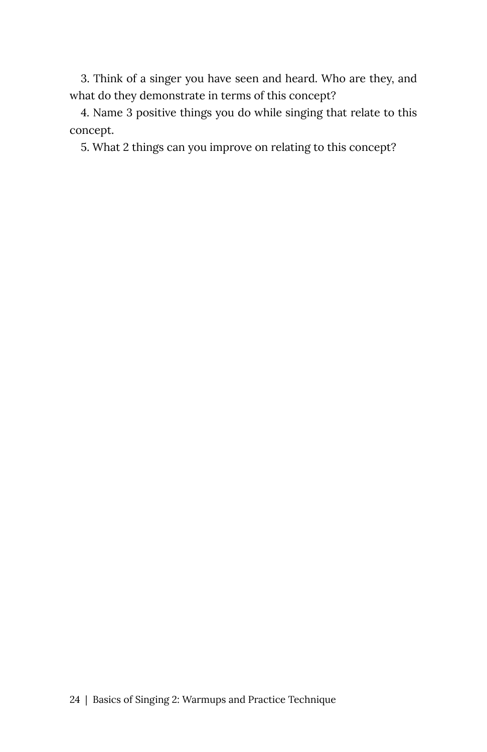3. Think of a singer you have seen and heard. Who are they, and what do they demonstrate in terms of this concept?

4. Name 3 positive things you do while singing that relate to this concept.

5. What 2 things can you improve on relating to this concept?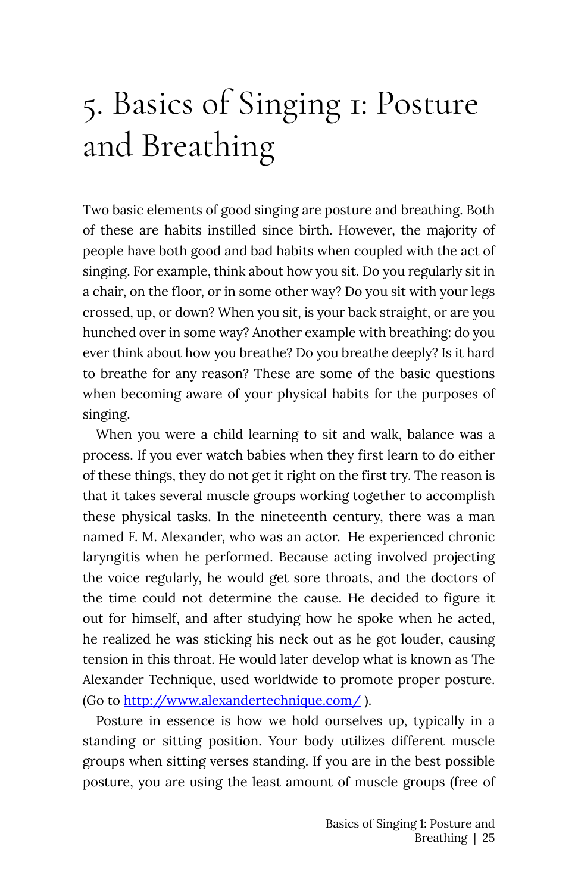# 5. Basics of Singing 1: Posture and Breathing

Two basic elements of good singing are posture and breathing. Both of these are habits instilled since birth. However, the majority of people have both good and bad habits when coupled with the act of singing. For example, think about how you sit. Do you regularly sit in a chair, on the floor, or in some other way? Do you sit with your legs crossed, up, or down? When you sit, is your back straight, or are you hunched over in some way? Another example with breathing: do you ever think about how you breathe? Do you breathe deeply? Is it hard to breathe for any reason? These are some of the basic questions when becoming aware of your physical habits for the purposes of singing.

When you were a child learning to sit and walk, balance was a process. If you ever watch babies when they first learn to do either of these things, they do not get it right on the first try. The reason is that it takes several muscle groups working together to accomplish these physical tasks. In the nineteenth century, there was a man named F. M. Alexander, who was an actor. He experienced chronic laryngitis when he performed. Because acting involved projecting the voice regularly, he would get sore throats, and the doctors of the time could not determine the cause. He decided to figure it out for himself, and after studying how he spoke when he acted, he realized he was sticking his neck out as he got louder, causing tension in this throat. He would later develop what is known as The Alexander Technique, used worldwide to promote proper posture. (Go to [http://www.alexandertechnique.com/](http://www.alexandertechnique.com/) ).

Posture in essence is how we hold ourselves up, typically in a standing or sitting position. Your body utilizes different muscle groups when sitting verses standing. If you are in the best possible posture, you are using the least amount of muscle groups (free of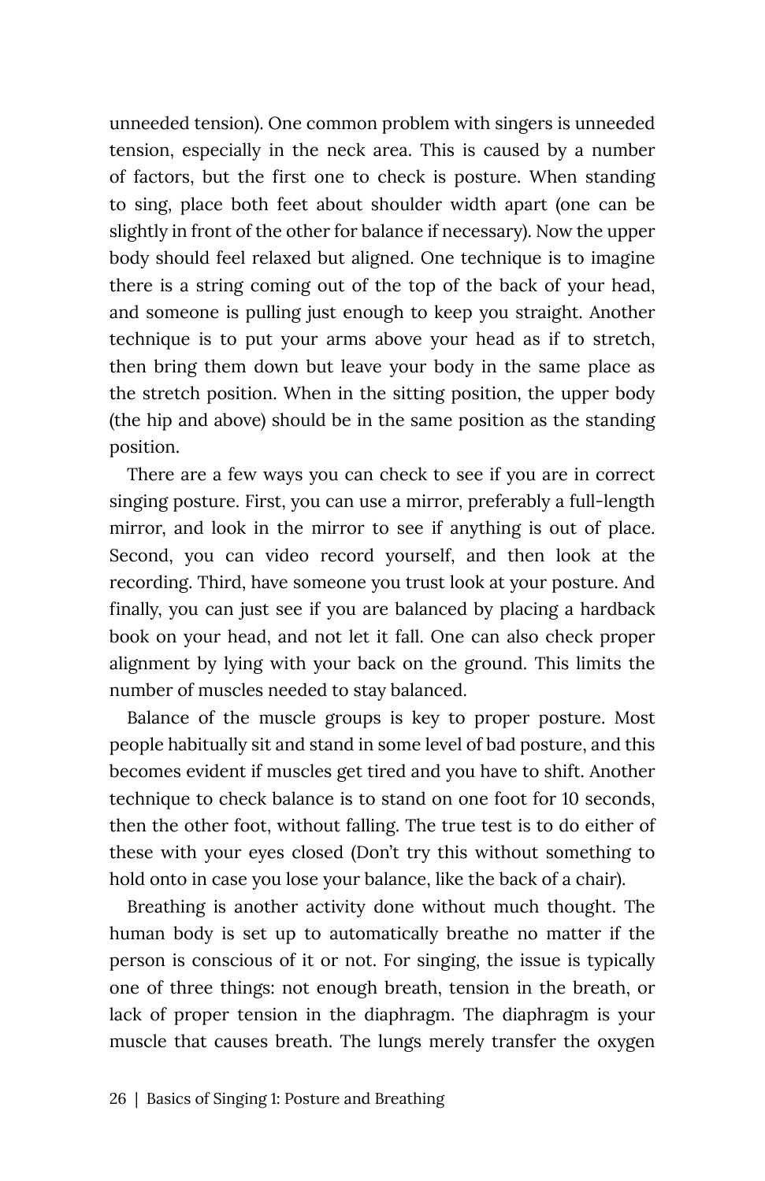unneeded tension). One common problem with singers is unneeded tension, especially in the neck area. This is caused by a number of factors, but the first one to check is posture. When standing to sing, place both feet about shoulder width apart (one can be slightly in front of the other for balance if necessary). Now the upper body should feel relaxed but aligned. One technique is to imagine there is a string coming out of the top of the back of your head, and someone is pulling just enough to keep you straight. Another technique is to put your arms above your head as if to stretch, then bring them down but leave your body in the same place as the stretch position. When in the sitting position, the upper body (the hip and above) should be in the same position as the standing position.

There are a few ways you can check to see if you are in correct singing posture. First, you can use a mirror, preferably a full-length mirror, and look in the mirror to see if anything is out of place. Second, you can video record yourself, and then look at the recording. Third, have someone you trust look at your posture. And finally, you can just see if you are balanced by placing a hardback book on your head, and not let it fall. One can also check proper alignment by lying with your back on the ground. This limits the number of muscles needed to stay balanced.

Balance of the muscle groups is key to proper posture. Most people habitually sit and stand in some level of bad posture, and this becomes evident if muscles get tired and you have to shift. Another technique to check balance is to stand on one foot for 10 seconds, then the other foot, without falling. The true test is to do either of these with your eyes closed (Don't try this without something to hold onto in case you lose your balance, like the back of a chair).

Breathing is another activity done without much thought. The human body is set up to automatically breathe no matter if the person is conscious of it or not. For singing, the issue is typically one of three things: not enough breath, tension in the breath, or lack of proper tension in the diaphragm. The diaphragm is your muscle that causes breath. The lungs merely transfer the oxygen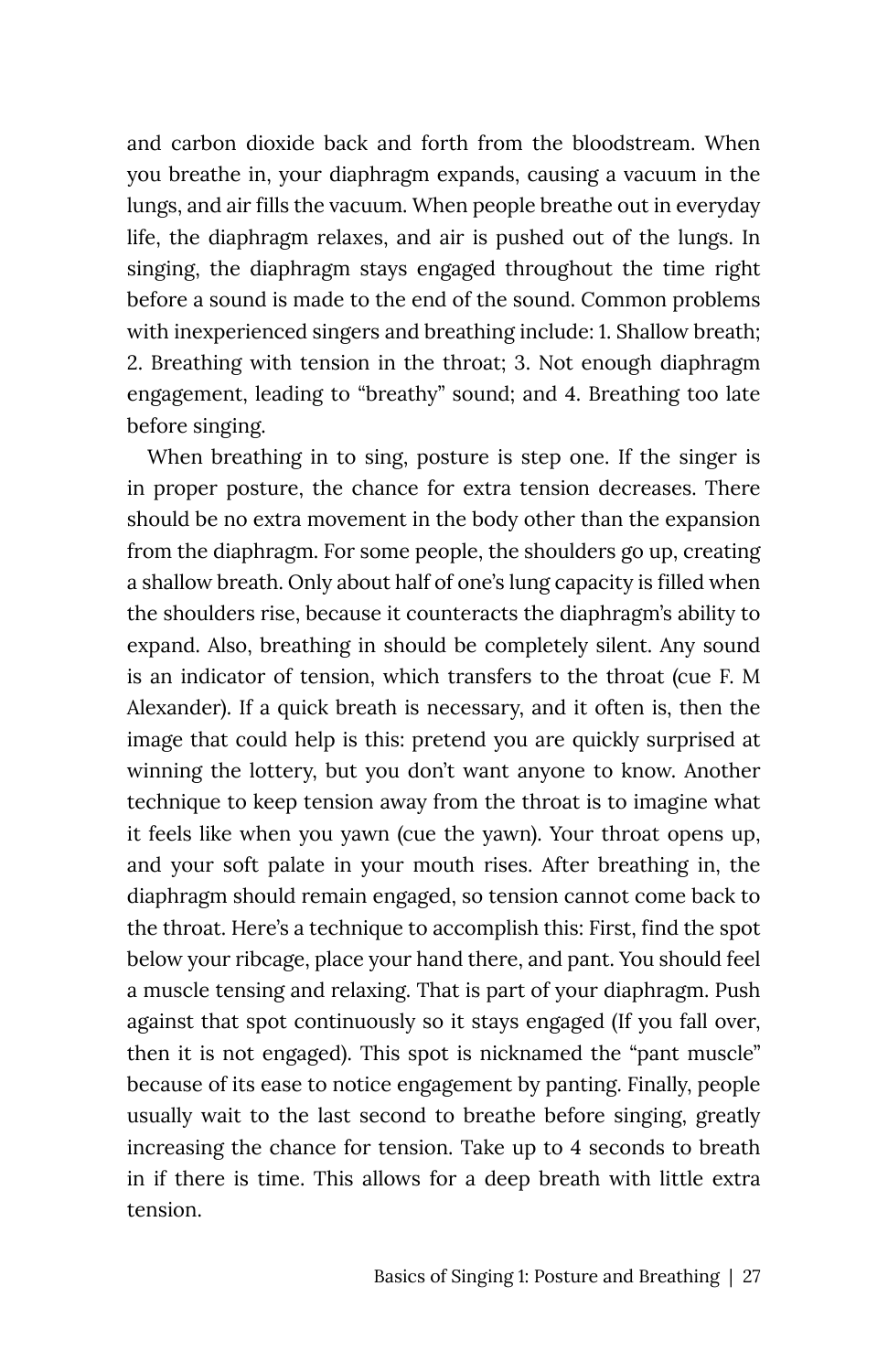and carbon dioxide back and forth from the bloodstream. When you breathe in, your diaphragm expands, causing a vacuum in the lungs, and air fills the vacuum. When people breathe out in everyday life, the diaphragm relaxes, and air is pushed out of the lungs. In singing, the diaphragm stays engaged throughout the time right before a sound is made to the end of the sound. Common problems with inexperienced singers and breathing include: 1. Shallow breath; 2. Breathing with tension in the throat; 3. Not enough diaphragm engagement, leading to "breathy" sound; and 4. Breathing too late before singing.

When breathing in to sing, posture is step one. If the singer is in proper posture, the chance for extra tension decreases. There should be no extra movement in the body other than the expansion from the diaphragm. For some people, the shoulders go up, creating a shallow breath. Only about half of one's lung capacity is filled when the shoulders rise, because it counteracts the diaphragm's ability to expand. Also, breathing in should be completely silent. Any sound is an indicator of tension, which transfers to the throat (cue F. M Alexander). If a quick breath is necessary, and it often is, then the image that could help is this: pretend you are quickly surprised at winning the lottery, but you don't want anyone to know. Another technique to keep tension away from the throat is to imagine what it feels like when you yawn (cue the yawn). Your throat opens up, and your soft palate in your mouth rises. After breathing in, the diaphragm should remain engaged, so tension cannot come back to the throat. Here's a technique to accomplish this: First, find the spot below your ribcage, place your hand there, and pant. You should feel a muscle tensing and relaxing. That is part of your diaphragm. Push against that spot continuously so it stays engaged (If you fall over, then it is not engaged). This spot is nicknamed the "pant muscle" because of its ease to notice engagement by panting. Finally, people usually wait to the last second to breathe before singing, greatly increasing the chance for tension. Take up to 4 seconds to breath in if there is time. This allows for a deep breath with little extra tension.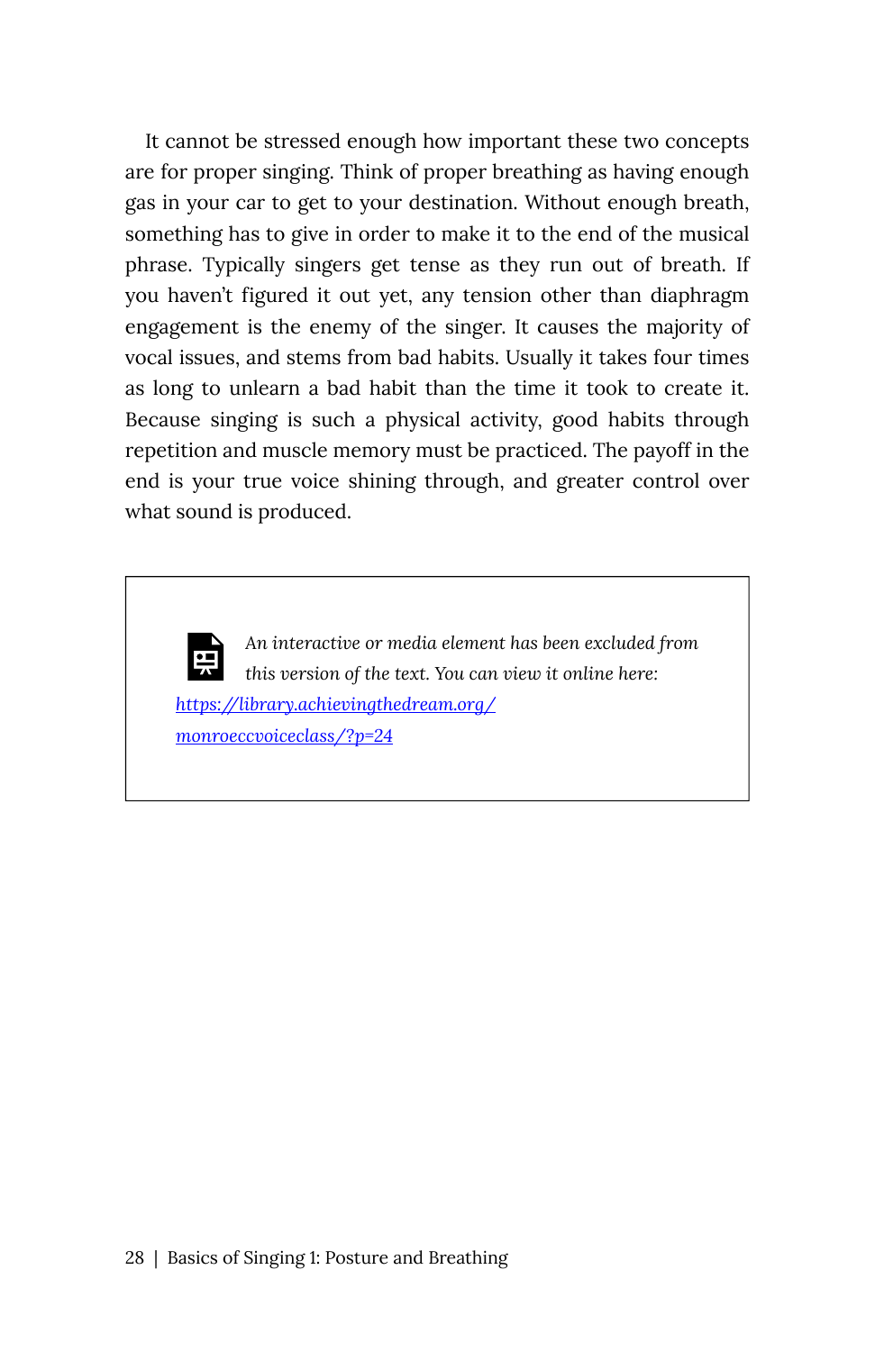It cannot be stressed enough how important these two concepts are for proper singing. Think of proper breathing as having enough gas in your car to get to your destination. Without enough breath, something has to give in order to make it to the end of the musical phrase. Typically singers get tense as they run out of breath. If you haven't figured it out yet, any tension other than diaphragm engagement is the enemy of the singer. It causes the majority of vocal issues, and stems from bad habits. Usually it takes four times as long to unlearn a bad habit than the time it took to create it. Because singing is such a physical activity, good habits through repetition and muscle memory must be practiced. The payoff in the end is your true voice shining through, and greater control over what sound is produced.

> *An interactive or media element has been excluded from this version of the text. You can view it online here:* [https://library.achievingthedream.org/monroeccvoiceclass/?p=24](https://library.achievingthedream.org/monroeccvoiceclass/?p=24)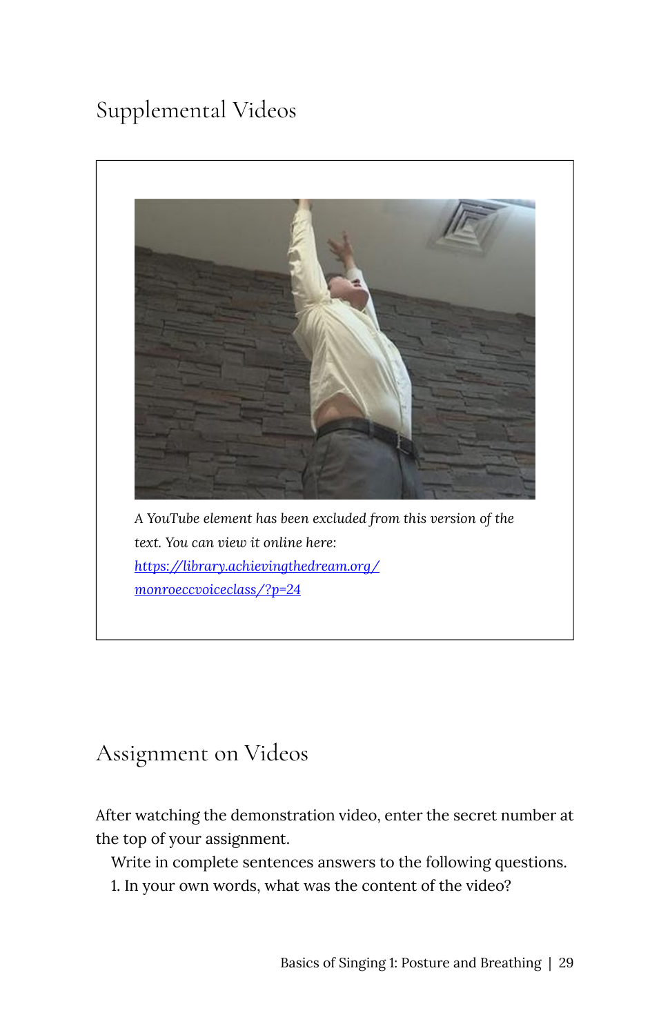## Supplemental Videos

*A YouTube element has been excluded from this version of the text. You can view it online here: [https://library.achievingthedream.org/monroeccvoiceclass/?p=24](https://library.achievingthedream.org/monroeccvoiceclass/?p=24)*

## Assignment on Videos

After watching the demonstration video, enter the secret number at the top of your assignment.

Write in complete sentences answers to the following questions.

1. In your own words, what was the content of the video?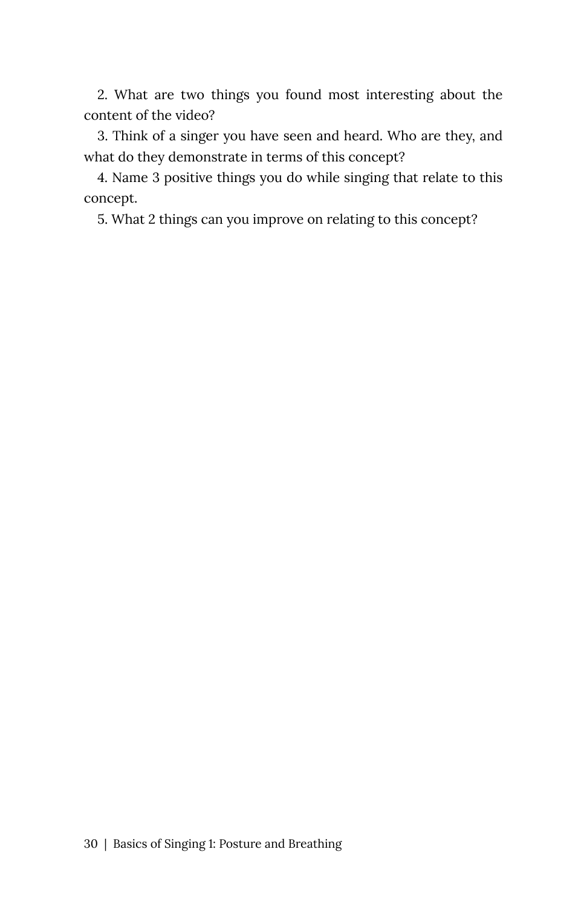2. What are two things you found most interesting about the content of the video?

3. Think of a singer you have seen and heard. Who are they, and what do they demonstrate in terms of this concept?

4. Name 3 positive things you do while singing that relate to this concept.

5. What 2 things can you improve on relating to this concept?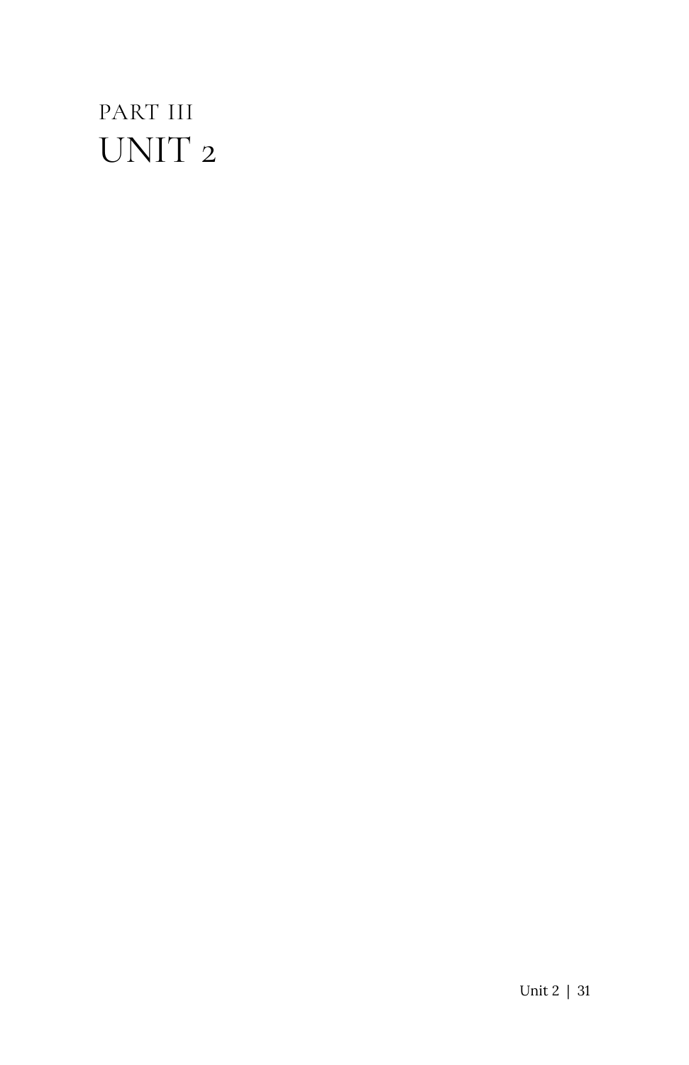# PART III
# UNIT 2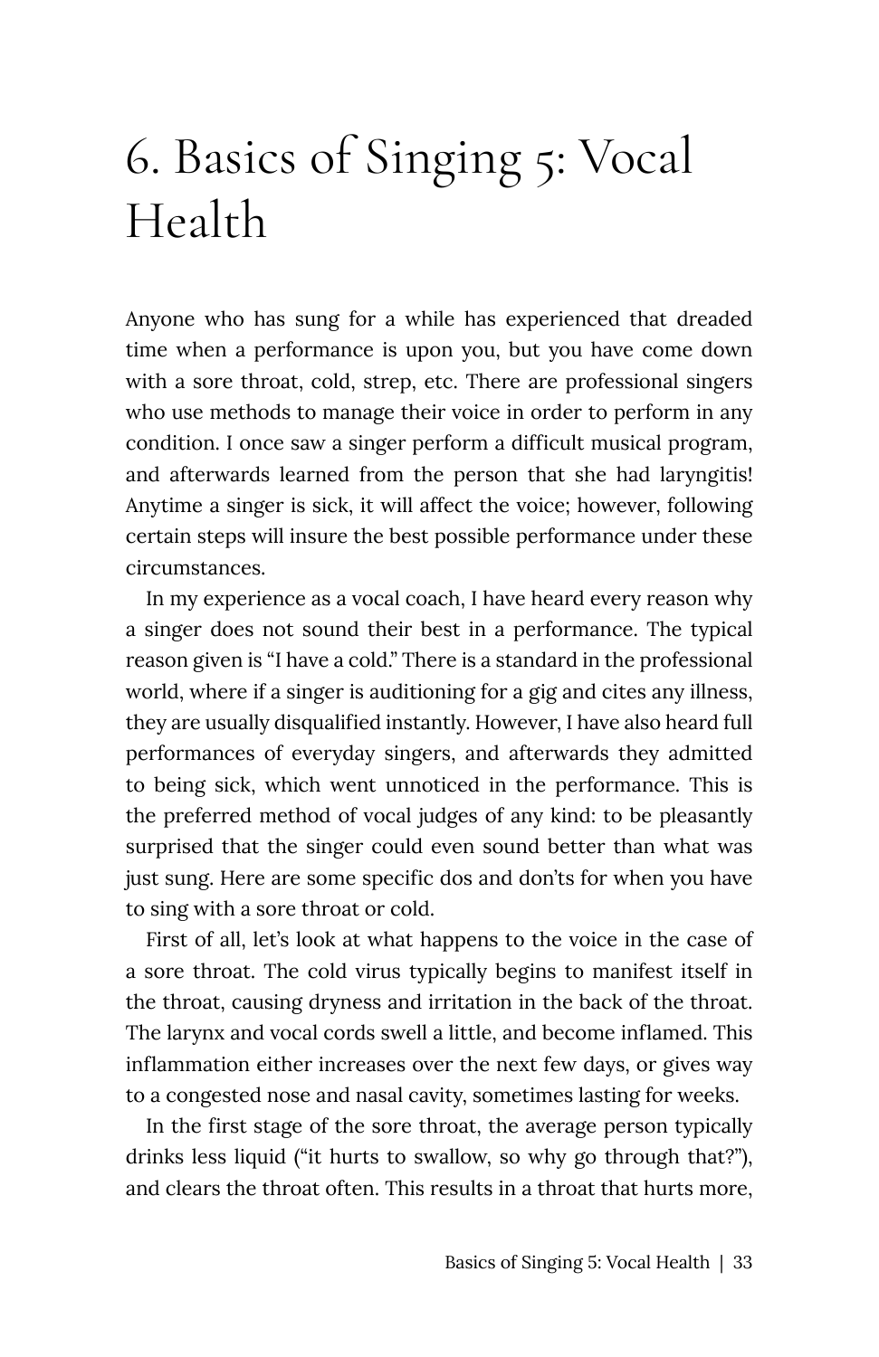# 6. Basics of Singing 5: Vocal Health

Anyone who has sung for a while has experienced that dreaded time when a performance is upon you, but you have come down with a sore throat, cold, strep, etc. There are professional singers who use methods to manage their voice in order to perform in any condition. I once saw a singer perform a difficult musical program, and afterwards learned from the person that she had laryngitis! Anytime a singer is sick, it will affect the voice; however, following certain steps will insure the best possible performance under these circumstances.

In my experience as a vocal coach, I have heard every reason why a singer does not sound their best in a performance. The typical reason given is "I have a cold." There is a standard in the professional world, where if a singer is auditioning for a gig and cites any illness, they are usually disqualified instantly. However, I have also heard full performances of everyday singers, and afterwards they admitted to being sick, which went unnoticed in the performance. This is the preferred method of vocal judges of any kind: to be pleasantly surprised that the singer could even sound better than what was just sung. Here are some specific dos and don'ts for when you have to sing with a sore throat or cold.

First of all, let's look at what happens to the voice in the case of a sore throat. The cold virus typically begins to manifest itself in the throat, causing dryness and irritation in the back of the throat. The larynx and vocal cords swell a little, and become inflamed. This inflammation either increases over the next few days, or gives way to a congested nose and nasal cavity, sometimes lasting for weeks.

In the first stage of the sore throat, the average person typically drinks less liquid ("it hurts to swallow, so why go through that?"), and clears the throat often. This results in a throat that hurts more,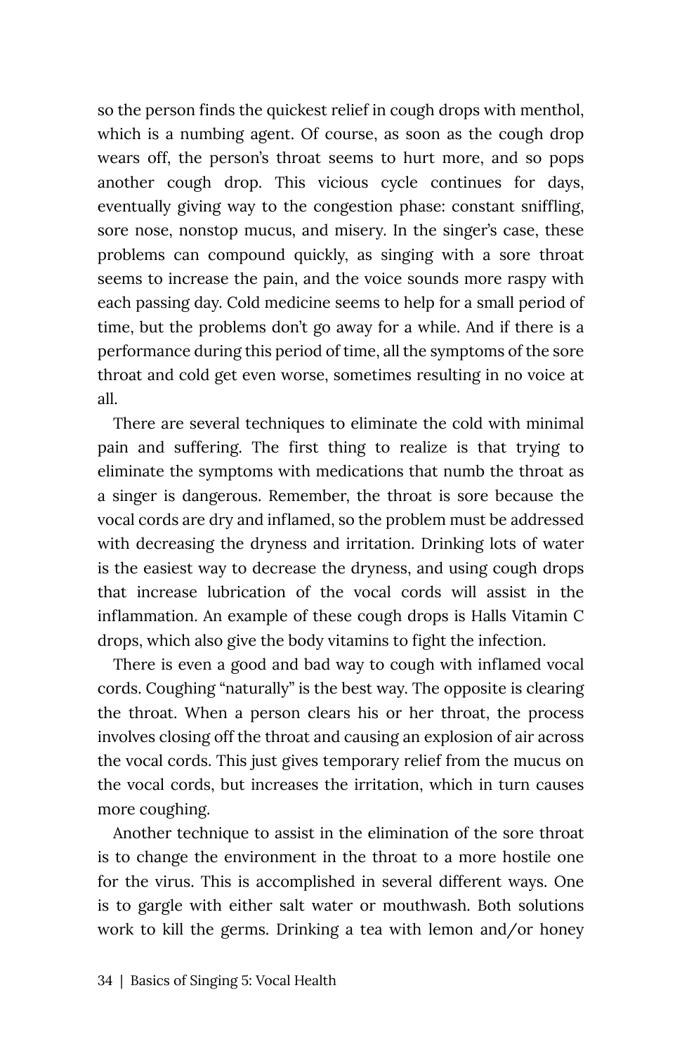so the person finds the quickest relief in cough drops with menthol, which is a numbing agent. Of course, as soon as the cough drop wears off, the person's throat seems to hurt more, and so pops another cough drop. This vicious cycle continues for days, eventually giving way to the congestion phase: constant sniffling, sore nose, nonstop mucus, and misery. In the singer's case, these problems can compound quickly, as singing with a sore throat seems to increase the pain, and the voice sounds more raspy with each passing day. Cold medicine seems to help for a small period of time, but the problems don't go away for a while. And if there is a performance during this period of time, all the symptoms of the sore throat and cold get even worse, sometimes resulting in no voice at all.

There are several techniques to eliminate the cold with minimal pain and suffering. The first thing to realize is that trying to eliminate the symptoms with medications that numb the throat as a singer is dangerous. Remember, the throat is sore because the vocal cords are dry and inflamed, so the problem must be addressed with decreasing the dryness and irritation. Drinking lots of water is the easiest way to decrease the dryness, and using cough drops that increase lubrication of the vocal cords will assist in the inflammation. An example of these cough drops is Halls Vitamin C drops, which also give the body vitamins to fight the infection.

There is even a good and bad way to cough with inflamed vocal cords. Coughing "naturally" is the best way. The opposite is clearing the throat. When a person clears his or her throat, the process involves closing off the throat and causing an explosion of air across the vocal cords. This just gives temporary relief from the mucus on the vocal cords, but increases the irritation, which in turn causes more coughing.

Another technique to assist in the elimination of the sore throat is to change the environment in the throat to a more hostile one for the virus. This is accomplished in several different ways. One is to gargle with either salt water or mouthwash. Both solutions work to kill the germs. Drinking a tea with lemon and/or honey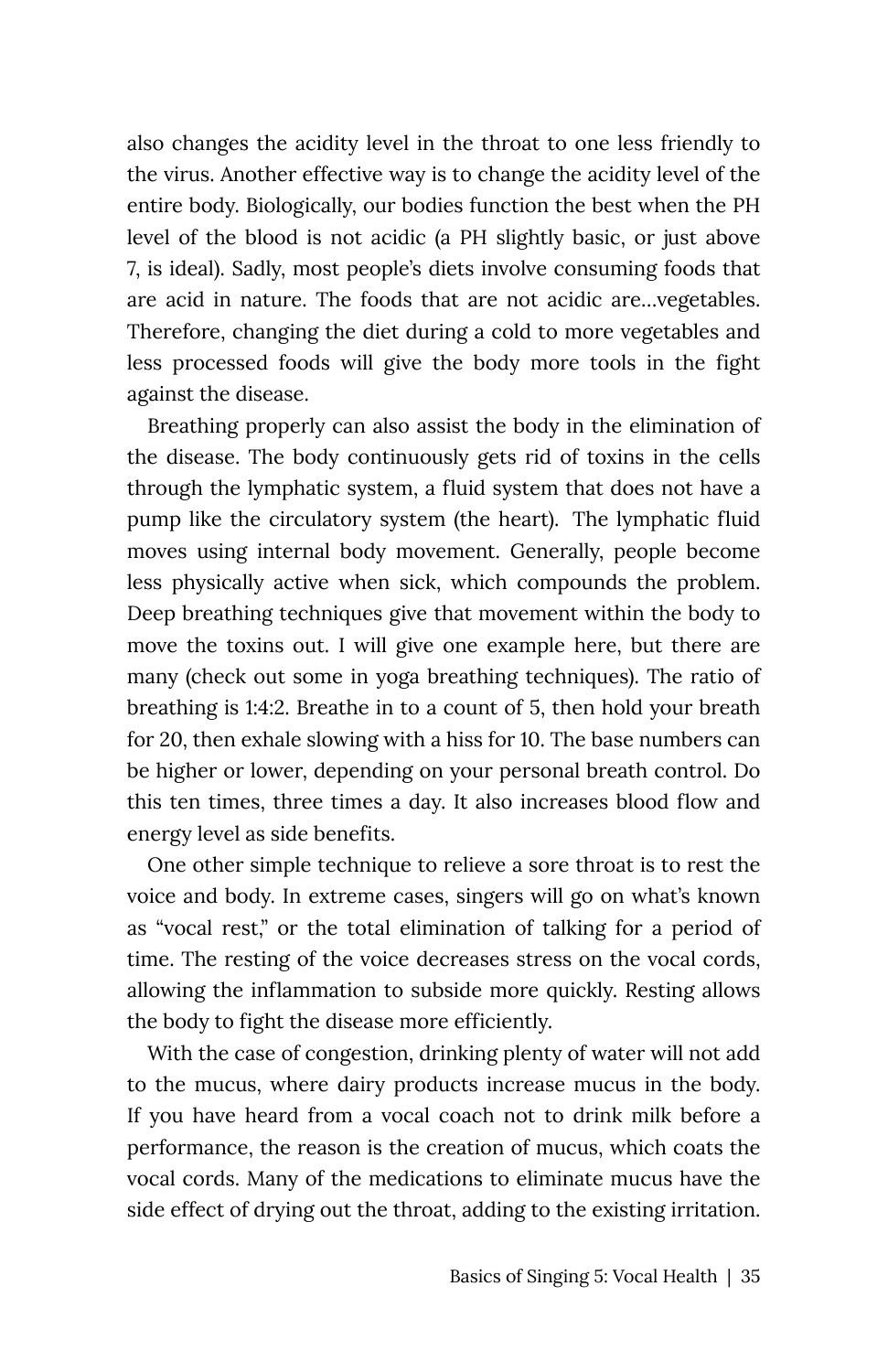also changes the acidity level in the throat to one less friendly to the virus. Another effective way is to change the acidity level of the entire body. Biologically, our bodies function the best when the PH level of the blood is not acidic (a PH slightly basic, or just above 7, is ideal). Sadly, most people's diets involve consuming foods that are acid in nature. The foods that are not acidic are…vegetables. Therefore, changing the diet during a cold to more vegetables and less processed foods will give the body more tools in the fight against the disease.

Breathing properly can also assist the body in the elimination of the disease. The body continuously gets rid of toxins in the cells through the lymphatic system, a fluid system that does not have a pump like the circulatory system (the heart). The lymphatic fluid moves using internal body movement. Generally, people become less physically active when sick, which compounds the problem. Deep breathing techniques give that movement within the body to move the toxins out. I will give one example here, but there are many (check out some in yoga breathing techniques). The ratio of breathing is 1:4:2. Breathe in to a count of 5, then hold your breath for 20, then exhale slowing with a hiss for 10. The base numbers can be higher or lower, depending on your personal breath control. Do this ten times, three times a day. It also increases blood flow and energy level as side benefits.

One other simple technique to relieve a sore throat is to rest the voice and body. In extreme cases, singers will go on what's known as "vocal rest," or the total elimination of talking for a period of time. The resting of the voice decreases stress on the vocal cords, allowing the inflammation to subside more quickly. Resting allows the body to fight the disease more efficiently.

With the case of congestion, drinking plenty of water will not add to the mucus, where dairy products increase mucus in the body. If you have heard from a vocal coach not to drink milk before a performance, the reason is the creation of mucus, which coats the vocal cords. Many of the medications to eliminate mucus have the side effect of drying out the throat, adding to the existing irritation.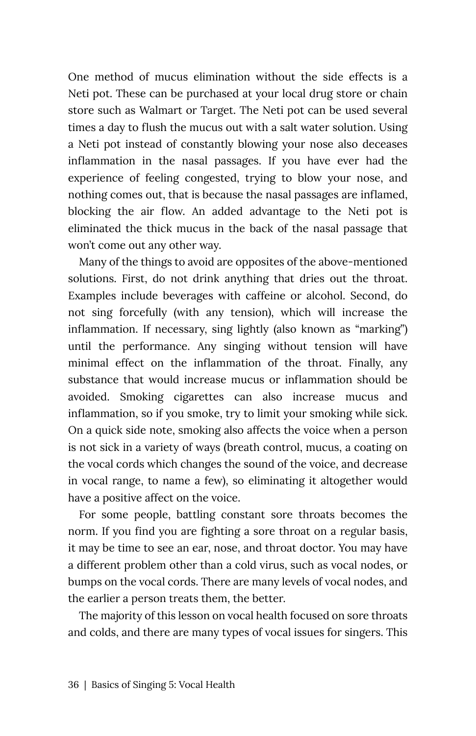One method of mucus elimination without the side effects is a Neti pot. These can be purchased at your local drug store or chain store such as Walmart or Target. The Neti pot can be used several times a day to flush the mucus out with a salt water solution. Using a Neti pot instead of constantly blowing your nose also deceases inflammation in the nasal passages. If you have ever had the experience of feeling congested, trying to blow your nose, and nothing comes out, that is because the nasal passages are inflamed, blocking the air flow. An added advantage to the Neti pot is eliminated the thick mucus in the back of the nasal passage that won't come out any other way.

Many of the things to avoid are opposites of the above-mentioned solutions. First, do not drink anything that dries out the throat. Examples include beverages with caffeine or alcohol. Second, do not sing forcefully (with any tension), which will increase the inflammation. If necessary, sing lightly (also known as "marking") until the performance. Any singing without tension will have minimal effect on the inflammation of the throat. Finally, any substance that would increase mucus or inflammation should be avoided. Smoking cigarettes can also increase mucus and inflammation, so if you smoke, try to limit your smoking while sick. On a quick side note, smoking also affects the voice when a person is not sick in a variety of ways (breath control, mucus, a coating on the vocal cords which changes the sound of the voice, and decrease in vocal range, to name a few), so eliminating it altogether would have a positive affect on the voice.

For some people, battling constant sore throats becomes the norm. If you find you are fighting a sore throat on a regular basis, it may be time to see an ear, nose, and throat doctor. You may have a different problem other than a cold virus, such as vocal nodes, or bumps on the vocal cords. There are many levels of vocal nodes, and the earlier a person treats them, the better.

The majority of this lesson on vocal health focused on sore throats and colds, and there are many types of vocal issues for singers. This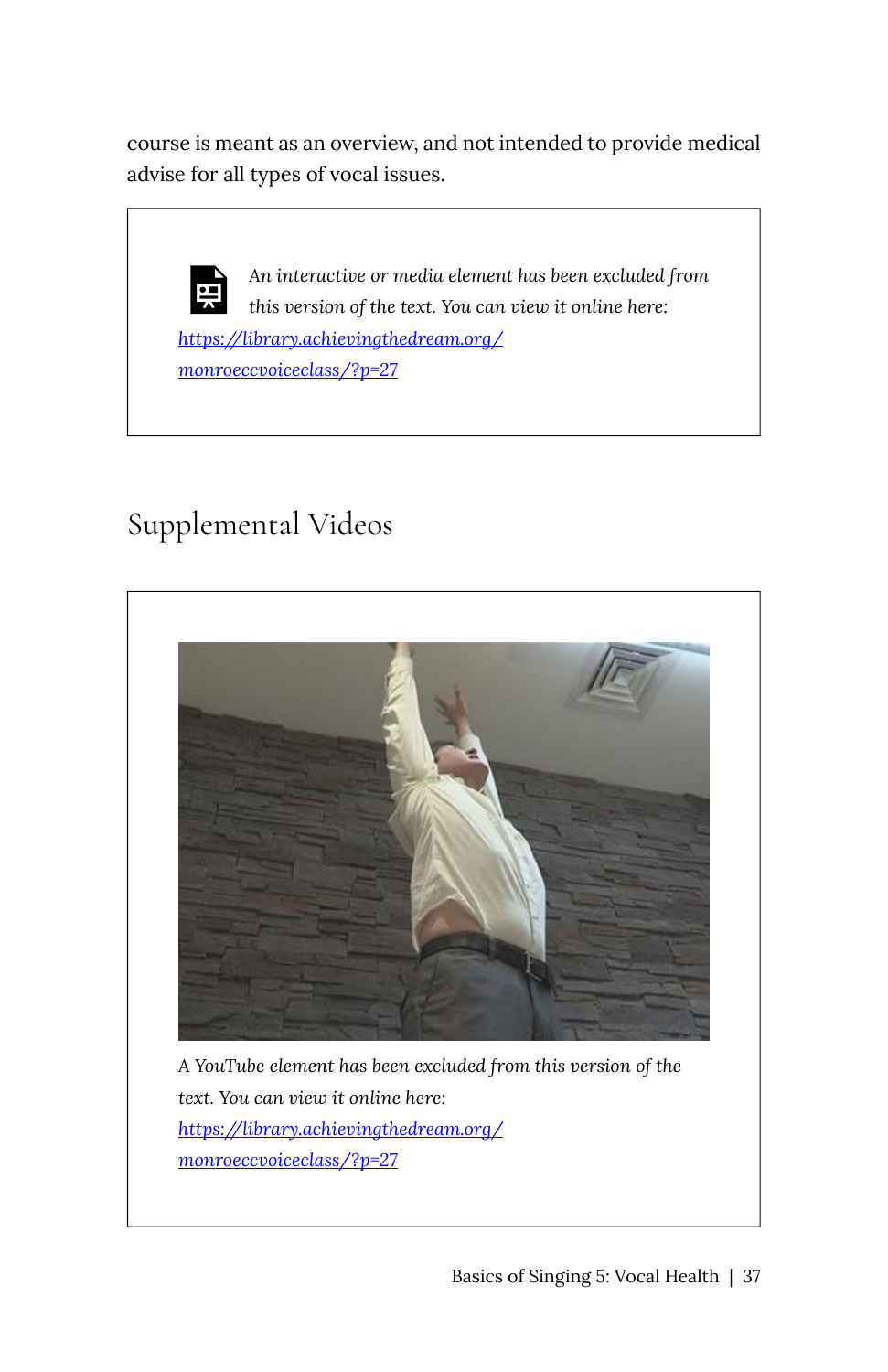course is meant as an overview, and not intended to provide medical advise for all types of vocal issues.

> *An interactive or media element has been excluded from this version of the text. You can view it online here:* [https://library.achievingthedream.org/monroeccvoiceclass/?p=27](https://library.achievingthedream.org/monroeccvoiceclass/?p=27)

## Supplemental Videos

> *A YouTube element has been excluded from this version of the text. You can view it online here:* [https://library.achievingthedream.org/monroeccvoiceclass/?p=27](https://library.achievingthedream.org/monroeccvoiceclass/?p=27)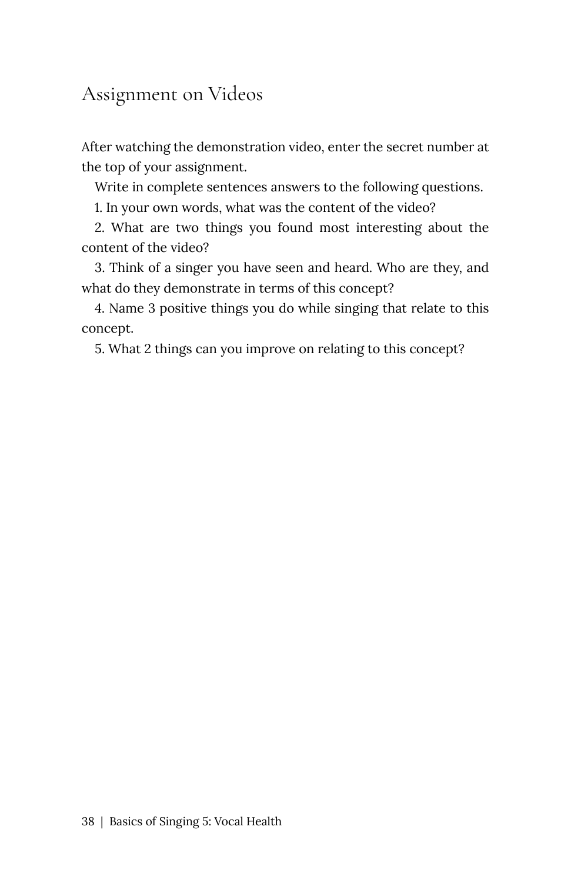## Assignment on Videos

After watching the demonstration video, enter the secret number at the top of your assignment.

Write in complete sentences answers to the following questions.

1. In your own words, what was the content of the video?
2. What are two things you found most interesting about the content of the video?
3. Think of a singer you have seen and heard. Who are they, and what do they demonstrate in terms of this concept?
4. Name 3 positive things you do while singing that relate to this concept.
5. What 2 things can you improve on relating to this concept?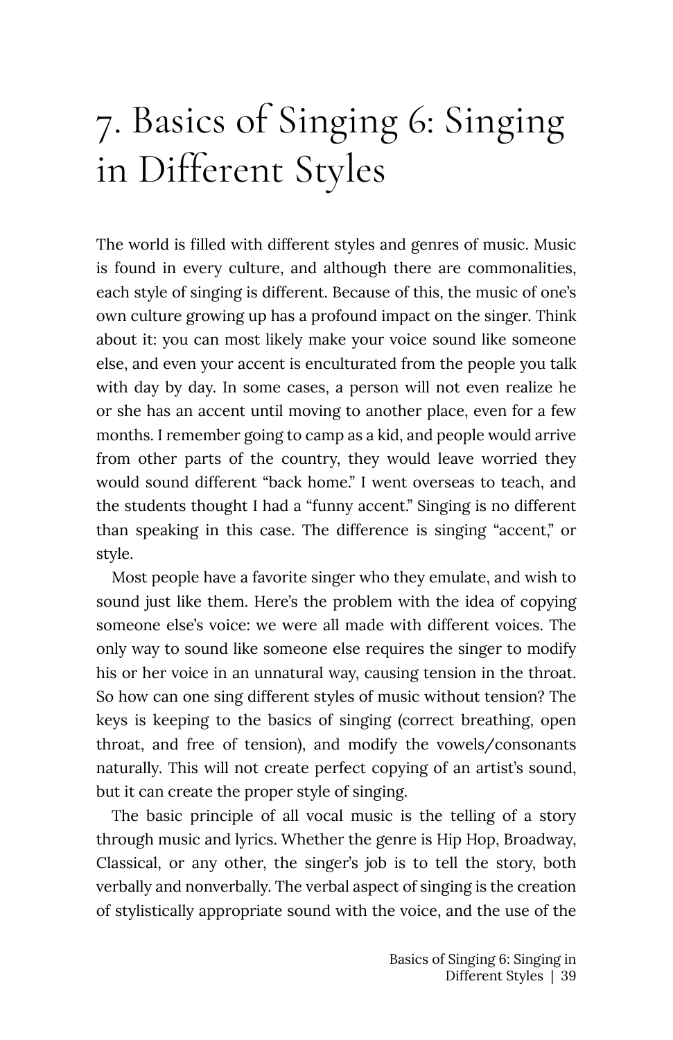# 7. Basics of Singing 6: Singing in Different Styles

The world is filled with different styles and genres of music. Music is found in every culture, and although there are commonalities, each style of singing is different. Because of this, the music of one's own culture growing up has a profound impact on the singer. Think about it: you can most likely make your voice sound like someone else, and even your accent is enculturated from the people you talk with day by day. In some cases, a person will not even realize he or she has an accent until moving to another place, even for a few months. I remember going to camp as a kid, and people would arrive from other parts of the country, they would leave worried they would sound different "back home." I went overseas to teach, and the students thought I had a "funny accent." Singing is no different than speaking in this case. The difference is singing "accent," or style.

Most people have a favorite singer who they emulate, and wish to sound just like them. Here's the problem with the idea of copying someone else's voice: we were all made with different voices. The only way to sound like someone else requires the singer to modify his or her voice in an unnatural way, causing tension in the throat. So how can one sing different styles of music without tension? The keys is keeping to the basics of singing (correct breathing, open throat, and free of tension), and modify the vowels/consonants naturally. This will not create perfect copying of an artist's sound, but it can create the proper style of singing.

The basic principle of all vocal music is the telling of a story through music and lyrics. Whether the genre is Hip Hop, Broadway, Classical, or any other, the singer's job is to tell the story, both verbally and nonverbally. The verbal aspect of singing is the creation of stylistically appropriate sound with the voice, and the use of the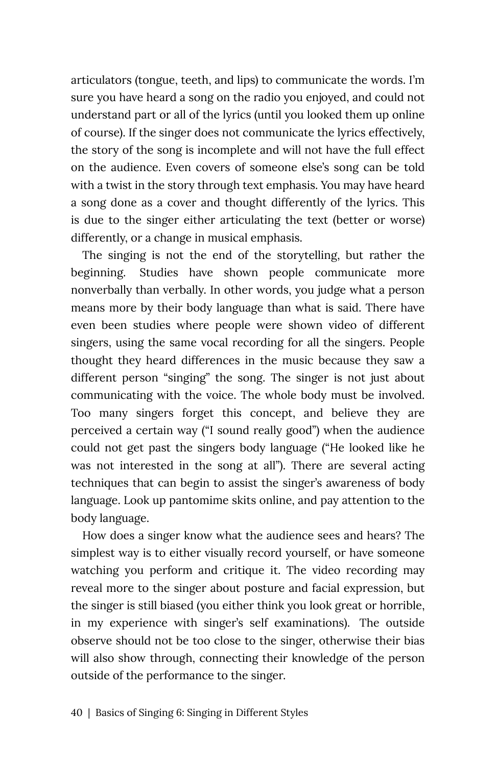articulators (tongue, teeth, and lips) to communicate the words. I'm sure you have heard a song on the radio you enjoyed, and could not understand part or all of the lyrics (until you looked them up online of course). If the singer does not communicate the lyrics effectively, the story of the song is incomplete and will not have the full effect on the audience. Even covers of someone else's song can be told with a twist in the story through text emphasis. You may have heard a song done as a cover and thought differently of the lyrics. This is due to the singer either articulating the text (better or worse) differently, or a change in musical emphasis.

The singing is not the end of the storytelling, but rather the beginning. Studies have shown people communicate more nonverbally than verbally. In other words, you judge what a person means more by their body language than what is said. There have even been studies where people were shown video of different singers, using the same vocal recording for all the singers. People thought they heard differences in the music because they saw a different person "singing" the song. The singer is not just about communicating with the voice. The whole body must be involved. Too many singers forget this concept, and believe they are perceived a certain way ("I sound really good") when the audience could not get past the singers body language ("He looked like he was not interested in the song at all"). There are several acting techniques that can begin to assist the singer's awareness of body language. Look up pantomime skits online, and pay attention to the body language.

How does a singer know what the audience sees and hears? The simplest way is to either visually record yourself, or have someone watching you perform and critique it. The video recording may reveal more to the singer about posture and facial expression, but the singer is still biased (you either think you look great or horrible, in my experience with singer's self examinations). The outside observe should not be too close to the singer, otherwise their bias will also show through, connecting their knowledge of the person outside of the performance to the singer.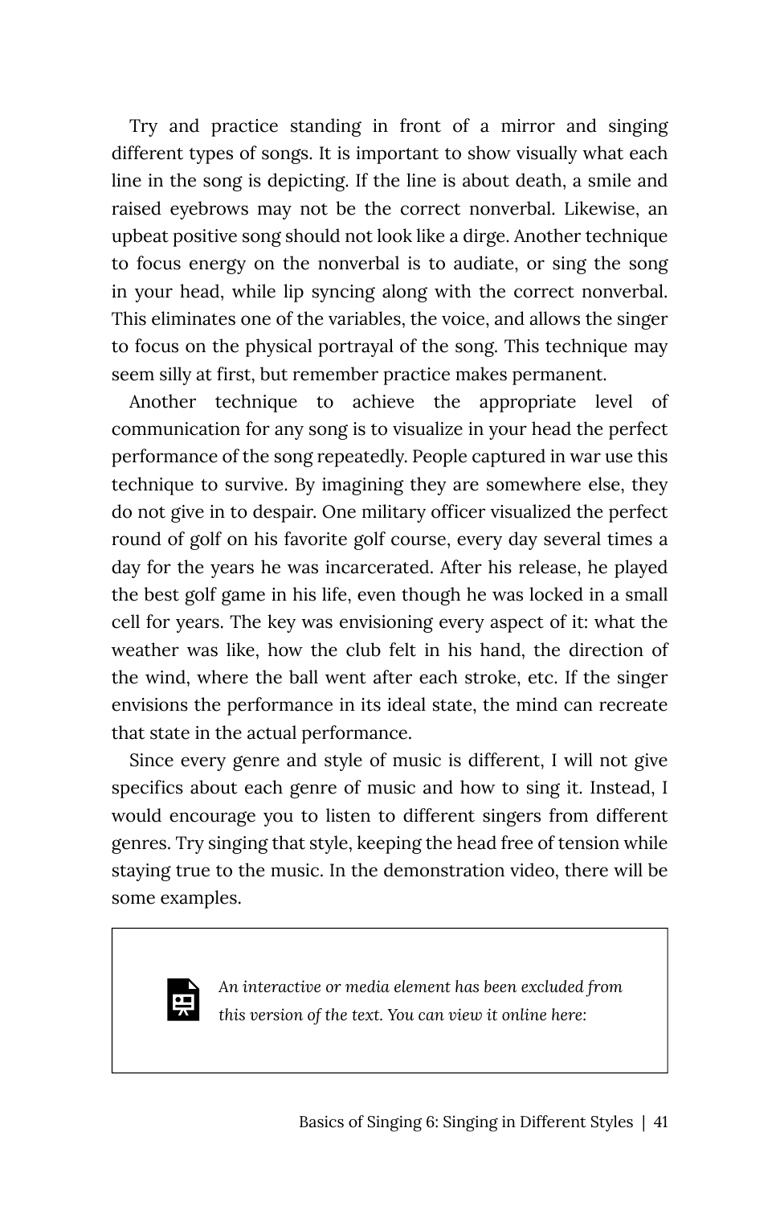Try and practice standing in front of a mirror and singing different types of songs. It is important to show visually what each line in the song is depicting. If the line is about death, a smile and raised eyebrows may not be the correct nonverbal. Likewise, an upbeat positive song should not look like a dirge. Another technique to focus energy on the nonverbal is to audiate, or sing the song in your head, while lip syncing along with the correct nonverbal. This eliminates one of the variables, the voice, and allows the singer to focus on the physical portrayal of the song. This technique may seem silly at first, but remember practice makes permanent.

Another technique to achieve the appropriate level of communication for any song is to visualize in your head the perfect performance of the song repeatedly. People captured in war use this technique to survive. By imagining they are somewhere else, they do not give in to despair. One military officer visualized the perfect round of golf on his favorite golf course, every day several times a day for the years he was incarcerated. After his release, he played the best golf game in his life, even though he was locked in a small cell for years. The key was envisioning every aspect of it: what the weather was like, how the club felt in his hand, the direction of the wind, where the ball went after each stroke, etc. If the singer envisions the performance in its ideal state, the mind can recreate that state in the actual performance.

Since every genre and style of music is different, I will not give specifics about each genre of music and how to sing it. Instead, I would encourage you to listen to different singers from different genres. Try singing that style, keeping the head free of tension while staying true to the music. In the demonstration video, there will be some examples.

*An interactive or media element has been excluded from this version of the text. You can view it online here:*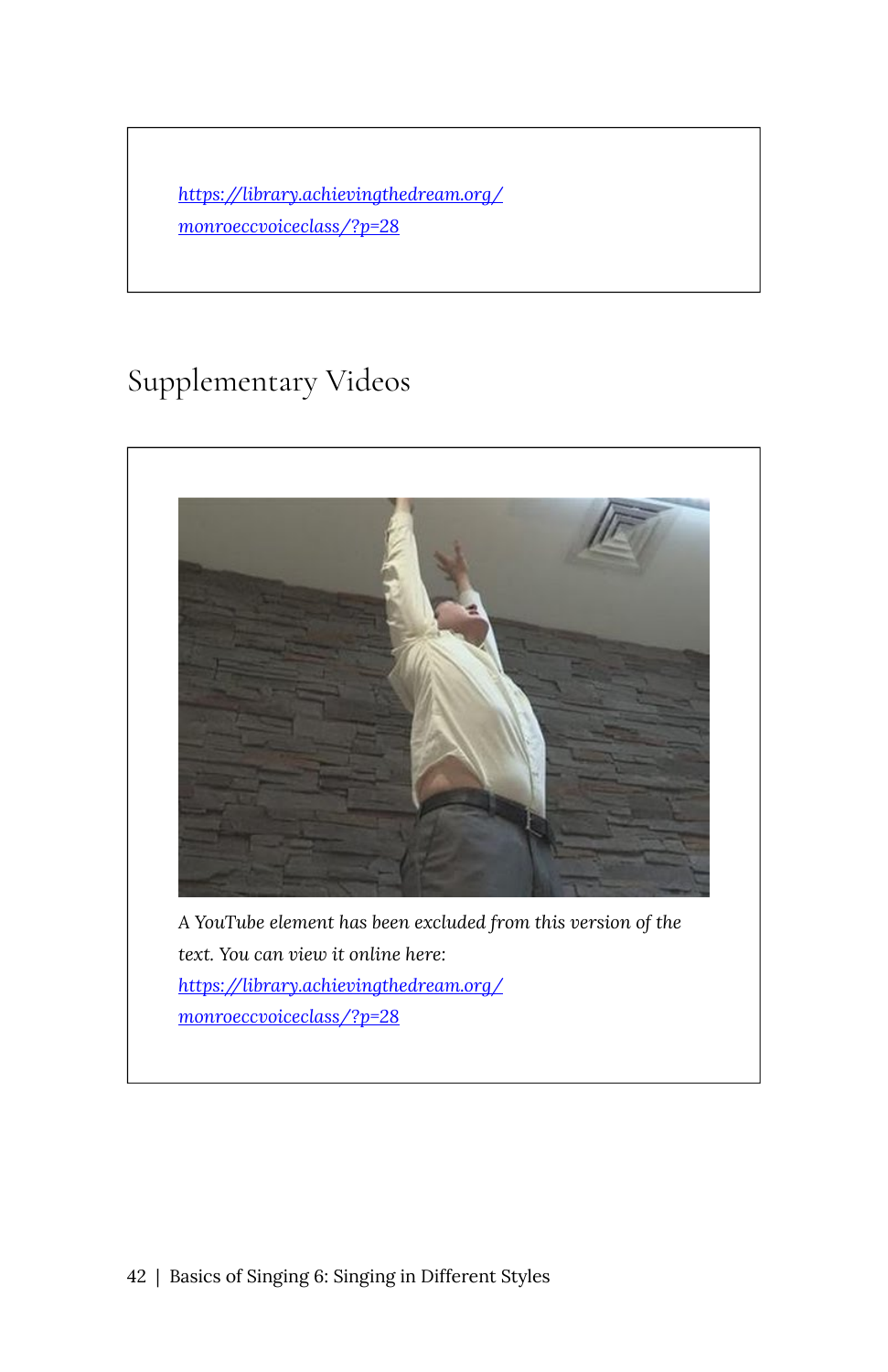https://library.achievingthedream.org/monroeccvoiceclass/?p=28

## Supplementary Videos

*A YouTube element has been excluded from this version of the text. You can view it online here:* https://library.achievingthedream.org/monroeccvoiceclass/?p=28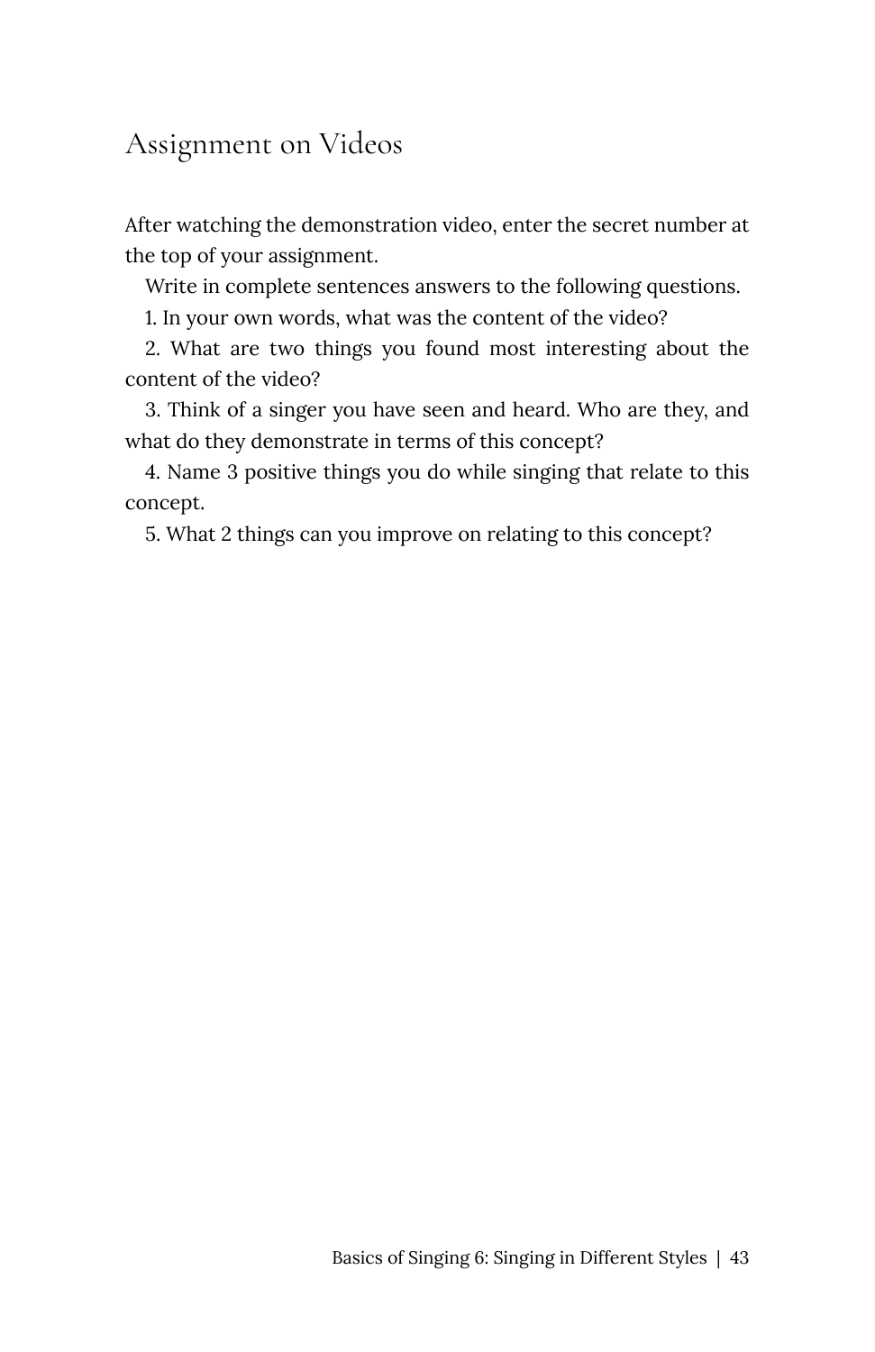## Assignment on Videos

After watching the demonstration video, enter the secret number at the top of your assignment.

Write in complete sentences answers to the following questions.

1. In your own words, what was the content of the video?
2. What are two things you found most interesting about the content of the video?
3. Think of a singer you have seen and heard. Who are they, and what do they demonstrate in terms of this concept?
4. Name 3 positive things you do while singing that relate to this concept.
5. What 2 things can you improve on relating to this concept?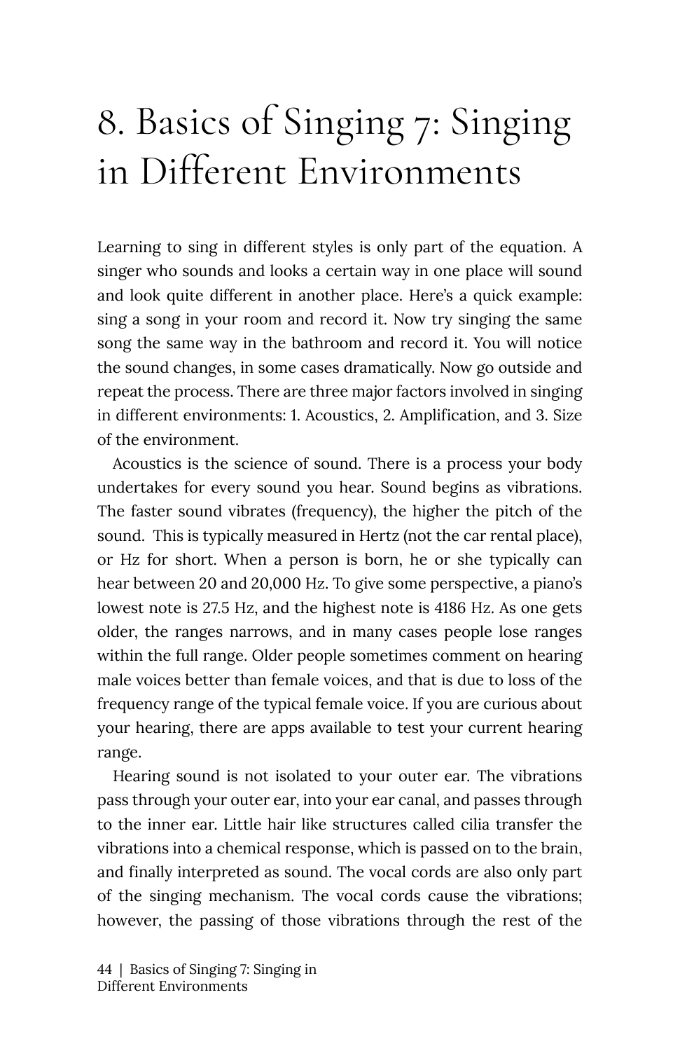# 8. Basics of Singing 7: Singing in Different Environments

Learning to sing in different styles is only part of the equation. A singer who sounds and looks a certain way in one place will sound and look quite different in another place. Here's a quick example: sing a song in your room and record it. Now try singing the same song the same way in the bathroom and record it. You will notice the sound changes, in some cases dramatically. Now go outside and repeat the process. There are three major factors involved in singing in different environments: 1. Acoustics, 2. Amplification, and 3. Size of the environment.

Acoustics is the science of sound. There is a process your body undertakes for every sound you hear. Sound begins as vibrations. The faster sound vibrates (frequency), the higher the pitch of the sound. This is typically measured in Hertz (not the car rental place), or Hz for short. When a person is born, he or she typically can hear between 20 and 20,000 Hz. To give some perspective, a piano's lowest note is 27.5 Hz, and the highest note is 4186 Hz. As one gets older, the ranges narrows, and in many cases people lose ranges within the full range. Older people sometimes comment on hearing male voices better than female voices, and that is due to loss of the frequency range of the typical female voice. If you are curious about your hearing, there are apps available to test your current hearing range.

Hearing sound is not isolated to your outer ear. The vibrations pass through your outer ear, into your ear canal, and passes through to the inner ear. Little hair like structures called cilia transfer the vibrations into a chemical response, which is passed on to the brain, and finally interpreted as sound. The vocal cords are also only part of the singing mechanism. The vocal cords cause the vibrations; however, the passing of those vibrations through the rest of the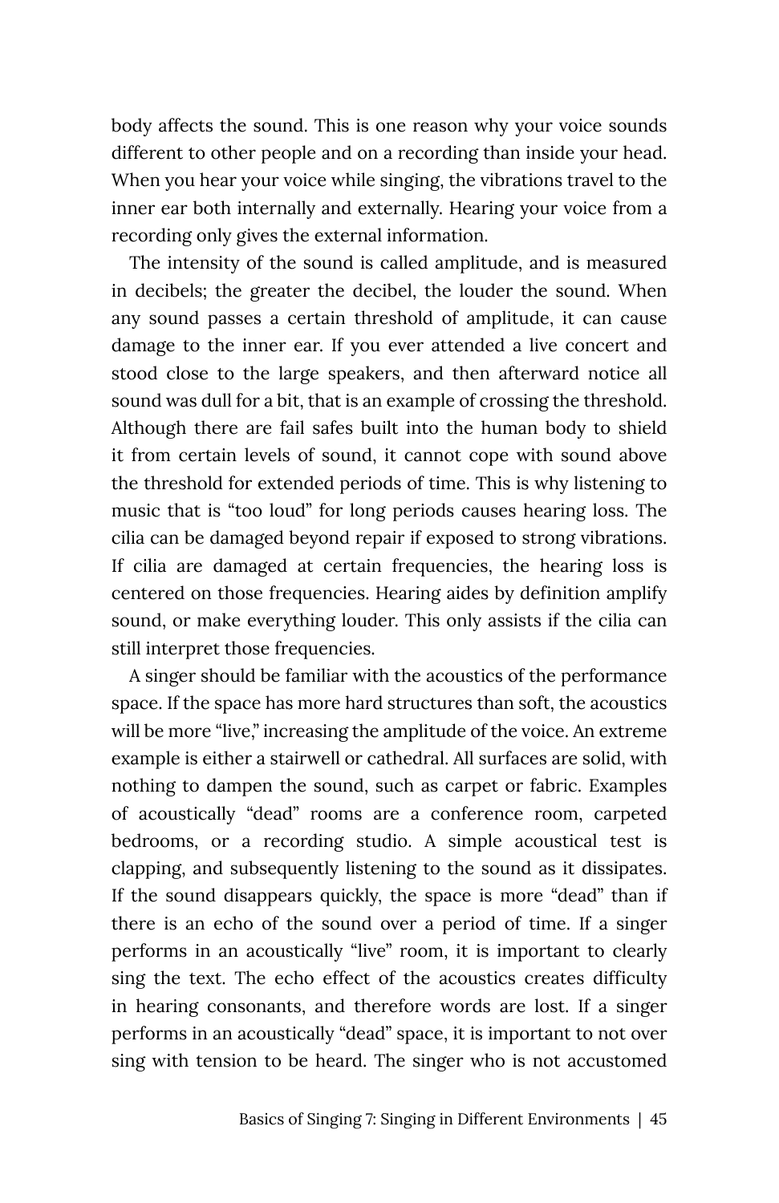body affects the sound. This is one reason why your voice sounds different to other people and on a recording than inside your head. When you hear your voice while singing, the vibrations travel to the inner ear both internally and externally. Hearing your voice from a recording only gives the external information.

The intensity of the sound is called amplitude, and is measured in decibels; the greater the decibel, the louder the sound. When any sound passes a certain threshold of amplitude, it can cause damage to the inner ear. If you ever attended a live concert and stood close to the large speakers, and then afterward notice all sound was dull for a bit, that is an example of crossing the threshold. Although there are fail safes built into the human body to shield it from certain levels of sound, it cannot cope with sound above the threshold for extended periods of time. This is why listening to music that is "too loud" for long periods causes hearing loss. The cilia can be damaged beyond repair if exposed to strong vibrations. If cilia are damaged at certain frequencies, the hearing loss is centered on those frequencies. Hearing aides by definition amplify sound, or make everything louder. This only assists if the cilia can still interpret those frequencies.

A singer should be familiar with the acoustics of the performance space. If the space has more hard structures than soft, the acoustics will be more "live," increasing the amplitude of the voice. An extreme example is either a stairwell or cathedral. All surfaces are solid, with nothing to dampen the sound, such as carpet or fabric. Examples of acoustically "dead" rooms are a conference room, carpeted bedrooms, or a recording studio. A simple acoustical test is clapping, and subsequently listening to the sound as it dissipates. If the sound disappears quickly, the space is more "dead" than if there is an echo of the sound over a period of time. If a singer performs in an acoustically "live" room, it is important to clearly sing the text. The echo effect of the acoustics creates difficulty in hearing consonants, and therefore words are lost. If a singer performs in an acoustically "dead" space, it is important to not over sing with tension to be heard. The singer who is not accustomed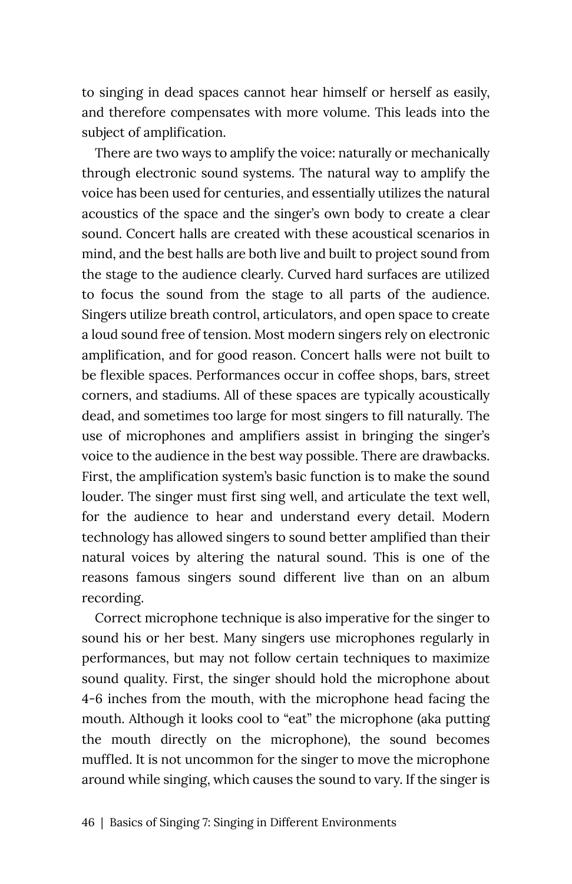to singing in dead spaces cannot hear himself or herself as easily, and therefore compensates with more volume. This leads into the subject of amplification.

There are two ways to amplify the voice: naturally or mechanically through electronic sound systems. The natural way to amplify the voice has been used for centuries, and essentially utilizes the natural acoustics of the space and the singer's own body to create a clear sound. Concert halls are created with these acoustical scenarios in mind, and the best halls are both live and built to project sound from the stage to the audience clearly. Curved hard surfaces are utilized to focus the sound from the stage to all parts of the audience. Singers utilize breath control, articulators, and open space to create a loud sound free of tension. Most modern singers rely on electronic amplification, and for good reason. Concert halls were not built to be flexible spaces. Performances occur in coffee shops, bars, street corners, and stadiums. All of these spaces are typically acoustically dead, and sometimes too large for most singers to fill naturally. The use of microphones and amplifiers assist in bringing the singer's voice to the audience in the best way possible. There are drawbacks. First, the amplification system's basic function is to make the sound louder. The singer must first sing well, and articulate the text well, for the audience to hear and understand every detail. Modern technology has allowed singers to sound better amplified than their natural voices by altering the natural sound. This is one of the reasons famous singers sound different live than on an album recording.

Correct microphone technique is also imperative for the singer to sound his or her best. Many singers use microphones regularly in performances, but may not follow certain techniques to maximize sound quality. First, the singer should hold the microphone about 4-6 inches from the mouth, with the microphone head facing the mouth. Although it looks cool to "eat" the microphone (aka putting the mouth directly on the microphone), the sound becomes muffled. It is not uncommon for the singer to move the microphone around while singing, which causes the sound to vary. If the singer is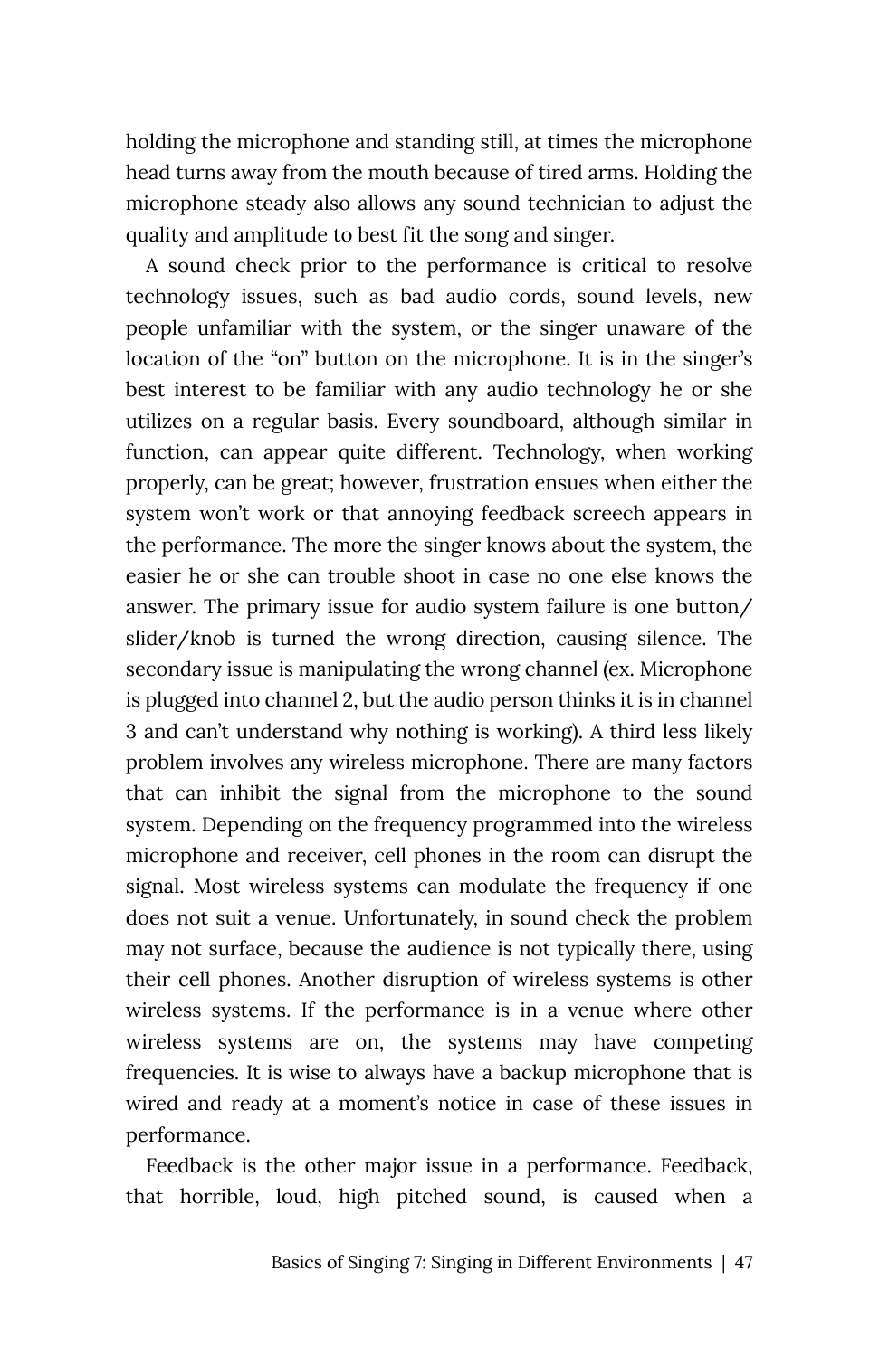holding the microphone and standing still, at times the microphone head turns away from the mouth because of tired arms. Holding the microphone steady also allows any sound technician to adjust the quality and amplitude to best fit the song and singer.

A sound check prior to the performance is critical to resolve technology issues, such as bad audio cords, sound levels, new people unfamiliar with the system, or the singer unaware of the location of the "on" button on the microphone. It is in the singer's best interest to be familiar with any audio technology he or she utilizes on a regular basis. Every soundboard, although similar in function, can appear quite different. Technology, when working properly, can be great; however, frustration ensues when either the system won't work or that annoying feedback screech appears in the performance. The more the singer knows about the system, the easier he or she can trouble shoot in case no one else knows the answer. The primary issue for audio system failure is one button/slider/knob is turned the wrong direction, causing silence. The secondary issue is manipulating the wrong channel (ex. Microphone is plugged into channel 2, but the audio person thinks it is in channel 3 and can't understand why nothing is working). A third less likely problem involves any wireless microphone. There are many factors that can inhibit the signal from the microphone to the sound system. Depending on the frequency programmed into the wireless microphone and receiver, cell phones in the room can disrupt the signal. Most wireless systems can modulate the frequency if one does not suit a venue. Unfortunately, in sound check the problem may not surface, because the audience is not typically there, using their cell phones. Another disruption of wireless systems is other wireless systems. If the performance is in a venue where other wireless systems are on, the systems may have competing frequencies. It is wise to always have a backup microphone that is wired and ready at a moment's notice in case of these issues in performance.

Feedback is the other major issue in a performance. Feedback, that horrible, loud, high pitched sound, is caused when a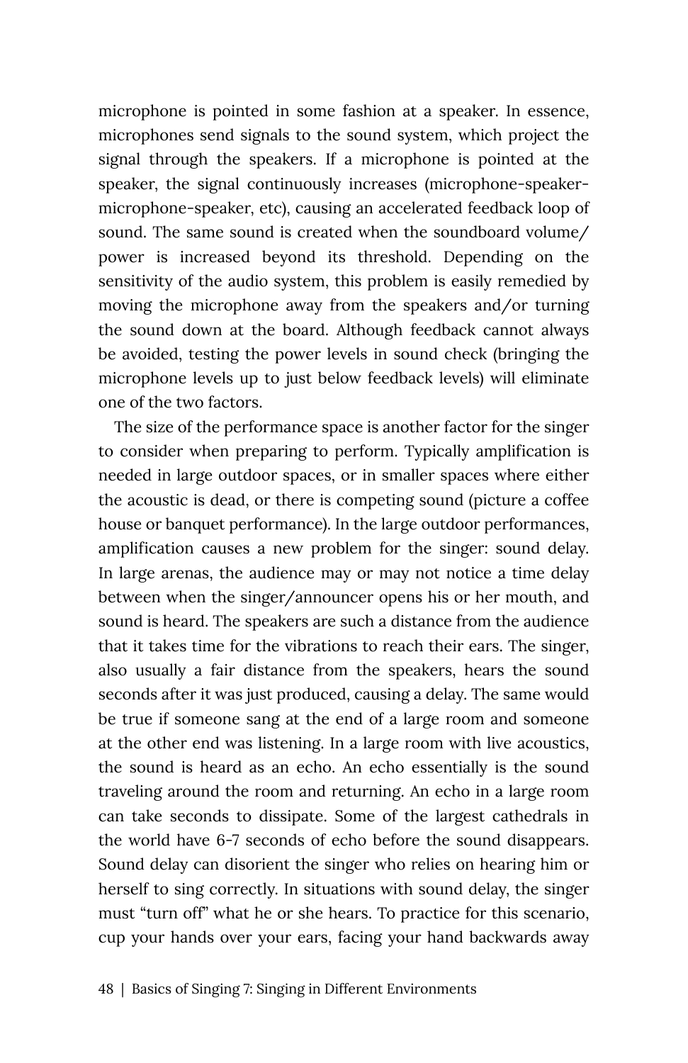microphone is pointed in some fashion at a speaker. In essence, microphones send signals to the sound system, which project the signal through the speakers. If a microphone is pointed at the speaker, the signal continuously increases (microphone-speaker-microphone-speaker, etc), causing an accelerated feedback loop of sound. The same sound is created when the soundboard volume/power is increased beyond its threshold. Depending on the sensitivity of the audio system, this problem is easily remedied by moving the microphone away from the speakers and/or turning the sound down at the board. Although feedback cannot always be avoided, testing the power levels in sound check (bringing the microphone levels up to just below feedback levels) will eliminate one of the two factors.

The size of the performance space is another factor for the singer to consider when preparing to perform. Typically amplification is needed in large outdoor spaces, or in smaller spaces where either the acoustic is dead, or there is competing sound (picture a coffee house or banquet performance). In the large outdoor performances, amplification causes a new problem for the singer: sound delay. In large arenas, the audience may or may not notice a time delay between when the singer/announcer opens his or her mouth, and sound is heard. The speakers are such a distance from the audience that it takes time for the vibrations to reach their ears. The singer, also usually a fair distance from the speakers, hears the sound seconds after it was just produced, causing a delay. The same would be true if someone sang at the end of a large room and someone at the other end was listening. In a large room with live acoustics, the sound is heard as an echo. An echo essentially is the sound traveling around the room and returning. An echo in a large room can take seconds to dissipate. Some of the largest cathedrals in the world have 6-7 seconds of echo before the sound disappears. Sound delay can disorient the singer who relies on hearing him or herself to sing correctly. In situations with sound delay, the singer must "turn off" what he or she hears. To practice for this scenario, cup your hands over your ears, facing your hand backwards away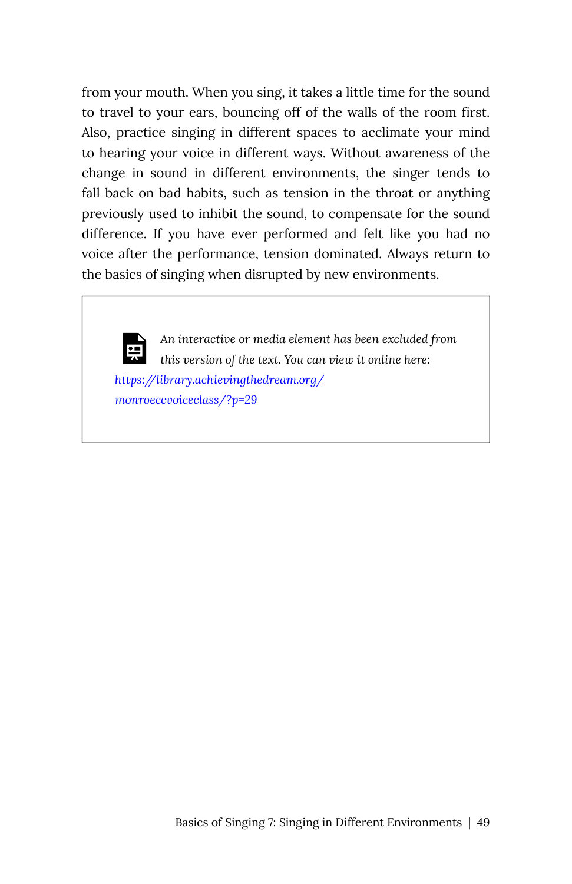from your mouth. When you sing, it takes a little time for the sound to travel to your ears, bouncing off of the walls of the room first. Also, practice singing in different spaces to acclimate your mind to hearing your voice in different ways. Without awareness of the change in sound in different environments, the singer tends to fall back on bad habits, such as tension in the throat or anything previously used to inhibit the sound, to compensate for the sound difference. If you have ever performed and felt like you had no voice after the performance, tension dominated. Always return to the basics of singing when disrupted by new environments.

> *An interactive or media element has been excluded from this version of the text. You can view it online here:* [https://library.achievingthedream.org/monroeccvoiceclass/?p=29](https://library.achievingthedream.org/monroeccvoiceclass/?p=29)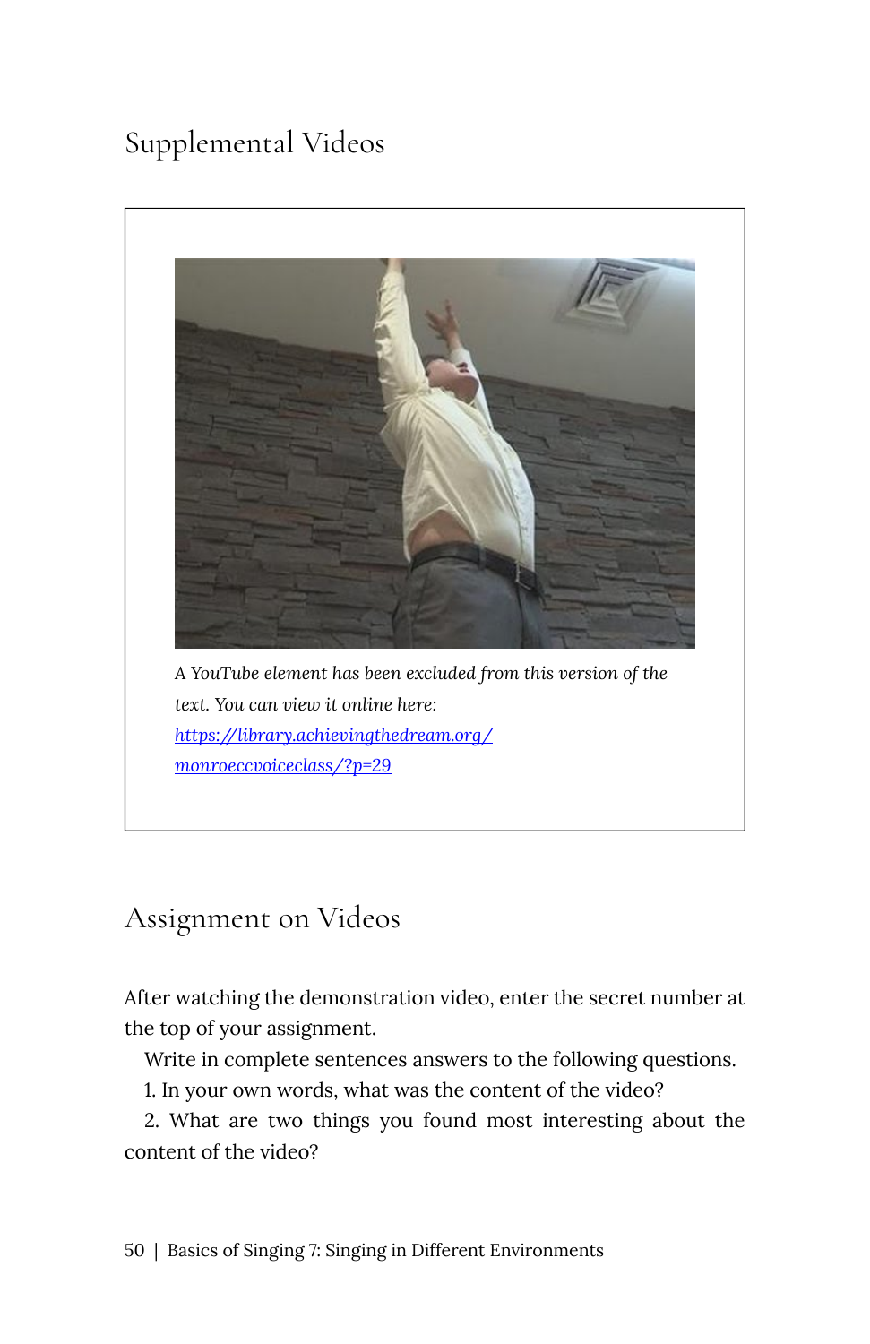## Supplemental Videos

*A YouTube element has been excluded from this version of the text. You can view it online here: [https://library.achievingthedream.org/monroeccvoiceclass/?p=29](https://library.achievingthedream.org/monroeccvoiceclass/?p=29)*

## Assignment on Videos

After watching the demonstration video, enter the secret number at the top of your assignment.

Write in complete sentences answers to the following questions.

1. In your own words, what was the content of the video?
2. What are two things you found most interesting about the content of the video?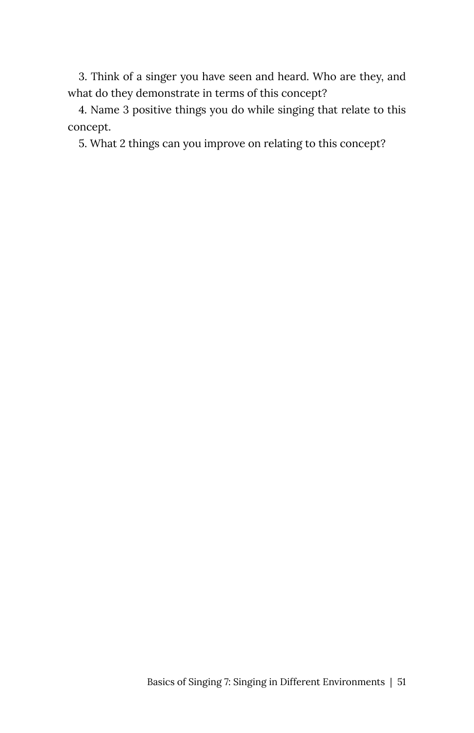3. Think of a singer you have seen and heard. Who are they, and what do they demonstrate in terms of this concept?

4. Name 3 positive things you do while singing that relate to this concept.

5. What 2 things can you improve on relating to this concept?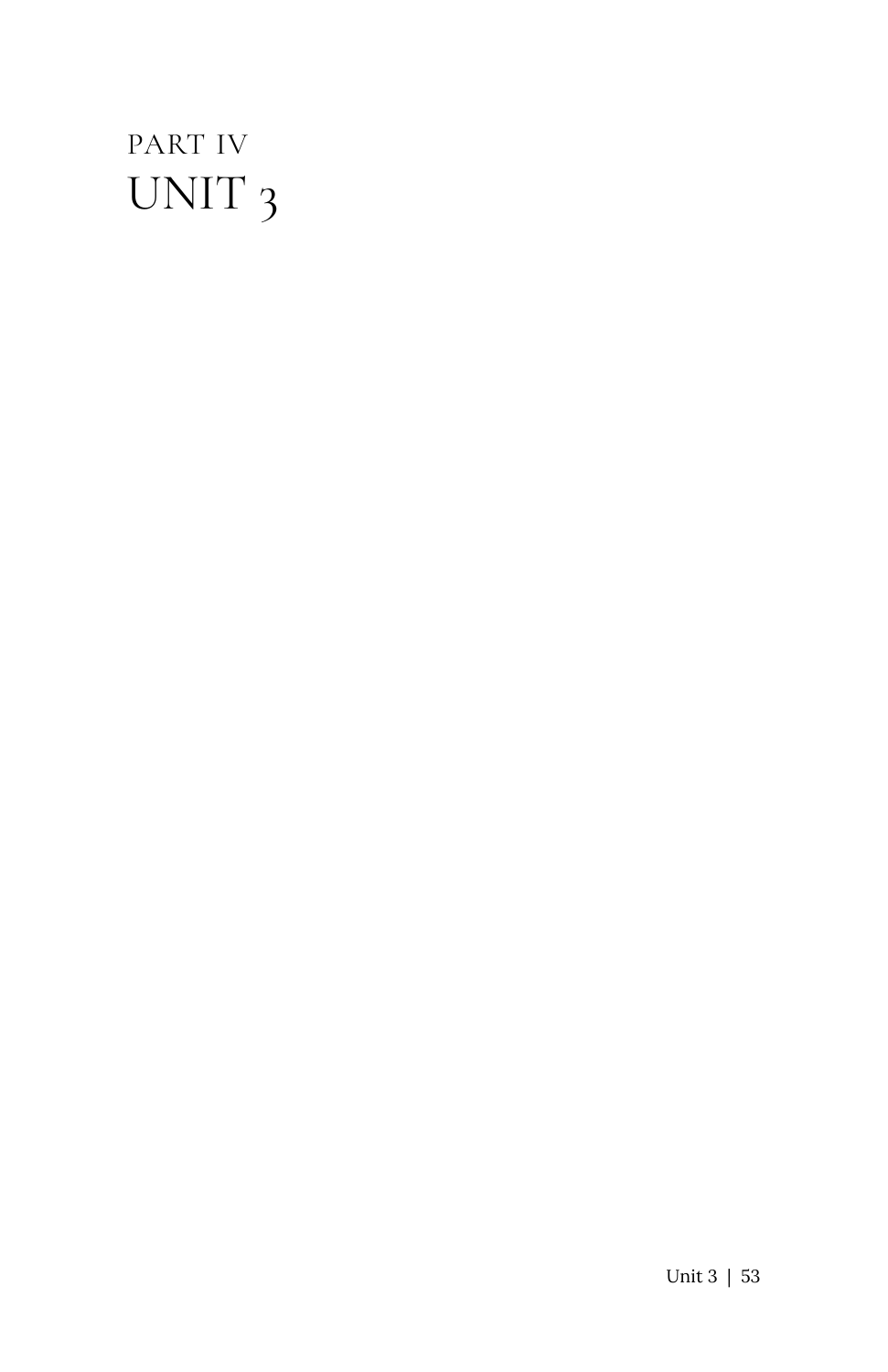PART IV

# UNIT 3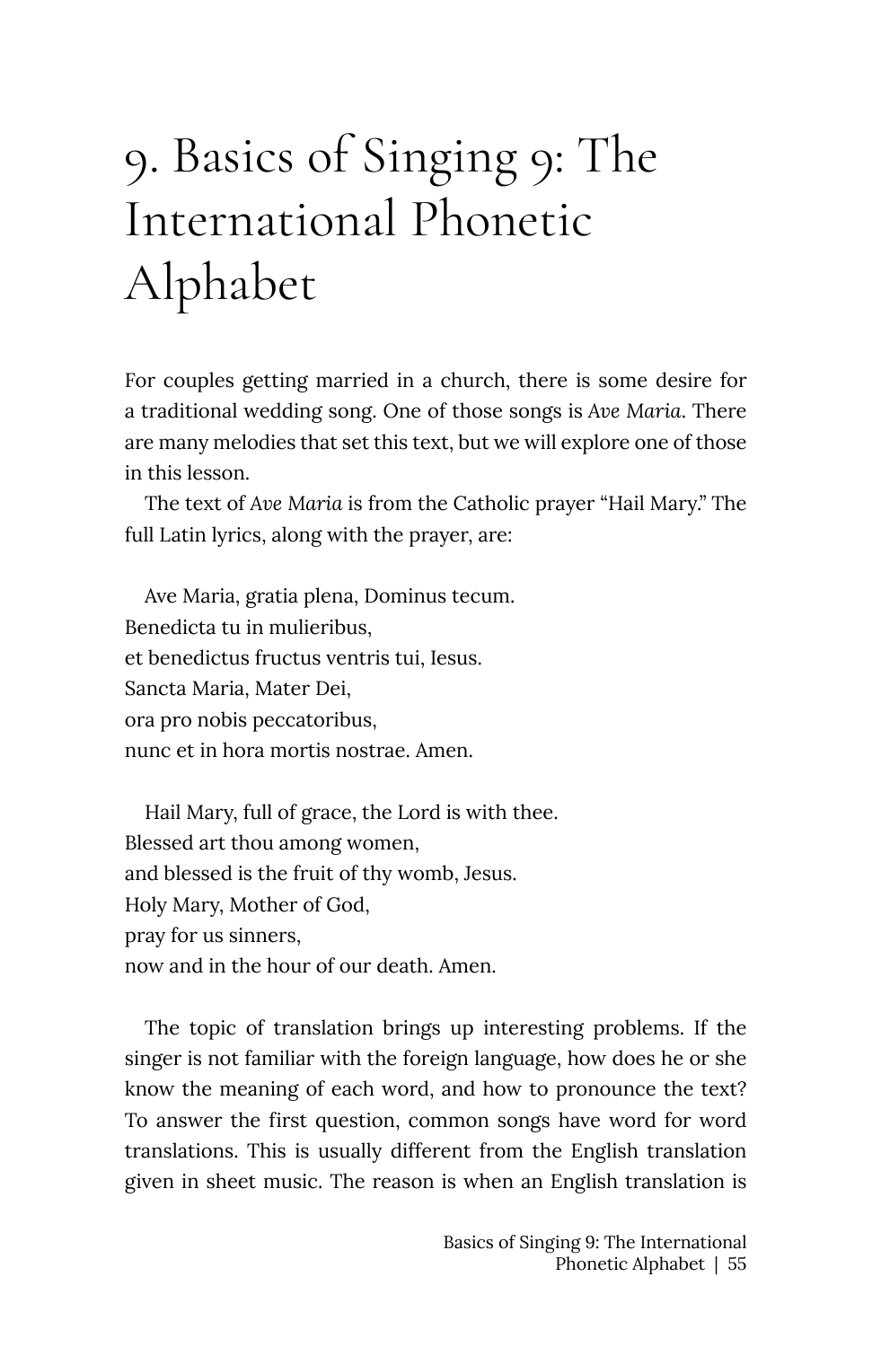# 9. Basics of Singing 9: The International Phonetic Alphabet

For couples getting married in a church, there is some desire for a traditional wedding song. One of those songs is *Ave Maria*. There are many melodies that set this text, but we will explore one of those in this lesson.

The text of *Ave Maria* is from the Catholic prayer "Hail Mary." The full Latin lyrics, along with the prayer, are:

Ave Maria, gratia plena, Dominus tecum.
Benedicta tu in mulieribus,
et benedictus fructus ventris tui, Iesus.
Sancta Maria, Mater Dei,
ora pro nobis peccatoribus,
nunc et in hora mortis nostrae. Amen.

Hail Mary, full of grace, the Lord is with thee.
Blessed art thou among women,
and blessed is the fruit of thy womb, Jesus.
Holy Mary, Mother of God,
pray for us sinners,
now and in the hour of our death. Amen.

The topic of translation brings up interesting problems. If the singer is not familiar with the foreign language, how does he or she know the meaning of each word, and how to pronounce the text? To answer the first question, common songs have word for word translations. This is usually different from the English translation given in sheet music. The reason is when an English translation is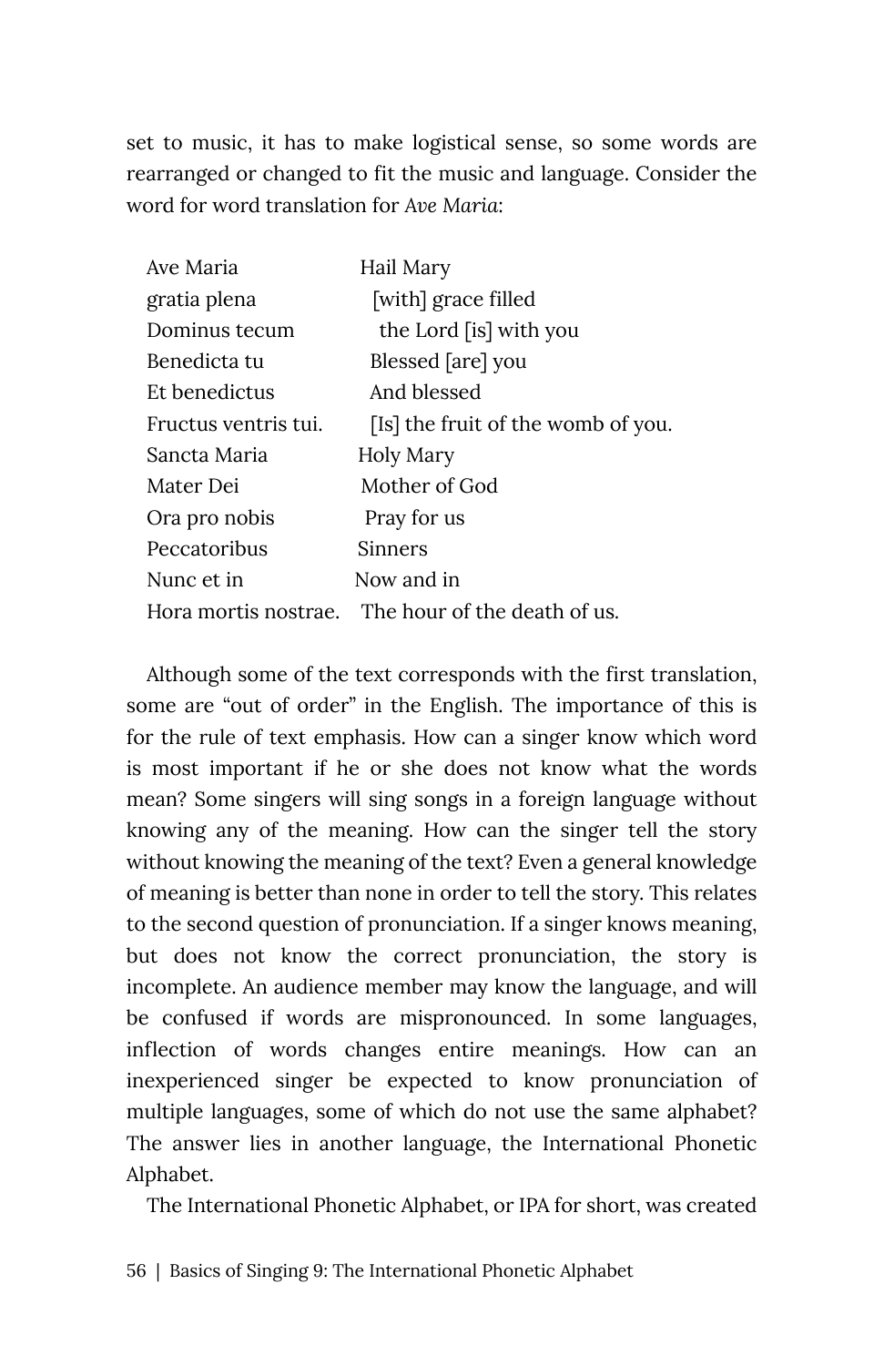set to music, it has to make logistical sense, so some words are rearranged or changed to fit the music and language. Consider the word for word translation for *Ave Maria*:

| | |
|---|---|
| Ave Maria | Hail Mary |
| gratia plena | [with] grace filled |
| Dominus tecum | the Lord [is] with you |
| Benedicta tu | Blessed [are] you |
| Et benedictus | And blessed |
| Fructus ventris tui. | [Is] the fruit of the womb of you. |
| Sancta Maria | Holy Mary |
| Mater Dei | Mother of God |
| Ora pro nobis | Pray for us |
| Peccatoribus | Sinners |
| Nunc et in | Now and in |
| Hora mortis nostrae. | The hour of the death of us. |

Although some of the text corresponds with the first translation, some are "out of order" in the English. The importance of this is for the rule of text emphasis. How can a singer know which word is most important if he or she does not know what the words mean? Some singers will sing songs in a foreign language without knowing any of the meaning. How can the singer tell the story without knowing the meaning of the text? Even a general knowledge of meaning is better than none in order to tell the story. This relates to the second question of pronunciation. If a singer knows meaning, but does not know the correct pronunciation, the story is incomplete. An audience member may know the language, and will be confused if words are mispronounced. In some languages, inflection of words changes entire meanings. How can an inexperienced singer be expected to know pronunciation of multiple languages, some of which do not use the same alphabet? The answer lies in another language, the International Phonetic Alphabet.

The International Phonetic Alphabet, or IPA for short, was created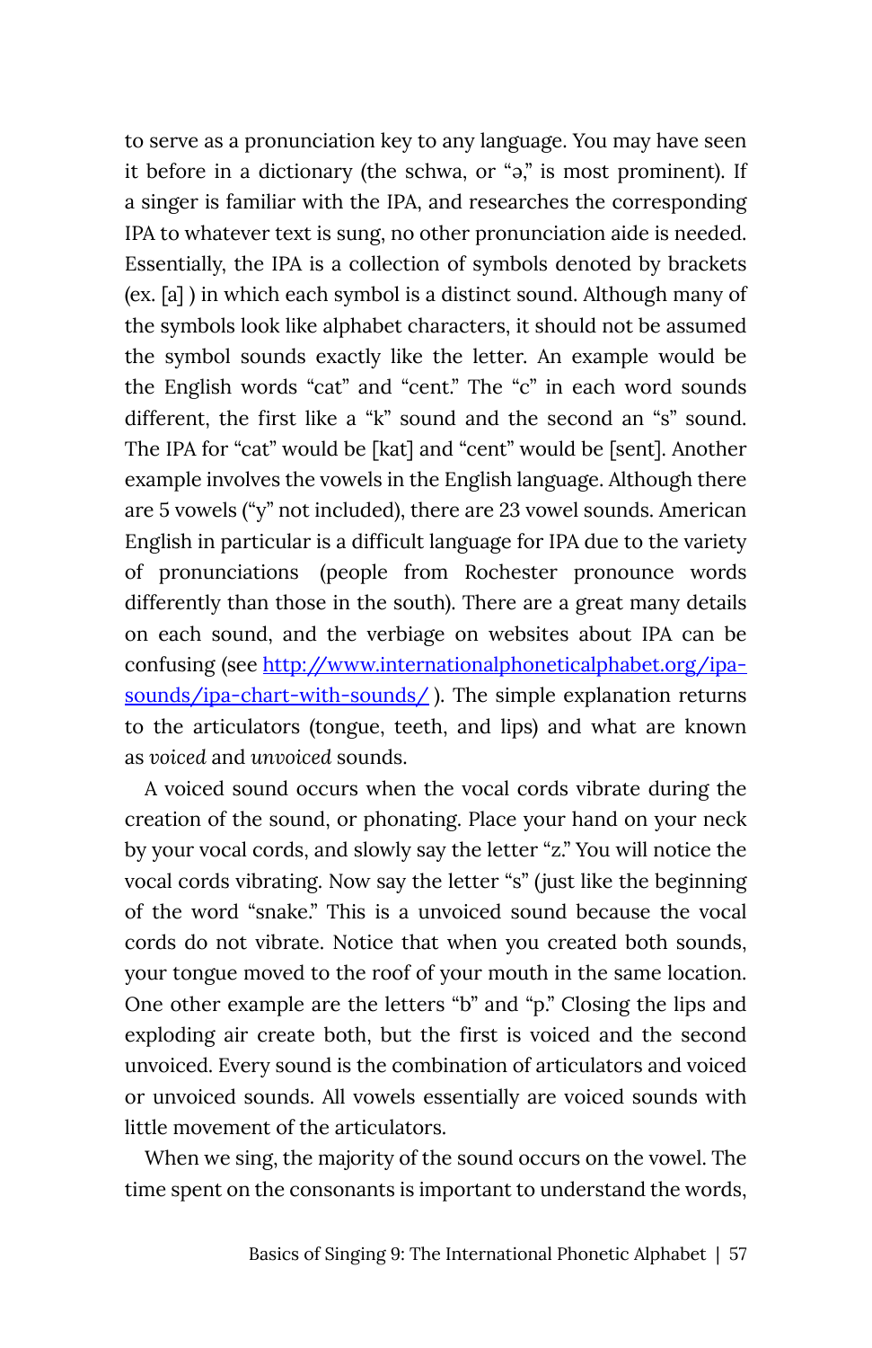to serve as a pronunciation key to any language. You may have seen it before in a dictionary (the schwa, or "ə," is most prominent). If a singer is familiar with the IPA, and researches the corresponding IPA to whatever text is sung, no other pronunciation aide is needed. Essentially, the IPA is a collection of symbols denoted by brackets (ex. [a] ) in which each symbol is a distinct sound. Although many of the symbols look like alphabet characters, it should not be assumed the symbol sounds exactly like the letter. An example would be the English words "cat" and "cent." The "c" in each word sounds different, the first like a "k" sound and the second an "s" sound. The IPA for "cat" would be [kat] and "cent" would be [sent]. Another example involves the vowels in the English language. Although there are 5 vowels ("y" not included), there are 23 vowel sounds. American English in particular is a difficult language for IPA due to the variety of pronunciations (people from Rochester pronounce words differently than those in the south). There are a great many details on each sound, and the verbiage on websites about IPA can be confusing (see [http://www.internationalphoneticalphabet.org/ipa-sounds/ipa-chart-with-sounds/](http://www.internationalphoneticalphabet.org/ipa-sounds/ipa-chart-with-sounds/) ). The simple explanation returns to the articulators (tongue, teeth, and lips) and what are known as *voiced* and *unvoiced* sounds.

A voiced sound occurs when the vocal cords vibrate during the creation of the sound, or phonating. Place your hand on your neck by your vocal cords, and slowly say the letter "z." You will notice the vocal cords vibrating. Now say the letter "s" (just like the beginning of the word "snake." This is a unvoiced sound because the vocal cords do not vibrate. Notice that when you created both sounds, your tongue moved to the roof of your mouth in the same location. One other example are the letters "b" and "p." Closing the lips and exploding air create both, but the first is voiced and the second unvoiced. Every sound is the combination of articulators and voiced or unvoiced sounds. All vowels essentially are voiced sounds with little movement of the articulators.

When we sing, the majority of the sound occurs on the vowel. The time spent on the consonants is important to understand the words,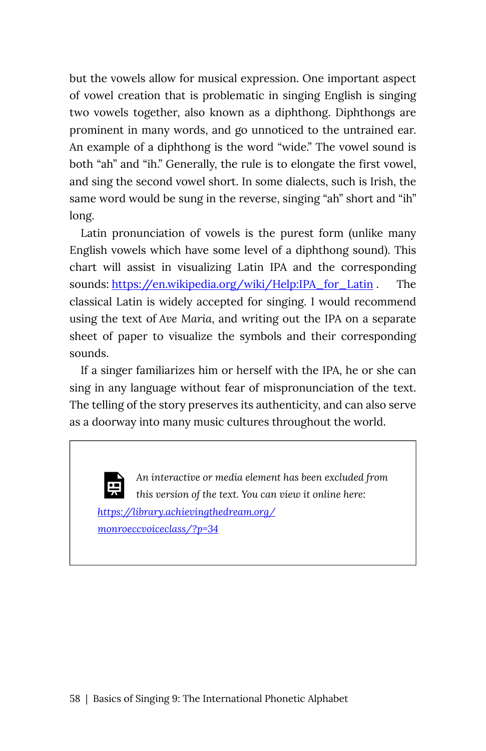but the vowels allow for musical expression. One important aspect of vowel creation that is problematic in singing English is singing two vowels together, also known as a diphthong. Diphthongs are prominent in many words, and go unnoticed to the untrained ear. An example of a diphthong is the word "wide." The vowel sound is both "ah" and "ih." Generally, the rule is to elongate the first vowel, and sing the second vowel short. In some dialects, such is Irish, the same word would be sung in the reverse, singing "ah" short and "ih" long.

Latin pronunciation of vowels is the purest form (unlike many English vowels which have some level of a diphthong sound). This chart will assist in visualizing Latin IPA and the corresponding sounds: [https://en.wikipedia.org/wiki/Help:IPA_for_Latin](https://en.wikipedia.org/wiki/Help:IPA_for_Latin) . The classical Latin is widely accepted for singing. I would recommend using the text of *Ave Maria*, and writing out the IPA on a separate sheet of paper to visualize the symbols and their corresponding sounds.

If a singer familiarizes him or herself with the IPA, he or she can sing in any language without fear of mispronunciation of the text. The telling of the story preserves its authenticity, and can also serve as a doorway into many music cultures throughout the world.

> *An interactive or media element has been excluded from this version of the text. You can view it online here:* [https://library.achievingthedream.org/monroeccvoiceclass/?p=34](https://library.achievingthedream.org/monroeccvoiceclass/?p=34)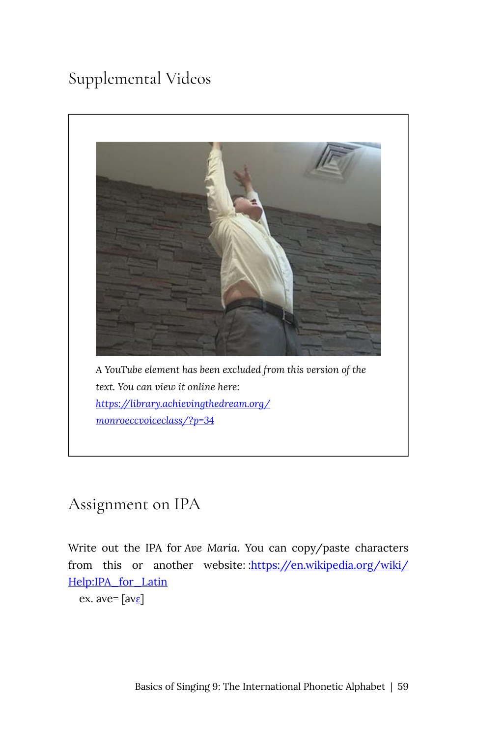## Supplemental Videos

*A YouTube element has been excluded from this version of the text. You can view it online here: https://library.achievingthedream.org/monroeccvoiceclass/?p=34*

## Assignment on IPA

Write out the IPA for *Ave Maria*. You can copy/paste characters from this or another website: :https://en.wikipedia.org/wiki/Help:IPA_for_Latin

ex. ave= [avɛ]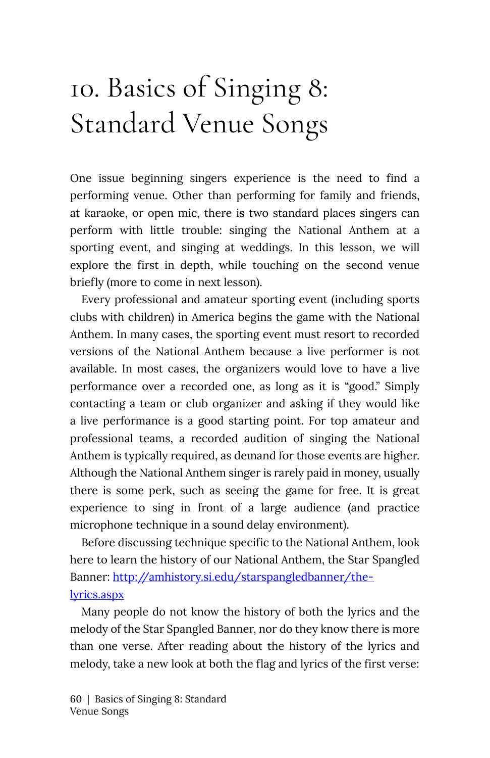# 10. Basics of Singing 8: Standard Venue Songs

One issue beginning singers experience is the need to find a performing venue. Other than performing for family and friends, at karaoke, or open mic, there is two standard places singers can perform with little trouble: singing the National Anthem at a sporting event, and singing at weddings. In this lesson, we will explore the first in depth, while touching on the second venue briefly (more to come in next lesson).

Every professional and amateur sporting event (including sports clubs with children) in America begins the game with the National Anthem. In many cases, the sporting event must resort to recorded versions of the National Anthem because a live performer is not available. In most cases, the organizers would love to have a live performance over a recorded one, as long as it is "good." Simply contacting a team or club organizer and asking if they would like a live performance is a good starting point. For top amateur and professional teams, a recorded audition of singing the National Anthem is typically required, as demand for those events are higher. Although the National Anthem singer is rarely paid in money, usually there is some perk, such as seeing the game for free. It is great experience to sing in front of a large audience (and practice microphone technique in a sound delay environment).

Before discussing technique specific to the National Anthem, look here to learn the history of our National Anthem, the Star Spangled Banner: [http://amhistory.si.edu/starspangledbanner/the-lyrics.aspx](http://amhistory.si.edu/starspangledbanner/the-lyrics.aspx)

Many people do not know the history of both the lyrics and the melody of the Star Spangled Banner, nor do they know there is more than one verse. After reading about the history of the lyrics and melody, take a new look at both the flag and lyrics of the first verse: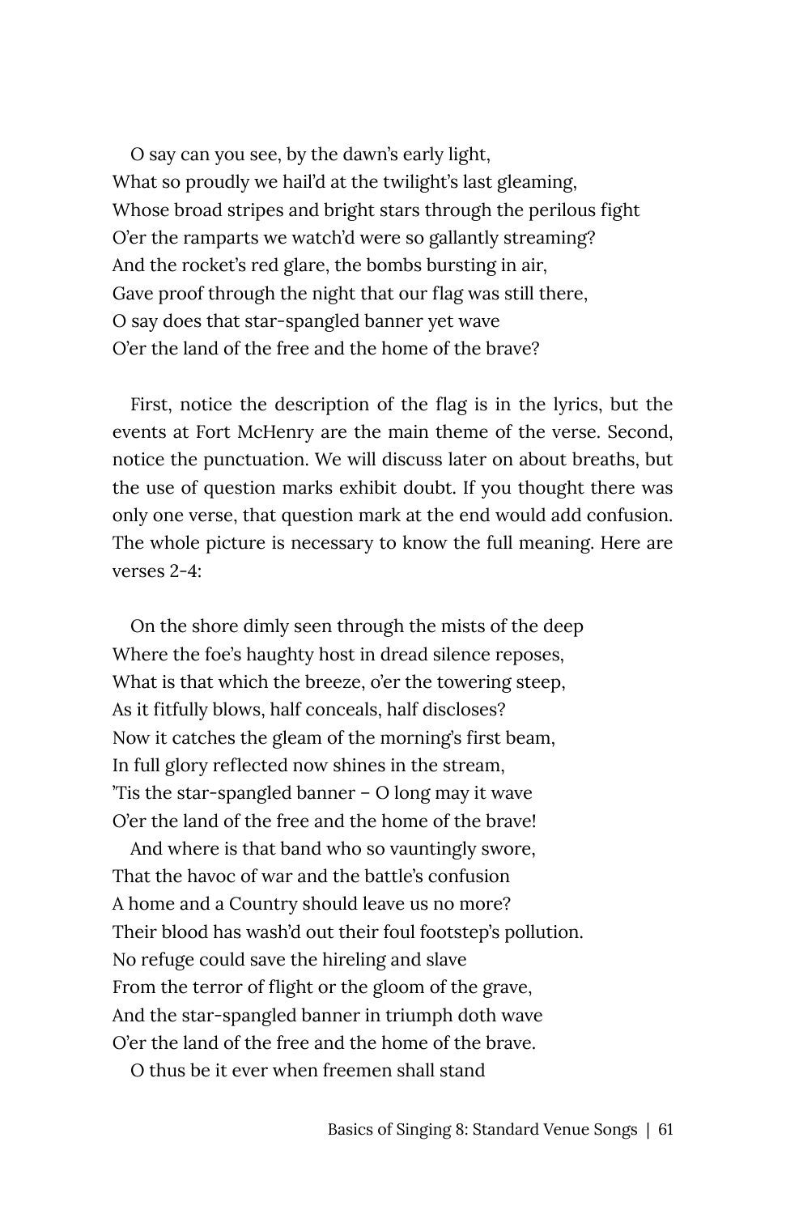O say can you see, by the dawn's early light,  
What so proudly we hail'd at the twilight's last gleaming,  
Whose broad stripes and bright stars through the perilous fight  
O'er the ramparts we watch'd were so gallantly streaming?  
And the rocket's red glare, the bombs bursting in air,  
Gave proof through the night that our flag was still there,  
O say does that star-spangled banner yet wave  
O'er the land of the free and the home of the brave?

First, notice the description of the flag is in the lyrics, but the events at Fort McHenry are the main theme of the verse. Second, notice the punctuation. We will discuss later on about breaths, but the use of question marks exhibit doubt. If you thought there was only one verse, that question mark at the end would add confusion. The whole picture is necessary to know the full meaning. Here are verses 2-4:

On the shore dimly seen through the mists of the deep  
Where the foe's haughty host in dread silence reposes,  
What is that which the breeze, o'er the towering steep,  
As it fitfully blows, half conceals, half discloses?  
Now it catches the gleam of the morning's first beam,  
In full glory reflected now shines in the stream,  
'Tis the star-spangled banner – O long may it wave  
O'er the land of the free and the home of the brave!

And where is that band who so vauntingly swore,  
That the havoc of war and the battle's confusion  
A home and a Country should leave us no more?  
Their blood has wash'd out their foul footstep's pollution.  
No refuge could save the hireling and slave  
From the terror of flight or the gloom of the grave,  
And the star-spangled banner in triumph doth wave  
O'er the land of the free and the home of the brave.

O thus be it ever when freemen shall stand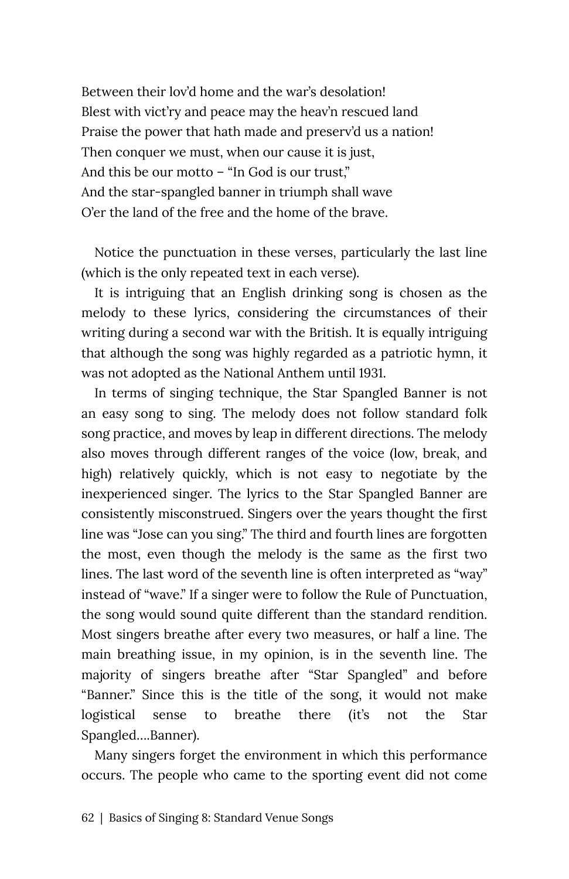Between their lov'd home and the war's desolation!
Blest with vict'ry and peace may the heav'n rescued land
Praise the power that hath made and preserv'd us a nation!
Then conquer we must, when our cause it is just,
And this be our motto – "In God is our trust,"
And the star-spangled banner in triumph shall wave
O'er the land of the free and the home of the brave.

Notice the punctuation in these verses, particularly the last line (which is the only repeated text in each verse).

It is intriguing that an English drinking song is chosen as the melody to these lyrics, considering the circumstances of their writing during a second war with the British. It is equally intriguing that although the song was highly regarded as a patriotic hymn, it was not adopted as the National Anthem until 1931.

In terms of singing technique, the Star Spangled Banner is not an easy song to sing. The melody does not follow standard folk song practice, and moves by leap in different directions. The melody also moves through different ranges of the voice (low, break, and high) relatively quickly, which is not easy to negotiate by the inexperienced singer. The lyrics to the Star Spangled Banner are consistently misconstrued. Singers over the years thought the first line was "Jose can you sing." The third and fourth lines are forgotten the most, even though the melody is the same as the first two lines. The last word of the seventh line is often interpreted as "way" instead of "wave." If a singer were to follow the Rule of Punctuation, the song would sound quite different than the standard rendition. Most singers breathe after every two measures, or half a line. The main breathing issue, in my opinion, is in the seventh line. The majority of singers breathe after "Star Spangled" and before "Banner." Since this is the title of the song, it would not make logistical sense to breathe there (it's not the Star Spangled….Banner).

Many singers forget the environment in which this performance occurs. The people who came to the sporting event did not come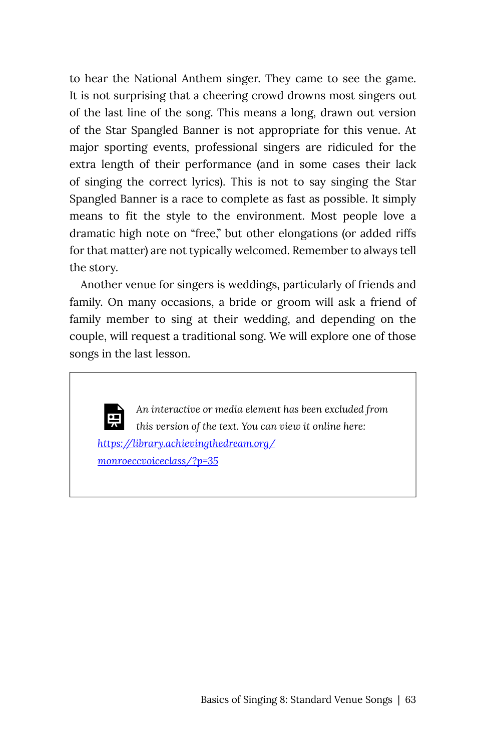to hear the National Anthem singer. They came to see the game. It is not surprising that a cheering crowd drowns most singers out of the last line of the song. This means a long, drawn out version of the Star Spangled Banner is not appropriate for this venue. At major sporting events, professional singers are ridiculed for the extra length of their performance (and in some cases their lack of singing the correct lyrics). This is not to say singing the Star Spangled Banner is a race to complete as fast as possible. It simply means to fit the style to the environment. Most people love a dramatic high note on "free," but other elongations (or added riffs for that matter) are not typically welcomed. Remember to always tell the story.

Another venue for singers is weddings, particularly of friends and family. On many occasions, a bride or groom will ask a friend of family member to sing at their wedding, and depending on the couple, will request a traditional song. We will explore one of those songs in the last lesson.

> *An interactive or media element has been excluded from this version of the text. You can view it online here:* [https://library.achievingthedream.org/monroeccvoiceclass/?p=35](https://library.achievingthedream.org/monroeccvoiceclass/?p=35)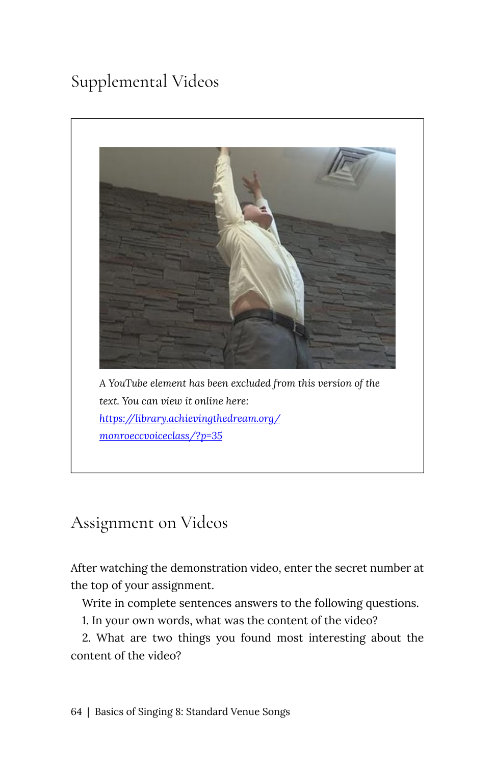## Supplemental Videos

*A YouTube element has been excluded from this version of the text. You can view it online here: [https://library.achievingthedream.org/monroeccvoiceclass/?p=35](https://library.achievingthedream.org/monroeccvoiceclass/?p=35)*

## Assignment on Videos

After watching the demonstration video, enter the secret number at the top of your assignment.

Write in complete sentences answers to the following questions.

1. In your own words, what was the content of the video?
2. What are two things you found most interesting about the content of the video?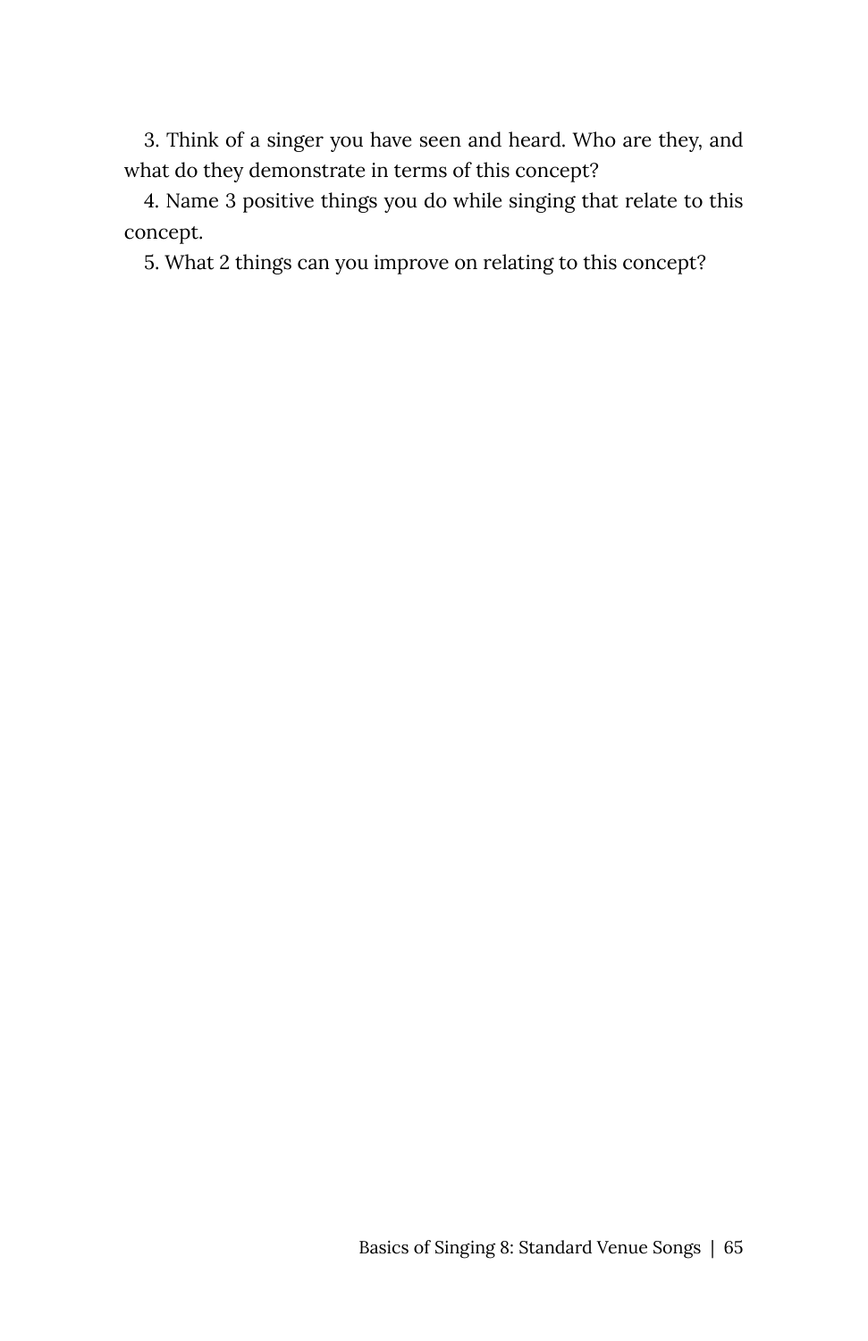3. Think of a singer you have seen and heard. Who are they, and what do they demonstrate in terms of this concept?

4. Name 3 positive things you do while singing that relate to this concept.

5. What 2 things can you improve on relating to this concept?